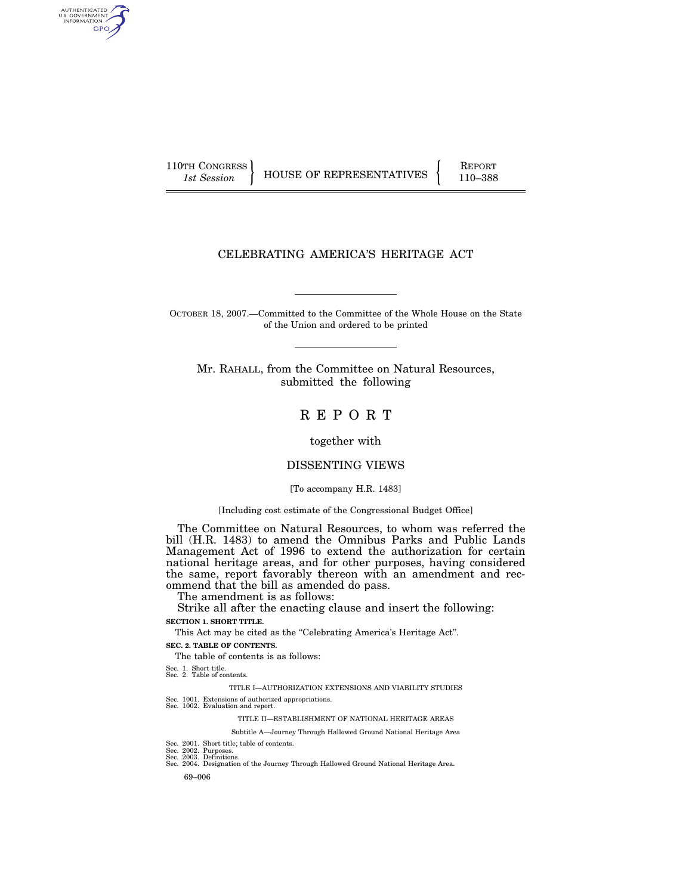110TH CONGRESS
*1st Session*

HOUSE OF REPRESENTATIVES

REPORT
110–388

# CELEBRATING AMERICA'S HERITAGE ACT

OCTOBER 18, 2007.—Committed to the Committee of the Whole House on the State of the Union and ordered to be printed

Mr. RAHALL, from the Committee on Natural Resources, submitted the following

# R E P O R T

together with

## DISSENTING VIEWS

[To accompany H.R. 1483]

[Including cost estimate of the Congressional Budget Office]

The Committee on Natural Resources, to whom was referred the bill (H.R. 1483) to amend the Omnibus Parks and Public Lands Management Act of 1996 to extend the authorization for certain national heritage areas, and for other purposes, having considered the same, report favorably thereon with an amendment and recommend that the bill as amended do pass.

The amendment is as follows:

Strike all after the enacting clause and insert the following:

**SECTION 1. SHORT TITLE.**

This Act may be cited as the "Celebrating America's Heritage Act".

**SEC. 2. TABLE OF CONTENTS.**

The table of contents is as follows:

Sec. 1. Short title.
Sec. 2. Table of contents.

TITLE I—AUTHORIZATION EXTENSIONS AND VIABILITY STUDIES

Sec. 1001. Extensions of authorized appropriations.
Sec. 1002. Evaluation and report.

TITLE II—ESTABLISHMENT OF NATIONAL HERITAGE AREAS

Subtitle A—Journey Through Hallowed Ground National Heritage Area

Sec. 2001. Short title; table of contents.
Sec. 2002. Purposes.
Sec. 2003. Definitions.
Sec. 2004. Designation of the Journey Through Hallowed Ground National Heritage Area.

69–006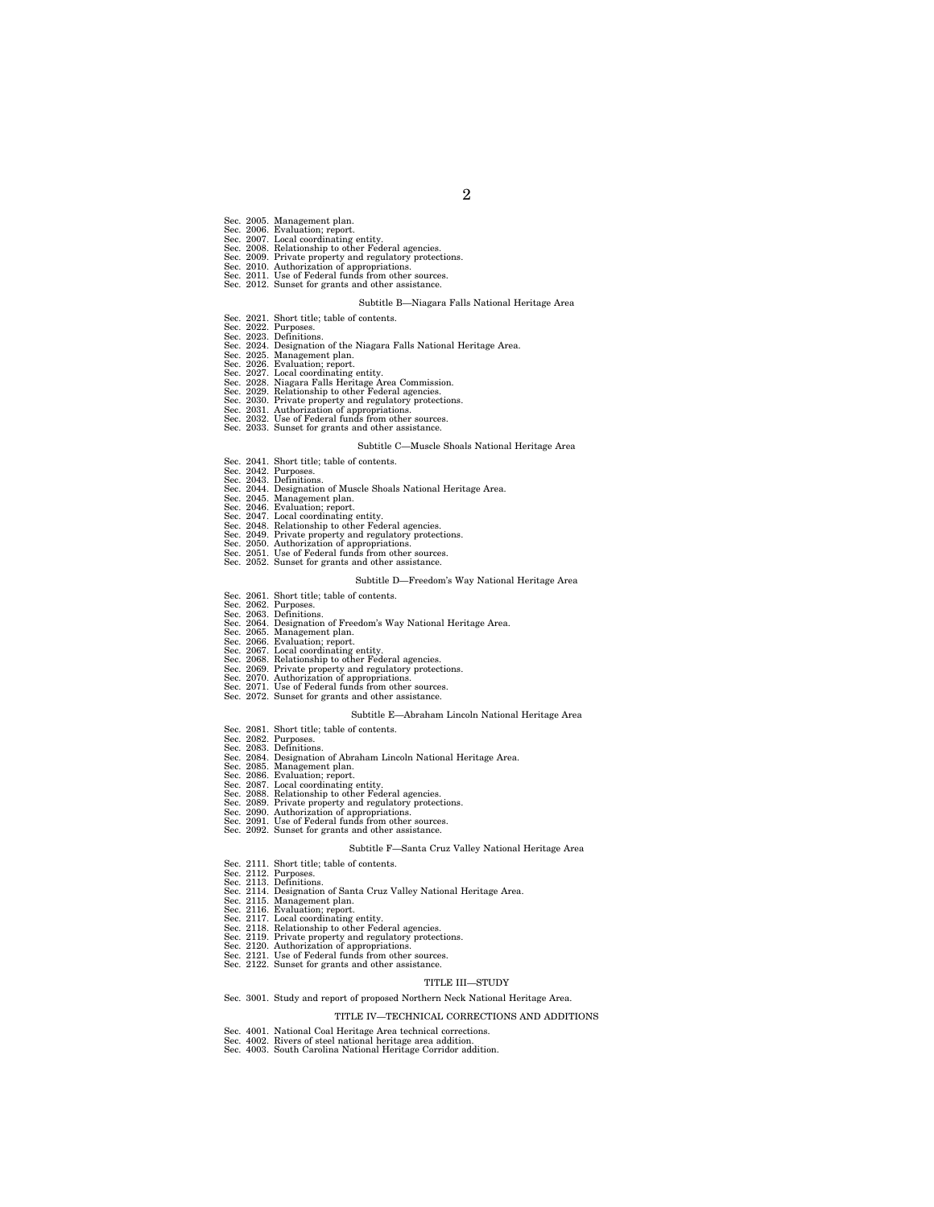Sec. 2005. Management plan.
Sec. 2006. Evaluation; report.
Sec. 2007. Local coordinating entity.
Sec. 2008. Relationship to other Federal agencies.
Sec. 2009. Private property and regulatory protections.
Sec. 2010. Authorization of appropriations.
Sec. 2011. Use of Federal funds from other sources.
Sec. 2012. Sunset for grants and other assistance.

Subtitle B—Niagara Falls National Heritage Area

Sec. 2021. Short title; table of contents.
Sec. 2022. Purposes.
Sec. 2023. Definitions.
Sec. 2024. Designation of the Niagara Falls National Heritage Area.
Sec. 2025. Management plan.
Sec. 2026. Evaluation; report.
Sec. 2027. Local coordinating entity.
Sec. 2028. Niagara Falls Heritage Area Commission.
Sec. 2029. Relationship to other Federal agencies.
Sec. 2030. Private property and regulatory protections.
Sec. 2031. Authorization of appropriations.
Sec. 2032. Use of Federal funds from other sources.
Sec. 2033. Sunset for grants and other assistance.

Subtitle C—Muscle Shoals National Heritage Area

Sec. 2041. Short title; table of contents.
Sec. 2042. Purposes.
Sec. 2043. Definitions.
Sec. 2044. Designation of Muscle Shoals National Heritage Area.
Sec. 2045. Management plan.
Sec. 2046. Evaluation; report.
Sec. 2047. Local coordinating entity.
Sec. 2048. Relationship to other Federal agencies.
Sec. 2049. Private property and regulatory protections.
Sec. 2050. Authorization of appropriations.
Sec. 2051. Use of Federal funds from other sources.
Sec. 2052. Sunset for grants and other assistance.

Subtitle D—Freedom's Way National Heritage Area

Sec. 2061. Short title; table of contents.
Sec. 2062. Purposes.
Sec. 2063. Definitions.
Sec. 2064. Designation of Freedom's Way National Heritage Area.
Sec. 2065. Management plan.
Sec. 2066. Evaluation; report.
Sec. 2067. Local coordinating entity.
Sec. 2068. Relationship to other Federal agencies.
Sec. 2069. Private property and regulatory protections.
Sec. 2070. Authorization of appropriations.
Sec. 2071. Use of Federal funds from other sources.
Sec. 2072. Sunset for grants and other assistance.

Subtitle E—Abraham Lincoln National Heritage Area

Sec. 2081. Short title; table of contents.
Sec. 2082. Purposes.
Sec. 2083. Definitions.
Sec. 2084. Designation of Abraham Lincoln National Heritage Area.
Sec. 2085. Management plan.
Sec. 2086. Evaluation; report.
Sec. 2087. Local coordinating entity.
Sec. 2088. Relationship to other Federal agencies.
Sec. 2089. Private property and regulatory protections.
Sec. 2090. Authorization of appropriations.
Sec. 2091. Use of Federal funds from other sources.
Sec. 2092. Sunset for grants and other assistance.

Subtitle F—Santa Cruz Valley National Heritage Area

Sec. 2111. Short title; table of contents.
Sec. 2112. Purposes.
Sec. 2113. Definitions.
Sec. 2114. Designation of Santa Cruz Valley National Heritage Area.
Sec. 2115. Management plan.
Sec. 2116. Evaluation; report.
Sec. 2117. Local coordinating entity.
Sec. 2118. Relationship to other Federal agencies.
Sec. 2119. Private property and regulatory protections.
Sec. 2120. Authorization of appropriations.
Sec. 2121. Use of Federal funds from other sources.
Sec. 2122. Sunset for grants and other assistance.

TITLE III—STUDY

Sec. 3001. Study and report of proposed Northern Neck National Heritage Area.

TITLE IV—TECHNICAL CORRECTIONS AND ADDITIONS

Sec. 4001. National Coal Heritage Area technical corrections.
Sec. 4002. Rivers of steel national heritage area addition.
Sec. 4003. South Carolina National Heritage Corridor addition.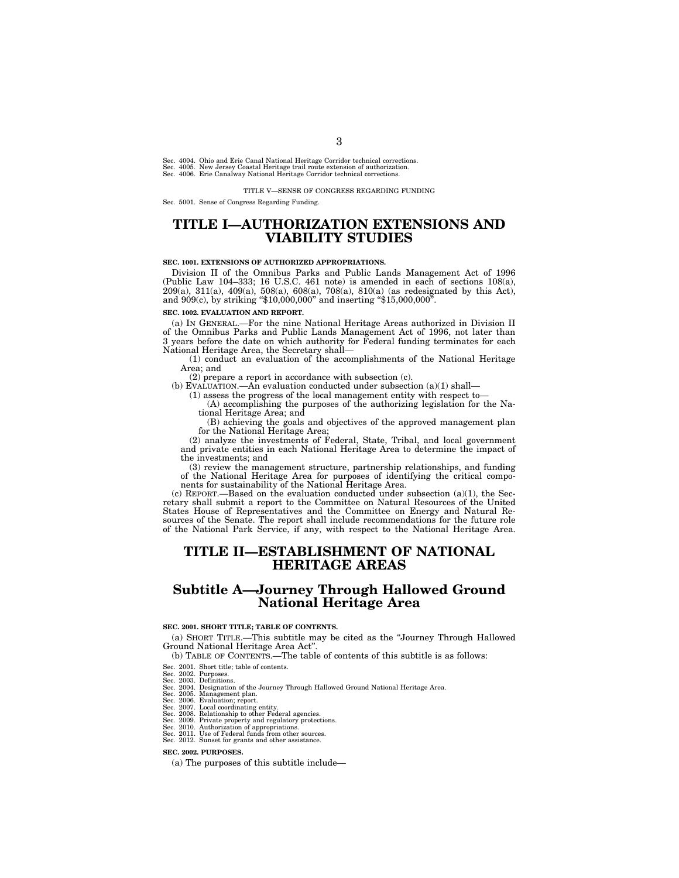Sec. 4004. Ohio and Erie Canal National Heritage Corridor technical corrections.
Sec. 4005. New Jersey Coastal Heritage trail route extension of authorization.
Sec. 4006. Erie Canalway National Heritage Corridor technical corrections.

TITLE V—SENSE OF CONGRESS REGARDING FUNDING

Sec. 5001. Sense of Congress Regarding Funding.

# TITLE I—AUTHORIZATION EXTENSIONS AND VIABILITY STUDIES

**SEC. 1001. EXTENSIONS OF AUTHORIZED APPROPRIATIONS.**

Division II of the Omnibus Parks and Public Lands Management Act of 1996 (Public Law 104–333; 16 U.S.C. 461 note) is amended in each of sections 108(a), 209(a), 311(a), 409(a), 508(a), 608(a), 708(a), 810(a) (as redesignated by this Act), and 909(c), by striking "$10,000,000" and inserting "$15,000,000".

**SEC. 1002. EVALUATION AND REPORT.**

(a) IN GENERAL.—For the nine National Heritage Areas authorized in Division II of the Omnibus Parks and Public Lands Management Act of 1996, not later than 3 years before the date on which authority for Federal funding terminates for each National Heritage Area, the Secretary shall—

(1) conduct an evaluation of the accomplishments of the National Heritage Area; and

(2) prepare a report in accordance with subsection (c).

(b) EVALUATION.—An evaluation conducted under subsection (a)(1) shall—

(1) assess the progress of the local management entity with respect to—

(A) accomplishing the purposes of the authorizing legislation for the National Heritage Area; and

(B) achieving the goals and objectives of the approved management plan for the National Heritage Area;

(2) analyze the investments of Federal, State, Tribal, and local government and private entities in each National Heritage Area to determine the impact of the investments; and

(3) review the management structure, partnership relationships, and funding of the National Heritage Area for purposes of identifying the critical components for sustainability of the National Heritage Area.

(c) REPORT.—Based on the evaluation conducted under subsection (a)(1), the Secretary shall submit a report to the Committee on Natural Resources of the United States House of Representatives and the Committee on Energy and Natural Resources of the Senate. The report shall include recommendations for the future role of the National Park Service, if any, with respect to the National Heritage Area.

# TITLE II—ESTABLISHMENT OF NATIONAL HERITAGE AREAS

## Subtitle A—Journey Through Hallowed Ground National Heritage Area

**SEC. 2001. SHORT TITLE; TABLE OF CONTENTS.**

(a) SHORT TITLE.—This subtitle may be cited as the "Journey Through Hallowed Ground National Heritage Area Act".

(b) TABLE OF CONTENTS.—The table of contents of this subtitle is as follows:

Sec. 2001. Short title; table of contents.
Sec. 2002. Purposes.
Sec. 2003. Definitions.
Sec. 2004. Designation of the Journey Through Hallowed Ground National Heritage Area.
Sec. 2005. Management plan.
Sec. 2006. Evaluation; report.
Sec. 2007. Local coordinating entity.
Sec. 2008. Relationship to other Federal agencies.
Sec. 2009. Private property and regulatory protections.
Sec. 2010. Authorization of appropriations.
Sec. 2011. Use of Federal funds from other sources.
Sec. 2012. Sunset for grants and other assistance.

**SEC. 2002. PURPOSES.**

(a) The purposes of this subtitle include—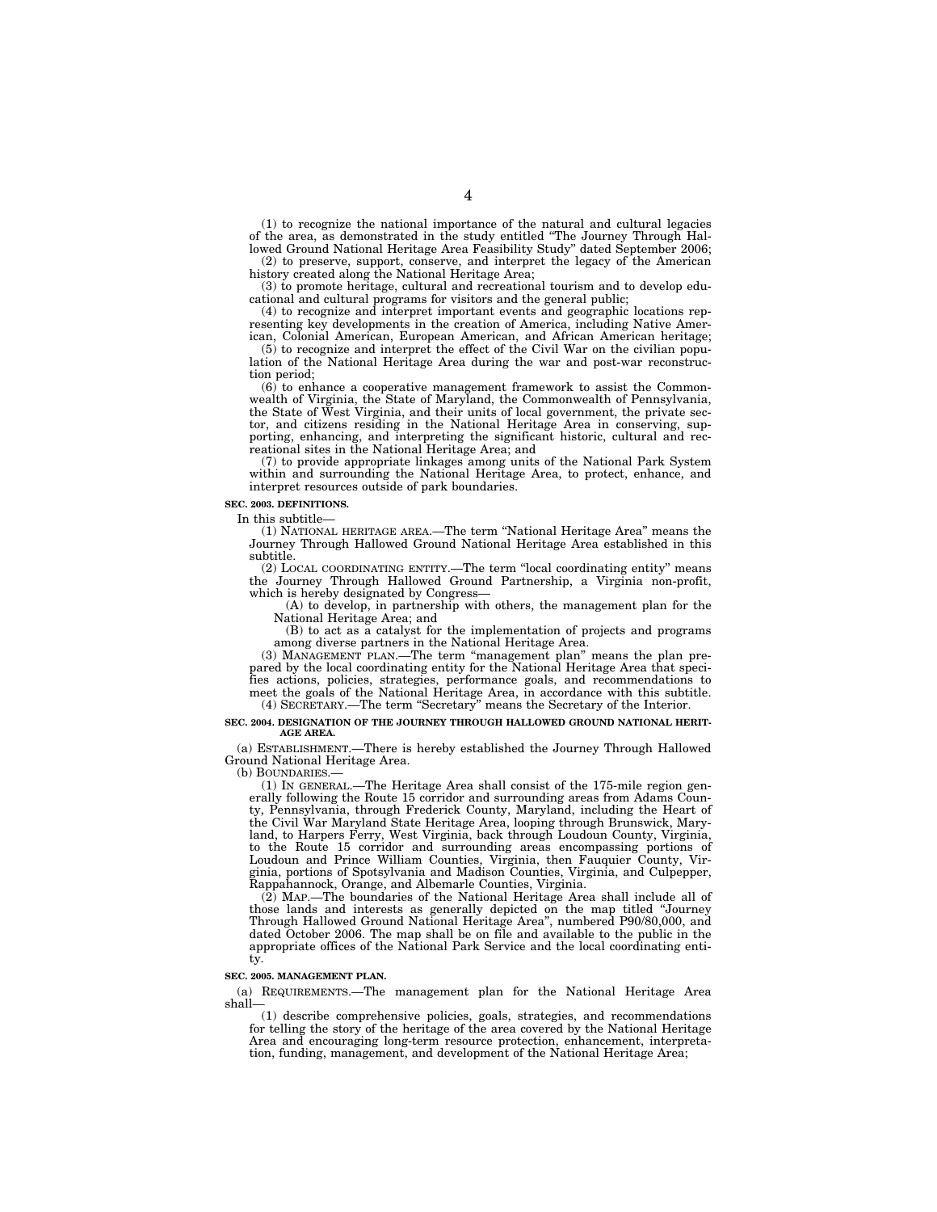(1) to recognize the national importance of the natural and cultural legacies of the area, as demonstrated in the study entitled "The Journey Through Hallowed Ground National Heritage Area Feasibility Study" dated September 2006;

(2) to preserve, support, conserve, and interpret the legacy of the American history created along the National Heritage Area;

(3) to promote heritage, cultural and recreational tourism and to develop educational and cultural programs for visitors and the general public;

(4) to recognize and interpret important events and geographic locations representing key developments in the creation of America, including Native American, Colonial American, European American, and African American heritage;

(5) to recognize and interpret the effect of the Civil War on the civilian population of the National Heritage Area during the war and post-war reconstruction period;

(6) to enhance a cooperative management framework to assist the Commonwealth of Virginia, the State of Maryland, the Commonwealth of Pennsylvania, the State of West Virginia, and their units of local government, the private sector, and citizens residing in the National Heritage Area in conserving, supporting, enhancing, and interpreting the significant historic, cultural and recreational sites in the National Heritage Area; and

(7) to provide appropriate linkages among units of the National Park System within and surrounding the National Heritage Area, to protect, enhance, and interpret resources outside of park boundaries.

**SEC. 2003. DEFINITIONS.**

In this subtitle—

(1) NATIONAL HERITAGE AREA.—The term "National Heritage Area" means the Journey Through Hallowed Ground National Heritage Area established in this subtitle.

(2) LOCAL COORDINATING ENTITY.—The term "local coordinating entity" means the Journey Through Hallowed Ground Partnership, a Virginia non-profit, which is hereby designated by Congress—

(A) to develop, in partnership with others, the management plan for the National Heritage Area; and

(B) to act as a catalyst for the implementation of projects and programs among diverse partners in the National Heritage Area.

(3) MANAGEMENT PLAN.—The term "management plan" means the plan prepared by the local coordinating entity for the National Heritage Area that specifies actions, policies, strategies, performance goals, and recommendations to meet the goals of the National Heritage Area, in accordance with this subtitle.

(4) SECRETARY.—The term "Secretary" means the Secretary of the Interior.

**SEC. 2004. DESIGNATION OF THE JOURNEY THROUGH HALLOWED GROUND NATIONAL HERITAGE AREA.**

(a) ESTABLISHMENT.—There is hereby established the Journey Through Hallowed Ground National Heritage Area.

(b) BOUNDARIES.—

(1) IN GENERAL.—The Heritage Area shall consist of the 175-mile region generally following the Route 15 corridor and surrounding areas from Adams County, Pennsylvania, through Frederick County, Maryland, including the Heart of the Civil War Maryland State Heritage Area, looping through Brunswick, Maryland, to Harpers Ferry, West Virginia, back through Loudoun County, Virginia, to the Route 15 corridor and surrounding areas encompassing portions of Loudoun and Prince William Counties, Virginia, then Fauquier County, Virginia, portions of Spotsylvania and Madison Counties, Virginia, and Culpepper, Rappahannock, Orange, and Albemarle Counties, Virginia.

(2) MAP.—The boundaries of the National Heritage Area shall include all of those lands and interests as generally depicted on the map titled "Journey Through Hallowed Ground National Heritage Area", numbered P90/80,000, and dated October 2006. The map shall be on file and available to the public in the appropriate offices of the National Park Service and the local coordinating entity.

**SEC. 2005. MANAGEMENT PLAN.**

(a) REQUIREMENTS.—The management plan for the National Heritage Area shall—

(1) describe comprehensive policies, goals, strategies, and recommendations for telling the story of the heritage of the area covered by the National Heritage Area and encouraging long-term resource protection, enhancement, interpretation, funding, management, and development of the National Heritage Area;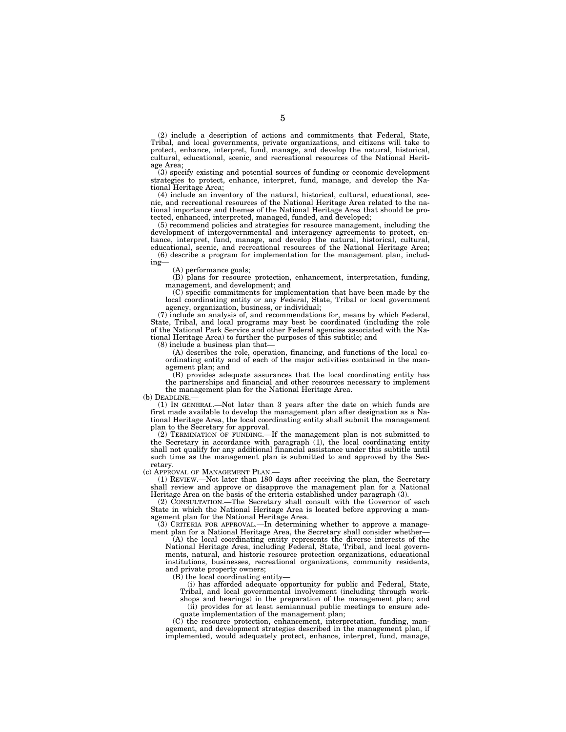(2) include a description of actions and commitments that Federal, State, Tribal, and local governments, private organizations, and citizens will take to protect, enhance, interpret, fund, manage, and develop the natural, historical, cultural, educational, scenic, and recreational resources of the National Heritage Area;

(3) specify existing and potential sources of funding or economic development strategies to protect, enhance, interpret, fund, manage, and develop the National Heritage Area;

(4) include an inventory of the natural, historical, cultural, educational, scenic, and recreational resources of the National Heritage Area related to the national importance and themes of the National Heritage Area that should be protected, enhanced, interpreted, managed, funded, and developed;

(5) recommend policies and strategies for resource management, including the development of intergovernmental and interagency agreements to protect, enhance, interpret, fund, manage, and develop the natural, historical, cultural, educational, scenic, and recreational resources of the National Heritage Area;

(6) describe a program for implementation for the management plan, including—

(A) performance goals;

(B) plans for resource protection, enhancement, interpretation, funding, management, and development; and

(C) specific commitments for implementation that have been made by the local coordinating entity or any Federal, State, Tribal or local government agency, organization, business, or individual;

(7) include an analysis of, and recommendations for, means by which Federal, State, Tribal, and local programs may best be coordinated (including the role of the National Park Service and other Federal agencies associated with the National Heritage Area) to further the purposes of this subtitle; and

(8) include a business plan that—

(A) describes the role, operation, financing, and functions of the local coordinating entity and of each of the major activities contained in the management plan; and

(B) provides adequate assurances that the local coordinating entity has the partnerships and financial and other resources necessary to implement the management plan for the National Heritage Area.

(b) DEADLINE.—

(1) IN GENERAL.—Not later than 3 years after the date on which funds are first made available to develop the management plan after designation as a National Heritage Area, the local coordinating entity shall submit the management plan to the Secretary for approval.

(2) TERMINATION OF FUNDING.—If the management plan is not submitted to the Secretary in accordance with paragraph (1), the local coordinating entity shall not qualify for any additional financial assistance under this subtitle until such time as the management plan is submitted to and approved by the Secretary.

(c) APPROVAL OF MANAGEMENT PLAN.—

(1) REVIEW.—Not later than 180 days after receiving the plan, the Secretary shall review and approve or disapprove the management plan for a National Heritage Area on the basis of the criteria established under paragraph (3).

(2) CONSULTATION.—The Secretary shall consult with the Governor of each State in which the National Heritage Area is located before approving a management plan for the National Heritage Area.

(3) CRITERIA FOR APPROVAL.—In determining whether to approve a management plan for a National Heritage Area, the Secretary shall consider whether—

(A) the local coordinating entity represents the diverse interests of the National Heritage Area, including Federal, State, Tribal, and local governments, natural, and historic resource protection organizations, educational institutions, businesses, recreational organizations, community residents, and private property owners;

(B) the local coordinating entity—

(i) has afforded adequate opportunity for public and Federal, State, Tribal, and local governmental involvement (including through workshops and hearings) in the preparation of the management plan; and

(ii) provides for at least semiannual public meetings to ensure adequate implementation of the management plan;

(C) the resource protection, enhancement, interpretation, funding, management, and development strategies described in the management plan, if implemented, would adequately protect, enhance, interpret, fund, manage,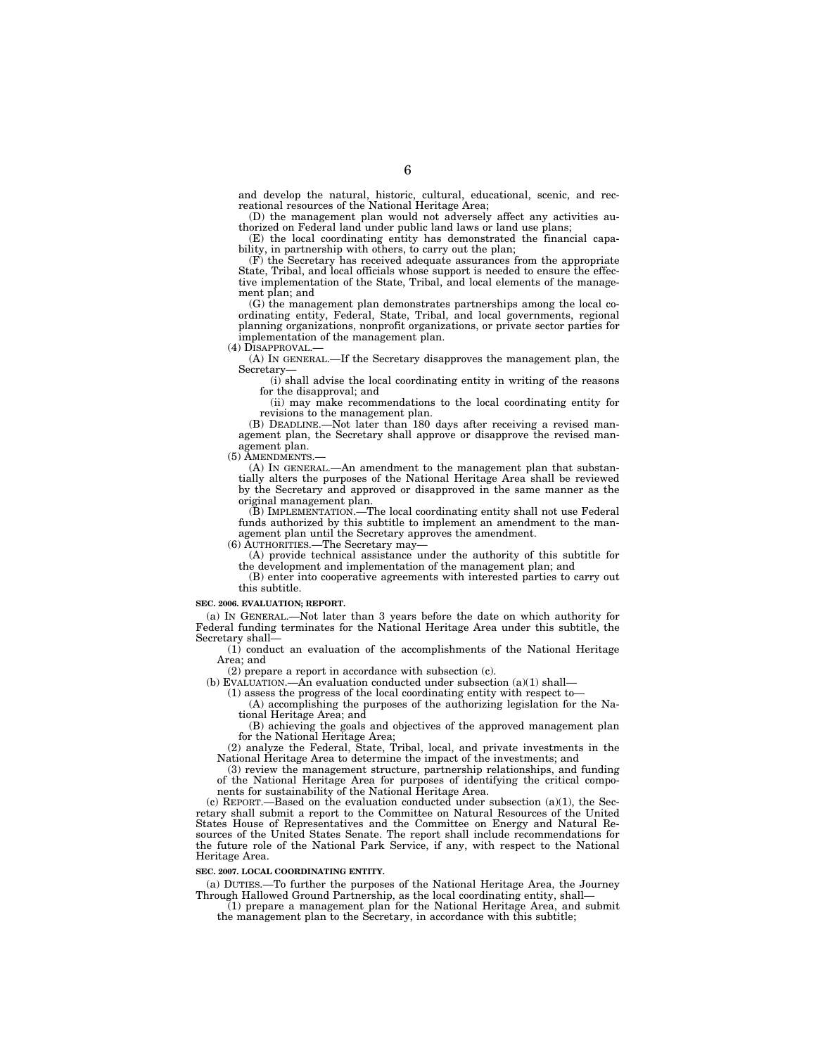and develop the natural, historic, cultural, educational, scenic, and recreational resources of the National Heritage Area;

(D) the management plan would not adversely affect any activities authorized on Federal land under public land laws or land use plans;

(E) the local coordinating entity has demonstrated the financial capability, in partnership with others, to carry out the plan;

(F) the Secretary has received adequate assurances from the appropriate State, Tribal, and local officials whose support is needed to ensure the effective implementation of the State, Tribal, and local elements of the management plan; and

(G) the management plan demonstrates partnerships among the local coordinating entity, Federal, State, Tribal, and local governments, regional planning organizations, nonprofit organizations, or private sector parties for implementation of the management plan.

(4) DISAPPROVAL.—

(A) IN GENERAL.—If the Secretary disapproves the management plan, the Secretary—

(i) shall advise the local coordinating entity in writing of the reasons for the disapproval; and

(ii) may make recommendations to the local coordinating entity for revisions to the management plan.

(B) DEADLINE.—Not later than 180 days after receiving a revised management plan, the Secretary shall approve or disapprove the revised management plan.

(5) AMENDMENTS.—

(A) IN GENERAL.—An amendment to the management plan that substantially alters the purposes of the National Heritage Area shall be reviewed by the Secretary and approved or disapproved in the same manner as the original management plan.

(B) IMPLEMENTATION.—The local coordinating entity shall not use Federal funds authorized by this subtitle to implement an amendment to the management plan until the Secretary approves the amendment.

(6) AUTHORITIES.—The Secretary may—

(A) provide technical assistance under the authority of this subtitle for the development and implementation of the management plan; and

(B) enter into cooperative agreements with interested parties to carry out this subtitle.

**SEC. 2006. EVALUATION; REPORT.**

(a) IN GENERAL.—Not later than 3 years before the date on which authority for Federal funding terminates for the National Heritage Area under this subtitle, the Secretary shall—

(1) conduct an evaluation of the accomplishments of the National Heritage Area; and

(2) prepare a report in accordance with subsection (c).

(b) EVALUATION.—An evaluation conducted under subsection (a)(1) shall—

(1) assess the progress of the local coordinating entity with respect to—

(A) accomplishing the purposes of the authorizing legislation for the National Heritage Area; and

(B) achieving the goals and objectives of the approved management plan for the National Heritage Area;

(2) analyze the Federal, State, Tribal, local, and private investments in the National Heritage Area to determine the impact of the investments; and

(3) review the management structure, partnership relationships, and funding of the National Heritage Area for purposes of identifying the critical components for sustainability of the National Heritage Area.

(c) REPORT.—Based on the evaluation conducted under subsection (a)(1), the Secretary shall submit a report to the Committee on Natural Resources of the United States House of Representatives and the Committee on Energy and Natural Resources of the United States Senate. The report shall include recommendations for the future role of the National Park Service, if any, with respect to the National Heritage Area.

**SEC. 2007. LOCAL COORDINATING ENTITY.**

(a) DUTIES.—To further the purposes of the National Heritage Area, the Journey Through Hallowed Ground Partnership, as the local coordinating entity, shall—

(1) prepare a management plan for the National Heritage Area, and submit the management plan to the Secretary, in accordance with this subtitle;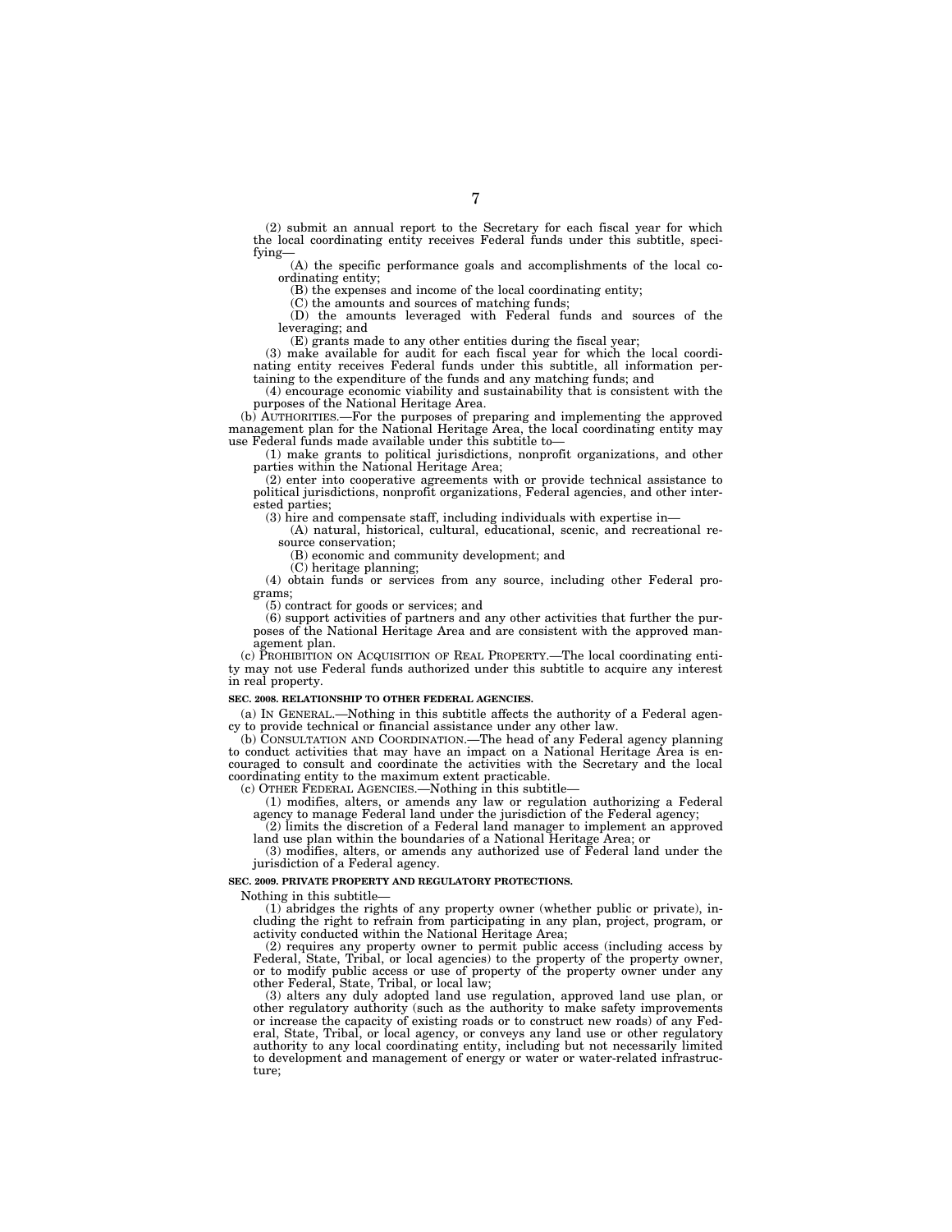(2) submit an annual report to the Secretary for each fiscal year for which the local coordinating entity receives Federal funds under this subtitle, specifying—

(A) the specific performance goals and accomplishments of the local coordinating entity;

(B) the expenses and income of the local coordinating entity;

(C) the amounts and sources of matching funds;

(D) the amounts leveraged with Federal funds and sources of the leveraging; and

(E) grants made to any other entities during the fiscal year;

(3) make available for audit for each fiscal year for which the local coordinating entity receives Federal funds under this subtitle, all information pertaining to the expenditure of the funds and any matching funds; and

(4) encourage economic viability and sustainability that is consistent with the purposes of the National Heritage Area.

(b) AUTHORITIES.—For the purposes of preparing and implementing the approved management plan for the National Heritage Area, the local coordinating entity may use Federal funds made available under this subtitle to—

(1) make grants to political jurisdictions, nonprofit organizations, and other parties within the National Heritage Area;

(2) enter into cooperative agreements with or provide technical assistance to political jurisdictions, nonprofit organizations, Federal agencies, and other interested parties;

(3) hire and compensate staff, including individuals with expertise in—

(A) natural, historical, cultural, educational, scenic, and recreational resource conservation;

(B) economic and community development; and

(C) heritage planning;

(4) obtain funds or services from any source, including other Federal programs;

(5) contract for goods or services; and

(6) support activities of partners and any other activities that further the purposes of the National Heritage Area and are consistent with the approved management plan.

(c) PROHIBITION ON ACQUISITION OF REAL PROPERTY.—The local coordinating entity may not use Federal funds authorized under this subtitle to acquire any interest in real property.

**SEC. 2008. RELATIONSHIP TO OTHER FEDERAL AGENCIES.**

(a) IN GENERAL.—Nothing in this subtitle affects the authority of a Federal agency to provide technical or financial assistance under any other law.

(b) CONSULTATION AND COORDINATION.—The head of any Federal agency planning to conduct activities that may have an impact on a National Heritage Area is encouraged to consult and coordinate the activities with the Secretary and the local coordinating entity to the maximum extent practicable.

(c) OTHER FEDERAL AGENCIES.—Nothing in this subtitle—

(1) modifies, alters, or amends any law or regulation authorizing a Federal agency to manage Federal land under the jurisdiction of the Federal agency;

(2) limits the discretion of a Federal land manager to implement an approved land use plan within the boundaries of a National Heritage Area; or

(3) modifies, alters, or amends any authorized use of Federal land under the jurisdiction of a Federal agency.

**SEC. 2009. PRIVATE PROPERTY AND REGULATORY PROTECTIONS.**

Nothing in this subtitle—

(1) abridges the rights of any property owner (whether public or private), including the right to refrain from participating in any plan, project, program, or activity conducted within the National Heritage Area;

(2) requires any property owner to permit public access (including access by Federal, State, Tribal, or local agencies) to the property of the property owner, or to modify public access or use of property of the property owner under any other Federal, State, Tribal, or local law;

(3) alters any duly adopted land use regulation, approved land use plan, or other regulatory authority (such as the authority to make safety improvements or increase the capacity of existing roads or to construct new roads) of any Federal, State, Tribal, or local agency, or conveys any land use or other regulatory authority to any local coordinating entity, including but not necessarily limited to development and management of energy or water or water-related infrastructure;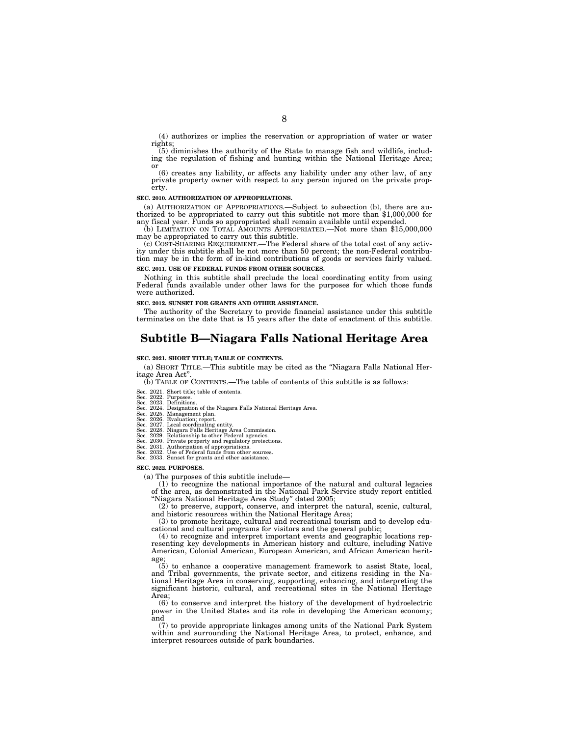(4) authorizes or implies the reservation or appropriation of water or water rights;

(5) diminishes the authority of the State to manage fish and wildlife, including the regulation of fishing and hunting within the National Heritage Area; or

(6) creates any liability, or affects any liability under any other law, of any private property owner with respect to any person injured on the private property.

**SEC. 2010. AUTHORIZATION OF APPROPRIATIONS.**

(a) AUTHORIZATION OF APPROPRIATIONS.—Subject to subsection (b), there are authorized to be appropriated to carry out this subtitle not more than $1,000,000 for any fiscal year. Funds so appropriated shall remain available until expended.

(b) LIMITATION ON TOTAL AMOUNTS APPROPRIATED.—Not more than $15,000,000 may be appropriated to carry out this subtitle.

(c) COST-SHARING REQUIREMENT.—The Federal share of the total cost of any activity under this subtitle shall be not more than 50 percent; the non-Federal contribution may be in the form of in-kind contributions of goods or services fairly valued.

**SEC. 2011. USE OF FEDERAL FUNDS FROM OTHER SOURCES.**

Nothing in this subtitle shall preclude the local coordinating entity from using Federal funds available under other laws for the purposes for which those funds were authorized.

**SEC. 2012. SUNSET FOR GRANTS AND OTHER ASSISTANCE.**

The authority of the Secretary to provide financial assistance under this subtitle terminates on the date that is 15 years after the date of enactment of this subtitle.

# Subtitle B—Niagara Falls National Heritage Area

**SEC. 2021. SHORT TITLE; TABLE OF CONTENTS.**

(a) SHORT TITLE.—This subtitle may be cited as the "Niagara Falls National Heritage Area Act".

(b) TABLE OF CONTENTS.—The table of contents of this subtitle is as follows:

Sec. 2021. Short title; table of contents.
Sec. 2022. Purposes.
Sec. 2023. Definitions.
Sec. 2024. Designation of the Niagara Falls National Heritage Area.
Sec. 2025. Management plan.
Sec. 2026. Evaluation; report.
Sec. 2027. Local coordinating entity.
Sec. 2028. Niagara Falls Heritage Area Commission.
Sec. 2029. Relationship to other Federal agencies.
Sec. 2030. Private property and regulatory protections.
Sec. 2031. Authorization of appropriations.
Sec. 2032. Use of Federal funds from other sources.
Sec. 2033. Sunset for grants and other assistance.

**SEC. 2022. PURPOSES.**

(a) The purposes of this subtitle include—

(1) to recognize the national importance of the natural and cultural legacies of the area, as demonstrated in the National Park Service study report entitled "Niagara National Heritage Area Study" dated 2005;

(2) to preserve, support, conserve, and interpret the natural, scenic, cultural, and historic resources within the National Heritage Area;

(3) to promote heritage, cultural and recreational tourism and to develop educational and cultural programs for visitors and the general public;

(4) to recognize and interpret important events and geographic locations representing key developments in American history and culture, including Native American, Colonial American, European American, and African American heritage;

(5) to enhance a cooperative management framework to assist State, local, and Tribal governments, the private sector, and citizens residing in the National Heritage Area in conserving, supporting, enhancing, and interpreting the significant historic, cultural, and recreational sites in the National Heritage Area;

(6) to conserve and interpret the history of the development of hydroelectric power in the United States and its role in developing the American economy; and

(7) to provide appropriate linkages among units of the National Park System within and surrounding the National Heritage Area, to protect, enhance, and interpret resources outside of park boundaries.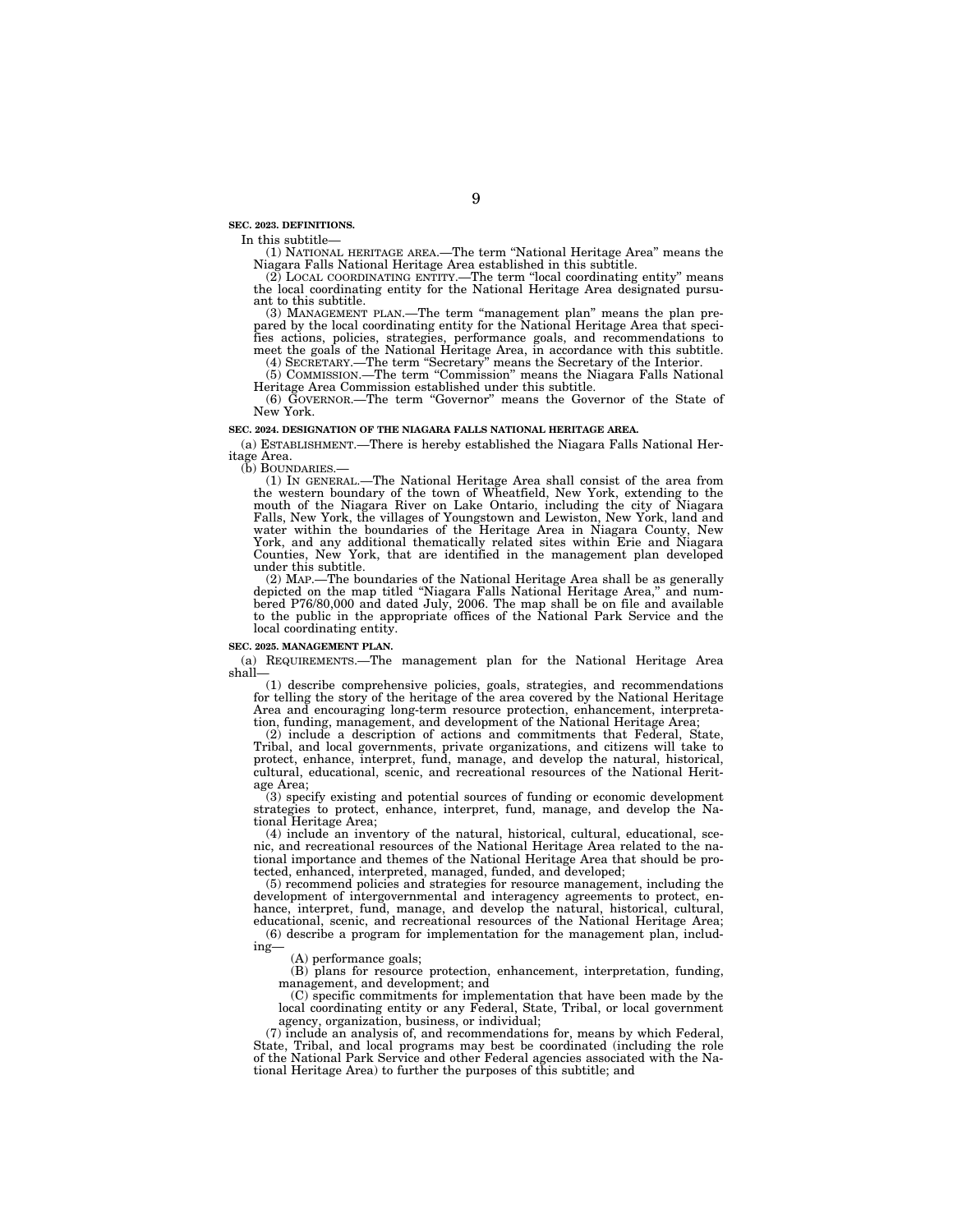**SEC. 2023. DEFINITIONS.**

In this subtitle—

(1) NATIONAL HERITAGE AREA.—The term "National Heritage Area" means the Niagara Falls National Heritage Area established in this subtitle.

(2) LOCAL COORDINATING ENTITY.—The term "local coordinating entity" means the local coordinating entity for the National Heritage Area designated pursuant to this subtitle.

(3) MANAGEMENT PLAN.—The term "management plan" means the plan prepared by the local coordinating entity for the National Heritage Area that specifies actions, policies, strategies, performance goals, and recommendations to meet the goals of the National Heritage Area, in accordance with this subtitle.

(4) SECRETARY.—The term "Secretary" means the Secretary of the Interior.

(5) COMMISSION.—The term "Commission" means the Niagara Falls National Heritage Area Commission established under this subtitle.

(6) GOVERNOR.—The term "Governor" means the Governor of the State of New York.

**SEC. 2024. DESIGNATION OF THE NIAGARA FALLS NATIONAL HERITAGE AREA.**

(a) ESTABLISHMENT.—There is hereby established the Niagara Falls National Heritage Area.

(b) BOUNDARIES.—

(1) IN GENERAL.—The National Heritage Area shall consist of the area from the western boundary of the town of Wheatfield, New York, extending to the mouth of the Niagara River on Lake Ontario, including the city of Niagara Falls, New York, the villages of Youngstown and Lewiston, New York, land and water within the boundaries of the Heritage Area in Niagara County, New York, and any additional thematically related sites within Erie and Niagara Counties, New York, that are identified in the management plan developed under this subtitle.

(2) MAP.—The boundaries of the National Heritage Area shall be as generally depicted on the map titled "Niagara Falls National Heritage Area," and numbered P76/80,000 and dated July, 2006. The map shall be on file and available to the public in the appropriate offices of the National Park Service and the local coordinating entity.

**SEC. 2025. MANAGEMENT PLAN.**

(a) REQUIREMENTS.—The management plan for the National Heritage Area shall—

(1) describe comprehensive policies, goals, strategies, and recommendations for telling the story of the heritage of the area covered by the National Heritage Area and encouraging long-term resource protection, enhancement, interpretation, funding, management, and development of the National Heritage Area;

(2) include a description of actions and commitments that Federal, State, Tribal, and local governments, private organizations, and citizens will take to protect, enhance, interpret, fund, manage, and develop the natural, historical, cultural, educational, scenic, and recreational resources of the National Heritage Area;

(3) specify existing and potential sources of funding or economic development strategies to protect, enhance, interpret, fund, manage, and develop the National Heritage Area;

(4) include an inventory of the natural, historical, cultural, educational, scenic, and recreational resources of the National Heritage Area related to the national importance and themes of the National Heritage Area that should be protected, enhanced, interpreted, managed, funded, and developed;

(5) recommend policies and strategies for resource management, including the development of intergovernmental and interagency agreements to protect, enhance, interpret, fund, manage, and develop the natural, historical, cultural, educational, scenic, and recreational resources of the National Heritage Area;

(6) describe a program for implementation for the management plan, including—

(A) performance goals;

(B) plans for resource protection, enhancement, interpretation, funding, management, and development; and

(C) specific commitments for implementation that have been made by the local coordinating entity or any Federal, State, Tribal, or local government agency, organization, business, or individual;

(7) include an analysis of, and recommendations for, means by which Federal, State, Tribal, and local programs may best be coordinated (including the role of the National Park Service and other Federal agencies associated with the National Heritage Area) to further the purposes of this subtitle; and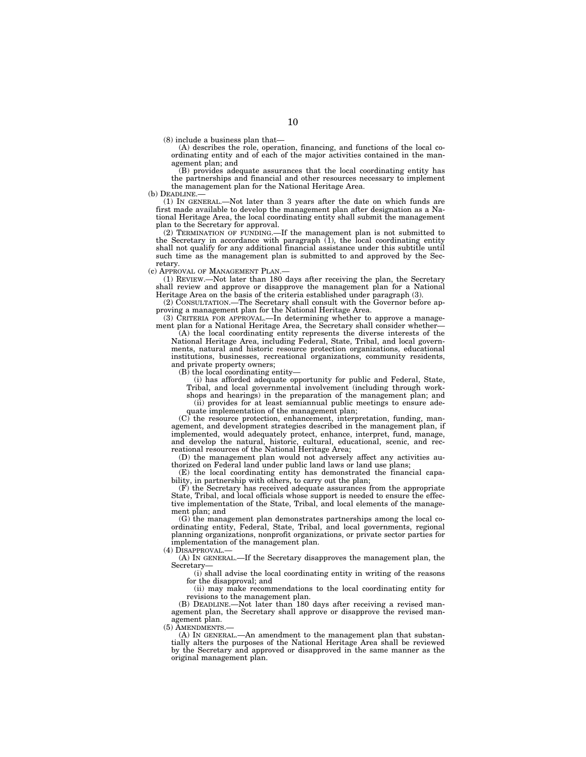(8) include a business plan that—

(A) describes the role, operation, financing, and functions of the local coordinating entity and of each of the major activities contained in the management plan; and

(B) provides adequate assurances that the local coordinating entity has the partnerships and financial and other resources necessary to implement the management plan for the National Heritage Area.

(b) DEADLINE.—

(1) IN GENERAL.—Not later than 3 years after the date on which funds are first made available to develop the management plan after designation as a National Heritage Area, the local coordinating entity shall submit the management plan to the Secretary for approval.

(2) TERMINATION OF FUNDING.—If the management plan is not submitted to the Secretary in accordance with paragraph (1), the local coordinating entity shall not qualify for any additional financial assistance under this subtitle until such time as the management plan is submitted to and approved by the Secretary.

(c) APPROVAL OF MANAGEMENT PLAN.—

(1) REVIEW.—Not later than 180 days after receiving the plan, the Secretary shall review and approve or disapprove the management plan for a National Heritage Area on the basis of the criteria established under paragraph (3).

(2) CONSULTATION.—The Secretary shall consult with the Governor before approving a management plan for the National Heritage Area.

(3) CRITERIA FOR APPROVAL.—In determining whether to approve a management plan for a National Heritage Area, the Secretary shall consider whether—

(A) the local coordinating entity represents the diverse interests of the National Heritage Area, including Federal, State, Tribal, and local governments, natural and historic resource protection organizations, educational institutions, businesses, recreational organizations, community residents, and private property owners;

(B) the local coordinating entity—

(i) has afforded adequate opportunity for public and Federal, State, Tribal, and local governmental involvement (including through workshops and hearings) in the preparation of the management plan; and

(ii) provides for at least semiannual public meetings to ensure adequate implementation of the management plan;

(C) the resource protection, enhancement, interpretation, funding, management, and development strategies described in the management plan, if implemented, would adequately protect, enhance, interpret, fund, manage, and develop the natural, historic, cultural, educational, scenic, and recreational resources of the National Heritage Area;

(D) the management plan would not adversely affect any activities authorized on Federal land under public land laws or land use plans;

(E) the local coordinating entity has demonstrated the financial capability, in partnership with others, to carry out the plan;

(F) the Secretary has received adequate assurances from the appropriate State, Tribal, and local officials whose support is needed to ensure the effective implementation of the State, Tribal, and local elements of the management plan; and

(G) the management plan demonstrates partnerships among the local coordinating entity, Federal, State, Tribal, and local governments, regional planning organizations, nonprofit organizations, or private sector parties for implementation of the management plan.

(4) DISAPPROVAL.—

(A) IN GENERAL.—If the Secretary disapproves the management plan, the Secretary—

(i) shall advise the local coordinating entity in writing of the reasons for the disapproval; and

(ii) may make recommendations to the local coordinating entity for revisions to the management plan.

(B) DEADLINE.—Not later than 180 days after receiving a revised management plan, the Secretary shall approve or disapprove the revised management plan.

(5) AMENDMENTS.—

(A) IN GENERAL.—An amendment to the management plan that substantially alters the purposes of the National Heritage Area shall be reviewed by the Secretary and approved or disapproved in the same manner as the original management plan.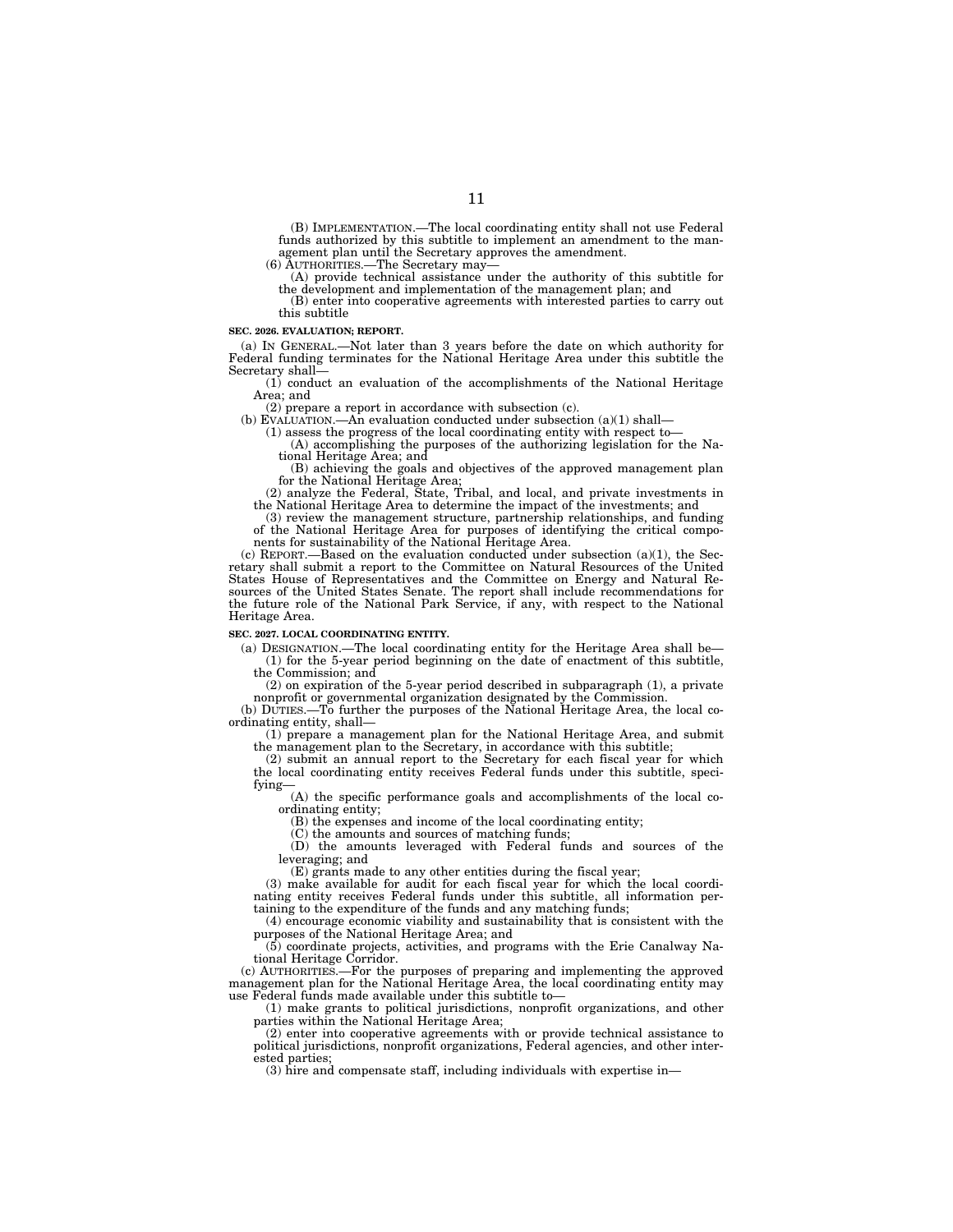(B) IMPLEMENTATION.—The local coordinating entity shall not use Federal funds authorized by this subtitle to implement an amendment to the management plan until the Secretary approves the amendment.

(6) AUTHORITIES.—The Secretary may—

(A) provide technical assistance under the authority of this subtitle for the development and implementation of the management plan; and

(B) enter into cooperative agreements with interested parties to carry out this subtitle

**SEC. 2026. EVALUATION; REPORT.**

(a) IN GENERAL.—Not later than 3 years before the date on which authority for Federal funding terminates for the National Heritage Area under this subtitle the Secretary shall—

(1) conduct an evaluation of the accomplishments of the National Heritage Area; and

(2) prepare a report in accordance with subsection (c).

(b) EVALUATION.—An evaluation conducted under subsection (a)(1) shall—

(1) assess the progress of the local coordinating entity with respect to—

(A) accomplishing the purposes of the authorizing legislation for the National Heritage Area; and

(B) achieving the goals and objectives of the approved management plan for the National Heritage Area;

(2) analyze the Federal, State, Tribal, and local, and private investments in the National Heritage Area to determine the impact of the investments; and

(3) review the management structure, partnership relationships, and funding of the National Heritage Area for purposes of identifying the critical components for sustainability of the National Heritage Area.

(c) REPORT.—Based on the evaluation conducted under subsection (a)(1), the Secretary shall submit a report to the Committee on Natural Resources of the United States House of Representatives and the Committee on Energy and Natural Resources of the United States Senate. The report shall include recommendations for the future role of the National Park Service, if any, with respect to the National Heritage Area.

**SEC. 2027. LOCAL COORDINATING ENTITY.**

(a) DESIGNATION.—The local coordinating entity for the Heritage Area shall be—

(1) for the 5-year period beginning on the date of enactment of this subtitle, the Commission; and

(2) on expiration of the 5-year period described in subparagraph (1), a private nonprofit or governmental organization designated by the Commission.

(b) DUTIES.—To further the purposes of the National Heritage Area, the local coordinating entity, shall—

(1) prepare a management plan for the National Heritage Area, and submit the management plan to the Secretary, in accordance with this subtitle;

(2) submit an annual report to the Secretary for each fiscal year for which the local coordinating entity receives Federal funds under this subtitle, specifying—

(A) the specific performance goals and accomplishments of the local coordinating entity;

(B) the expenses and income of the local coordinating entity;

(C) the amounts and sources of matching funds;

(D) the amounts leveraged with Federal funds and sources of the leveraging; and

(E) grants made to any other entities during the fiscal year;

(3) make available for audit for each fiscal year for which the local coordinating entity receives Federal funds under this subtitle, all information pertaining to the expenditure of the funds and any matching funds;

(4) encourage economic viability and sustainability that is consistent with the purposes of the National Heritage Area; and

(5) coordinate projects, activities, and programs with the Erie Canalway National Heritage Corridor.

(c) AUTHORITIES.—For the purposes of preparing and implementing the approved management plan for the National Heritage Area, the local coordinating entity may use Federal funds made available under this subtitle to—

(1) make grants to political jurisdictions, nonprofit organizations, and other parties within the National Heritage Area;

(2) enter into cooperative agreements with or provide technical assistance to political jurisdictions, nonprofit organizations, Federal agencies, and other interested parties;

(3) hire and compensate staff, including individuals with expertise in—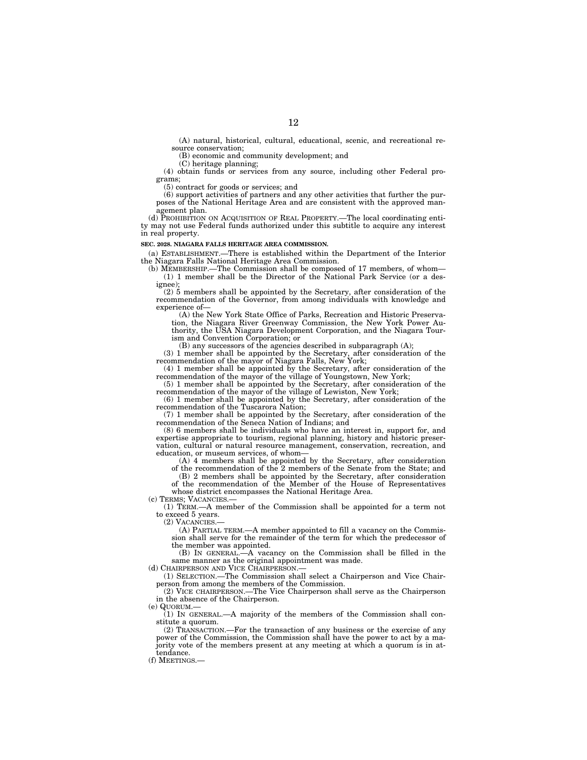(A) natural, historical, cultural, educational, scenic, and recreational resource conservation;

(B) economic and community development; and

(C) heritage planning;

(4) obtain funds or services from any source, including other Federal programs;

(5) contract for goods or services; and

(6) support activities of partners and any other activities that further the purposes of the National Heritage Area and are consistent with the approved management plan.

(d) PROHIBITION ON ACQUISITION OF REAL PROPERTY.—The local coordinating entity may not use Federal funds authorized under this subtitle to acquire any interest in real property.

**SEC. 2028. NIAGARA FALLS HERITAGE AREA COMMISSION.**

(a) ESTABLISHMENT.—There is established within the Department of the Interior the Niagara Falls National Heritage Area Commission.

(b) MEMBERSHIP.—The Commission shall be composed of 17 members, of whom—

(1) 1 member shall be the Director of the National Park Service (or a designee);

(2) 5 members shall be appointed by the Secretary, after consideration of the recommendation of the Governor, from among individuals with knowledge and experience of—

(A) the New York State Office of Parks, Recreation and Historic Preservation, the Niagara River Greenway Commission, the New York Power Authority, the USA Niagara Development Corporation, and the Niagara Tourism and Convention Corporation; or

(B) any successors of the agencies described in subparagraph (A);

(3) 1 member shall be appointed by the Secretary, after consideration of the recommendation of the mayor of Niagara Falls, New York;

(4) 1 member shall be appointed by the Secretary, after consideration of the recommendation of the mayor of the village of Youngstown, New York;

(5) 1 member shall be appointed by the Secretary, after consideration of the recommendation of the mayor of the village of Lewiston, New York;

(6) 1 member shall be appointed by the Secretary, after consideration of the recommendation of the Tuscarora Nation;

(7) 1 member shall be appointed by the Secretary, after consideration of the recommendation of the Seneca Nation of Indians; and

(8) 6 members shall be individuals who have an interest in, support for, and expertise appropriate to tourism, regional planning, history and historic preservation, cultural or natural resource management, conservation, recreation, and education, or museum services, of whom—

(A) 4 members shall be appointed by the Secretary, after consideration of the recommendation of the 2 members of the Senate from the State; and

(B) 2 members shall be appointed by the Secretary, after consideration of the recommendation of the Member of the House of Representatives whose district encompasses the National Heritage Area.

(c) TERMS; VACANCIES.—

(1) TERM.—A member of the Commission shall be appointed for a term not to exceed 5 years.

(2) VACANCIES.—

(A) PARTIAL TERM.—A member appointed to fill a vacancy on the Commission shall serve for the remainder of the term for which the predecessor of the member was appointed.

(B) IN GENERAL.—A vacancy on the Commission shall be filled in the same manner as the original appointment was made.

(d) CHAIRPERSON AND VICE CHAIRPERSON.—

(1) SELECTION.—The Commission shall select a Chairperson and Vice Chairperson from among the members of the Commission.

(2) VICE CHAIRPERSON.—The Vice Chairperson shall serve as the Chairperson in the absence of the Chairperson.

(e) QUORUM.—

(1) IN GENERAL.—A majority of the members of the Commission shall constitute a quorum.

(2) TRANSACTION.—For the transaction of any business or the exercise of any power of the Commission, the Commission shall have the power to act by a majority vote of the members present at any meeting at which a quorum is in attendance.

(f) MEETINGS.—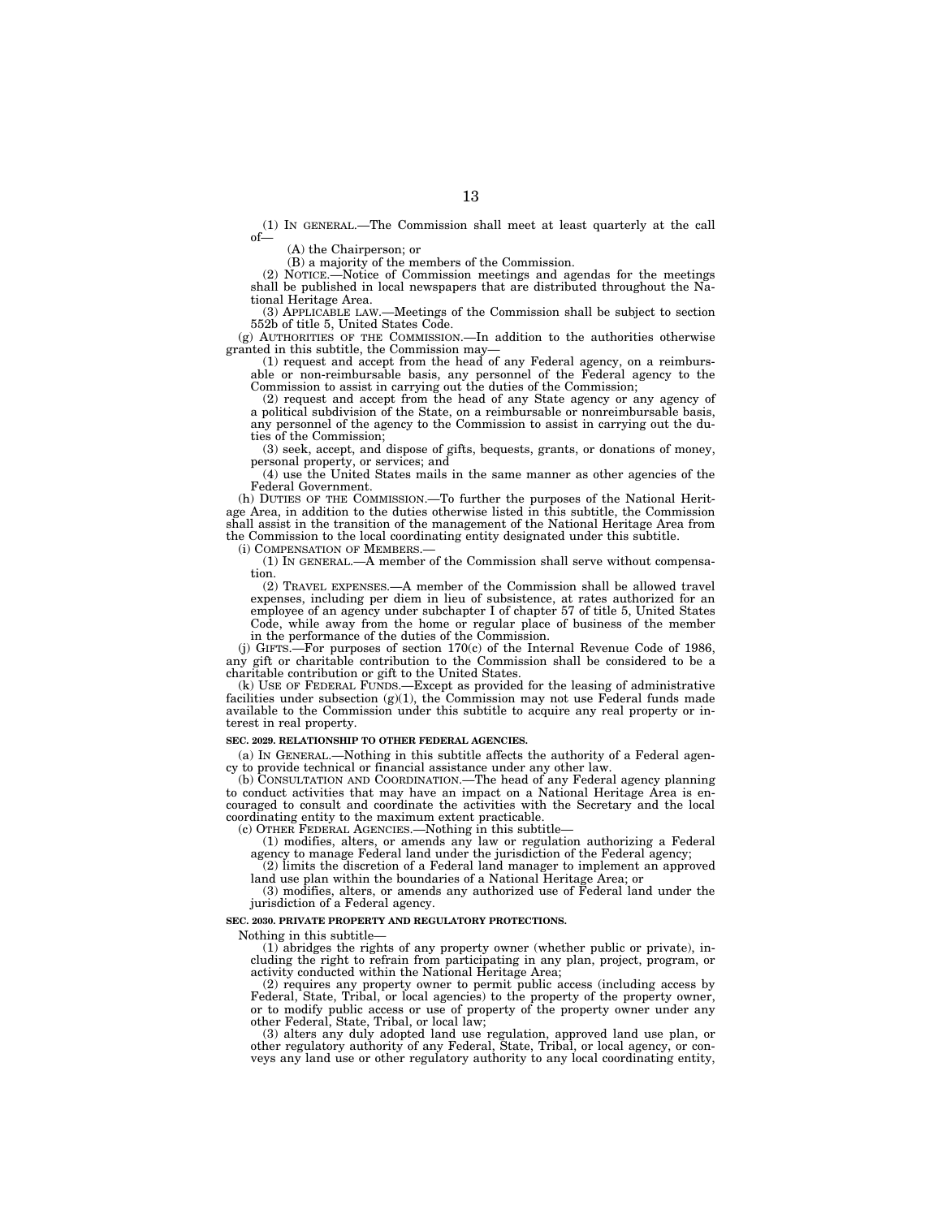(1) IN GENERAL.—The Commission shall meet at least quarterly at the call of—

(A) the Chairperson; or

(B) a majority of the members of the Commission.

(2) NOTICE.—Notice of Commission meetings and agendas for the meetings shall be published in local newspapers that are distributed throughout the National Heritage Area.

(3) APPLICABLE LAW.—Meetings of the Commission shall be subject to section 552b of title 5, United States Code.

(g) AUTHORITIES OF THE COMMISSION.—In addition to the authorities otherwise granted in this subtitle, the Commission may—

(1) request and accept from the head of any Federal agency, on a reimbursable or non-reimbursable basis, any personnel of the Federal agency to the Commission to assist in carrying out the duties of the Commission;

(2) request and accept from the head of any State agency or any agency of a political subdivision of the State, on a reimbursable or nonreimbursable basis, any personnel of the agency to the Commission to assist in carrying out the duties of the Commission;

(3) seek, accept, and dispose of gifts, bequests, grants, or donations of money, personal property, or services; and

(4) use the United States mails in the same manner as other agencies of the Federal Government.

(h) DUTIES OF THE COMMISSION.—To further the purposes of the National Heritage Area, in addition to the duties otherwise listed in this subtitle, the Commission shall assist in the transition of the management of the National Heritage Area from the Commission to the local coordinating entity designated under this subtitle.

(i) COMPENSATION OF MEMBERS.—

(1) IN GENERAL.—A member of the Commission shall serve without compensation.

(2) TRAVEL EXPENSES.—A member of the Commission shall be allowed travel expenses, including per diem in lieu of subsistence, at rates authorized for an employee of an agency under subchapter I of chapter 57 of title 5, United States Code, while away from the home or regular place of business of the member in the performance of the duties of the Commission.

(j) GIFTS.—For purposes of section 170(c) of the Internal Revenue Code of 1986, any gift or charitable contribution to the Commission shall be considered to be a charitable contribution or gift to the United States.

(k) USE OF FEDERAL FUNDS.—Except as provided for the leasing of administrative facilities under subsection (g)(1), the Commission may not use Federal funds made available to the Commission under this subtitle to acquire any real property or interest in real property.

**SEC. 2029. RELATIONSHIP TO OTHER FEDERAL AGENCIES.**

(a) IN GENERAL.—Nothing in this subtitle affects the authority of a Federal agency to provide technical or financial assistance under any other law.

(b) CONSULTATION AND COORDINATION.—The head of any Federal agency planning to conduct activities that may have an impact on a National Heritage Area is encouraged to consult and coordinate the activities with the Secretary and the local coordinating entity to the maximum extent practicable.

(c) OTHER FEDERAL AGENCIES.—Nothing in this subtitle—

(1) modifies, alters, or amends any law or regulation authorizing a Federal agency to manage Federal land under the jurisdiction of the Federal agency;

(2) limits the discretion of a Federal land manager to implement an approved land use plan within the boundaries of a National Heritage Area; or

(3) modifies, alters, or amends any authorized use of Federal land under the jurisdiction of a Federal agency.

**SEC. 2030. PRIVATE PROPERTY AND REGULATORY PROTECTIONS.**

Nothing in this subtitle—

(1) abridges the rights of any property owner (whether public or private), including the right to refrain from participating in any plan, project, program, or activity conducted within the National Heritage Area;

(2) requires any property owner to permit public access (including access by Federal, State, Tribal, or local agencies) to the property of the property owner, or to modify public access or use of property of the property owner under any other Federal, State, Tribal, or local law;

(3) alters any duly adopted land use regulation, approved land use plan, or other regulatory authority of any Federal, State, Tribal, or local agency, or conveys any land use or other regulatory authority to any local coordinating entity,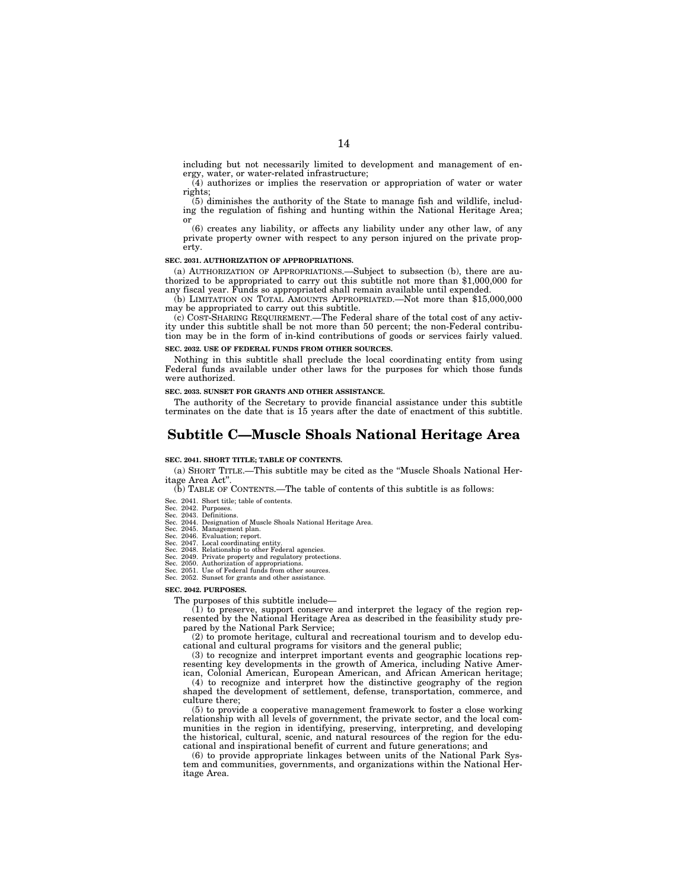including but not necessarily limited to development and management of energy, water, or water-related infrastructure;

(4) authorizes or implies the reservation or appropriation of water or water rights;

(5) diminishes the authority of the State to manage fish and wildlife, including the regulation of fishing and hunting within the National Heritage Area; or

(6) creates any liability, or affects any liability under any other law, of any private property owner with respect to any person injured on the private property.

**SEC. 2031. AUTHORIZATION OF APPROPRIATIONS.**

(a) AUTHORIZATION OF APPROPRIATIONS.—Subject to subsection (b), there are authorized to be appropriated to carry out this subtitle not more than $1,000,000 for any fiscal year. Funds so appropriated shall remain available until expended.

(b) LIMITATION ON TOTAL AMOUNTS APPROPRIATED.—Not more than $15,000,000 may be appropriated to carry out this subtitle.

(c) COST-SHARING REQUIREMENT.—The Federal share of the total cost of any activity under this subtitle shall be not more than 50 percent; the non-Federal contribution may be in the form of in-kind contributions of goods or services fairly valued.

**SEC. 2032. USE OF FEDERAL FUNDS FROM OTHER SOURCES.**

Nothing in this subtitle shall preclude the local coordinating entity from using Federal funds available under other laws for the purposes for which those funds were authorized.

**SEC. 2033. SUNSET FOR GRANTS AND OTHER ASSISTANCE.**

The authority of the Secretary to provide financial assistance under this subtitle terminates on the date that is 15 years after the date of enactment of this subtitle.

# Subtitle C—Muscle Shoals National Heritage Area

**SEC. 2041. SHORT TITLE; TABLE OF CONTENTS.**

(a) SHORT TITLE.—This subtitle may be cited as the "Muscle Shoals National Heritage Area Act".

(b) TABLE OF CONTENTS.—The table of contents of this subtitle is as follows:

Sec. 2041. Short title; table of contents.
Sec. 2042. Purposes.
Sec. 2043. Definitions.
Sec. 2044. Designation of Muscle Shoals National Heritage Area.
Sec. 2045. Management plan.
Sec. 2046. Evaluation; report.
Sec. 2047. Local coordinating entity.
Sec. 2048. Relationship to other Federal agencies.
Sec. 2049. Private property and regulatory protections.
Sec. 2050. Authorization of appropriations.
Sec. 2051. Use of Federal funds from other sources.
Sec. 2052. Sunset for grants and other assistance.

**SEC. 2042. PURPOSES.**

The purposes of this subtitle include—

(1) to preserve, support conserve and interpret the legacy of the region represented by the National Heritage Area as described in the feasibility study prepared by the National Park Service;

(2) to promote heritage, cultural and recreational tourism and to develop educational and cultural programs for visitors and the general public;

(3) to recognize and interpret important events and geographic locations representing key developments in the growth of America, including Native American, Colonial American, European American, and African American heritage;

(4) to recognize and interpret how the distinctive geography of the region shaped the development of settlement, defense, transportation, commerce, and culture there;

(5) to provide a cooperative management framework to foster a close working relationship with all levels of government, the private sector, and the local communities in the region in identifying, preserving, interpreting, and developing the historical, cultural, scenic, and natural resources of the region for the educational and inspirational benefit of current and future generations; and

(6) to provide appropriate linkages between units of the National Park System and communities, governments, and organizations within the National Heritage Area.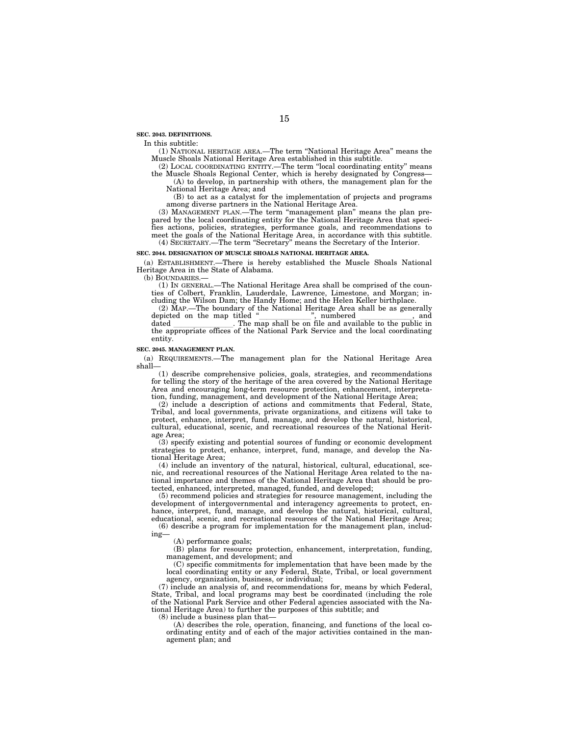**SEC. 2043. DEFINITIONS.**

In this subtitle:

(1) NATIONAL HERITAGE AREA.—The term "National Heritage Area" means the Muscle Shoals National Heritage Area established in this subtitle.

(2) LOCAL COORDINATING ENTITY.—The term "local coordinating entity" means the Muscle Shoals Regional Center, which is hereby designated by Congress—

(A) to develop, in partnership with others, the management plan for the National Heritage Area; and

(B) to act as a catalyst for the implementation of projects and programs among diverse partners in the National Heritage Area.

(3) MANAGEMENT PLAN.—The term "management plan" means the plan prepared by the local coordinating entity for the National Heritage Area that specifies actions, policies, strategies, performance goals, and recommendations to meet the goals of the National Heritage Area, in accordance with this subtitle.

(4) SECRETARY.—The term "Secretary" means the Secretary of the Interior.

**SEC. 2044. DESIGNATION OF MUSCLE SHOALS NATIONAL HERITAGE AREA.**

(a) ESTABLISHMENT.—There is hereby established the Muscle Shoals National Heritage Area in the State of Alabama.

(b) BOUNDARIES.—

(1) IN GENERAL.—The National Heritage Area shall be comprised of the counties of Colbert, Franklin, Lauderdale, Lawrence, Limestone, and Morgan; including the Wilson Dam; the Handy Home; and the Helen Keller birthplace.

(2) MAP.—The boundary of the National Heritage Area shall be as generally depicted on the map titled "______________", numbered ______________, and dated ________________. The map shall be on file and available to the public in the appropriate offices of the National Park Service and the local coordinating entity.

**SEC. 2045. MANAGEMENT PLAN.**

(a) REQUIREMENTS.—The management plan for the National Heritage Area shall—

(1) describe comprehensive policies, goals, strategies, and recommendations for telling the story of the heritage of the area covered by the National Heritage Area and encouraging long-term resource protection, enhancement, interpretation, funding, management, and development of the National Heritage Area;

(2) include a description of actions and commitments that Federal, State, Tribal, and local governments, private organizations, and citizens will take to protect, enhance, interpret, fund, manage, and develop the natural, historical, cultural, educational, scenic, and recreational resources of the National Heritage Area;

(3) specify existing and potential sources of funding or economic development strategies to protect, enhance, interpret, fund, manage, and develop the National Heritage Area;

(4) include an inventory of the natural, historical, cultural, educational, scenic, and recreational resources of the National Heritage Area related to the national importance and themes of the National Heritage Area that should be protected, enhanced, interpreted, managed, funded, and developed;

(5) recommend policies and strategies for resource management, including the development of intergovernmental and interagency agreements to protect, enhance, interpret, fund, manage, and develop the natural, historical, cultural, educational, scenic, and recreational resources of the National Heritage Area;

(6) describe a program for implementation for the management plan, including—

(A) performance goals;

(B) plans for resource protection, enhancement, interpretation, funding, management, and development; and

(C) specific commitments for implementation that have been made by the local coordinating entity or any Federal, State, Tribal, or local government agency, organization, business, or individual;

(7) include an analysis of, and recommendations for, means by which Federal, State, Tribal, and local programs may best be coordinated (including the role of the National Park Service and other Federal agencies associated with the National Heritage Area) to further the purposes of this subtitle; and

(8) include a business plan that—

(A) describes the role, operation, financing, and functions of the local coordinating entity and of each of the major activities contained in the management plan; and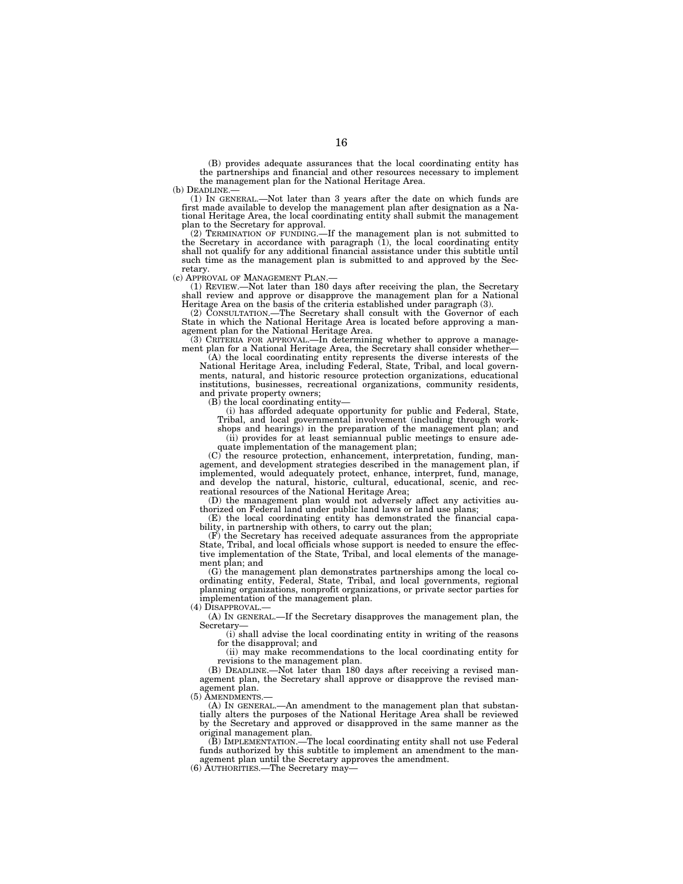(B) provides adequate assurances that the local coordinating entity has the partnerships and financial and other resources necessary to implement the management plan for the National Heritage Area.

(b) DEADLINE.—

(1) IN GENERAL.—Not later than 3 years after the date on which funds are first made available to develop the management plan after designation as a National Heritage Area, the local coordinating entity shall submit the management plan to the Secretary for approval.

(2) TERMINATION OF FUNDING.—If the management plan is not submitted to the Secretary in accordance with paragraph (1), the local coordinating entity shall not qualify for any additional financial assistance under this subtitle until such time as the management plan is submitted to and approved by the Secretary.

(c) APPROVAL OF MANAGEMENT PLAN.—

(1) REVIEW.—Not later than 180 days after receiving the plan, the Secretary shall review and approve or disapprove the management plan for a National Heritage Area on the basis of the criteria established under paragraph (3).

(2) CONSULTATION.—The Secretary shall consult with the Governor of each State in which the National Heritage Area is located before approving a management plan for the National Heritage Area.

(3) CRITERIA FOR APPROVAL.—In determining whether to approve a management plan for a National Heritage Area, the Secretary shall consider whether—

(A) the local coordinating entity represents the diverse interests of the National Heritage Area, including Federal, State, Tribal, and local governments, natural, and historic resource protection organizations, educational institutions, businesses, recreational organizations, community residents, and private property owners;

(B) the local coordinating entity—

(i) has afforded adequate opportunity for public and Federal, State, Tribal, and local governmental involvement (including through workshops and hearings) in the preparation of the management plan; and

(ii) provides for at least semiannual public meetings to ensure adequate implementation of the management plan;

(C) the resource protection, enhancement, interpretation, funding, management, and development strategies described in the management plan, if implemented, would adequately protect, enhance, interpret, fund, manage, and develop the natural, historic, cultural, educational, scenic, and recreational resources of the National Heritage Area;

(D) the management plan would not adversely affect any activities authorized on Federal land under public land laws or land use plans;

(E) the local coordinating entity has demonstrated the financial capability, in partnership with others, to carry out the plan;

(F) the Secretary has received adequate assurances from the appropriate State, Tribal, and local officials whose support is needed to ensure the effective implementation of the State, Tribal, and local elements of the management plan; and

(G) the management plan demonstrates partnerships among the local coordinating entity, Federal, State, Tribal, and local governments, regional planning organizations, nonprofit organizations, or private sector parties for implementation of the management plan.

(4) DISAPPROVAL.—

(A) IN GENERAL.—If the Secretary disapproves the management plan, the Secretary—

(i) shall advise the local coordinating entity in writing of the reasons for the disapproval; and

(ii) may make recommendations to the local coordinating entity for revisions to the management plan.

(B) DEADLINE.—Not later than 180 days after receiving a revised management plan, the Secretary shall approve or disapprove the revised management plan.

(5) AMENDMENTS.—

(A) IN GENERAL.—An amendment to the management plan that substantially alters the purposes of the National Heritage Area shall be reviewed by the Secretary and approved or disapproved in the same manner as the original management plan.

(B) IMPLEMENTATION.—The local coordinating entity shall not use Federal funds authorized by this subtitle to implement an amendment to the management plan until the Secretary approves the amendment.

(6) AUTHORITIES.—The Secretary may—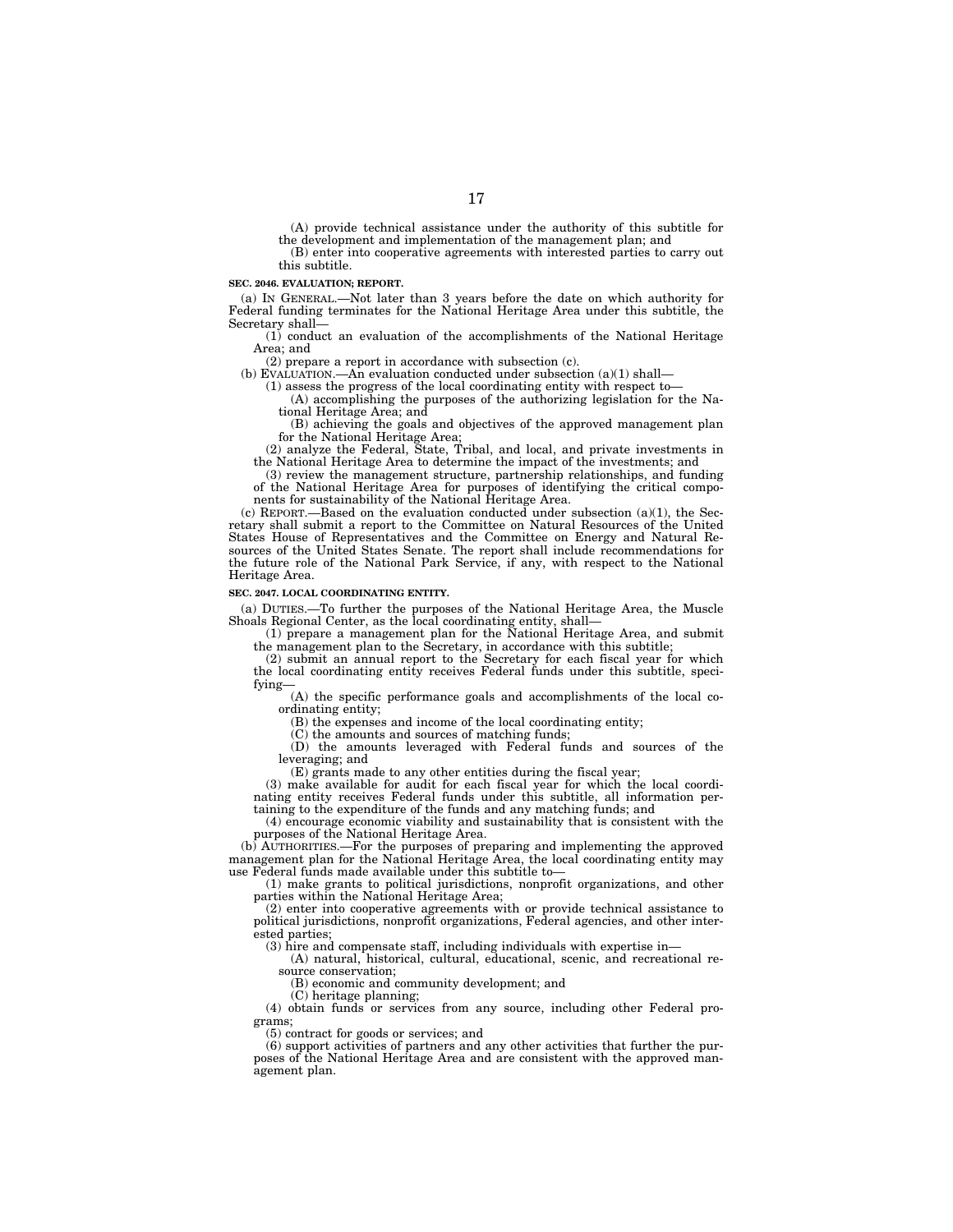(A) provide technical assistance under the authority of this subtitle for the development and implementation of the management plan; and

(B) enter into cooperative agreements with interested parties to carry out this subtitle.

**SEC. 2046. EVALUATION; REPORT.**

(a) IN GENERAL.—Not later than 3 years before the date on which authority for Federal funding terminates for the National Heritage Area under this subtitle, the Secretary shall—

(1) conduct an evaluation of the accomplishments of the National Heritage Area; and

(2) prepare a report in accordance with subsection (c).

(b) EVALUATION.—An evaluation conducted under subsection (a)(1) shall—

(1) assess the progress of the local coordinating entity with respect to—

(A) accomplishing the purposes of the authorizing legislation for the National Heritage Area; and

(B) achieving the goals and objectives of the approved management plan for the National Heritage Area;

(2) analyze the Federal, State, Tribal, and local, and private investments in the National Heritage Area to determine the impact of the investments; and

(3) review the management structure, partnership relationships, and funding of the National Heritage Area for purposes of identifying the critical components for sustainability of the National Heritage Area.

(c) REPORT.—Based on the evaluation conducted under subsection (a)(1), the Secretary shall submit a report to the Committee on Natural Resources of the United States House of Representatives and the Committee on Energy and Natural Resources of the United States Senate. The report shall include recommendations for the future role of the National Park Service, if any, with respect to the National Heritage Area.

**SEC. 2047. LOCAL COORDINATING ENTITY.**

(a) DUTIES.—To further the purposes of the National Heritage Area, the Muscle Shoals Regional Center, as the local coordinating entity, shall—

(1) prepare a management plan for the National Heritage Area, and submit the management plan to the Secretary, in accordance with this subtitle;

(2) submit an annual report to the Secretary for each fiscal year for which the local coordinating entity receives Federal funds under this subtitle, specifying—

(A) the specific performance goals and accomplishments of the local coordinating entity;

(B) the expenses and income of the local coordinating entity;

(C) the amounts and sources of matching funds;

(D) the amounts leveraged with Federal funds and sources of the leveraging; and

(E) grants made to any other entities during the fiscal year;

(3) make available for audit for each fiscal year for which the local coordinating entity receives Federal funds under this subtitle, all information pertaining to the expenditure of the funds and any matching funds; and

(4) encourage economic viability and sustainability that is consistent with the purposes of the National Heritage Area.

(b) AUTHORITIES.—For the purposes of preparing and implementing the approved management plan for the National Heritage Area, the local coordinating entity may use Federal funds made available under this subtitle to—

(1) make grants to political jurisdictions, nonprofit organizations, and other parties within the National Heritage Area;

(2) enter into cooperative agreements with or provide technical assistance to political jurisdictions, nonprofit organizations, Federal agencies, and other interested parties;

(3) hire and compensate staff, including individuals with expertise in—

(A) natural, historical, cultural, educational, scenic, and recreational resource conservation;

(B) economic and community development; and

(C) heritage planning;

(4) obtain funds or services from any source, including other Federal programs;

(5) contract for goods or services; and

(6) support activities of partners and any other activities that further the purposes of the National Heritage Area and are consistent with the approved management plan.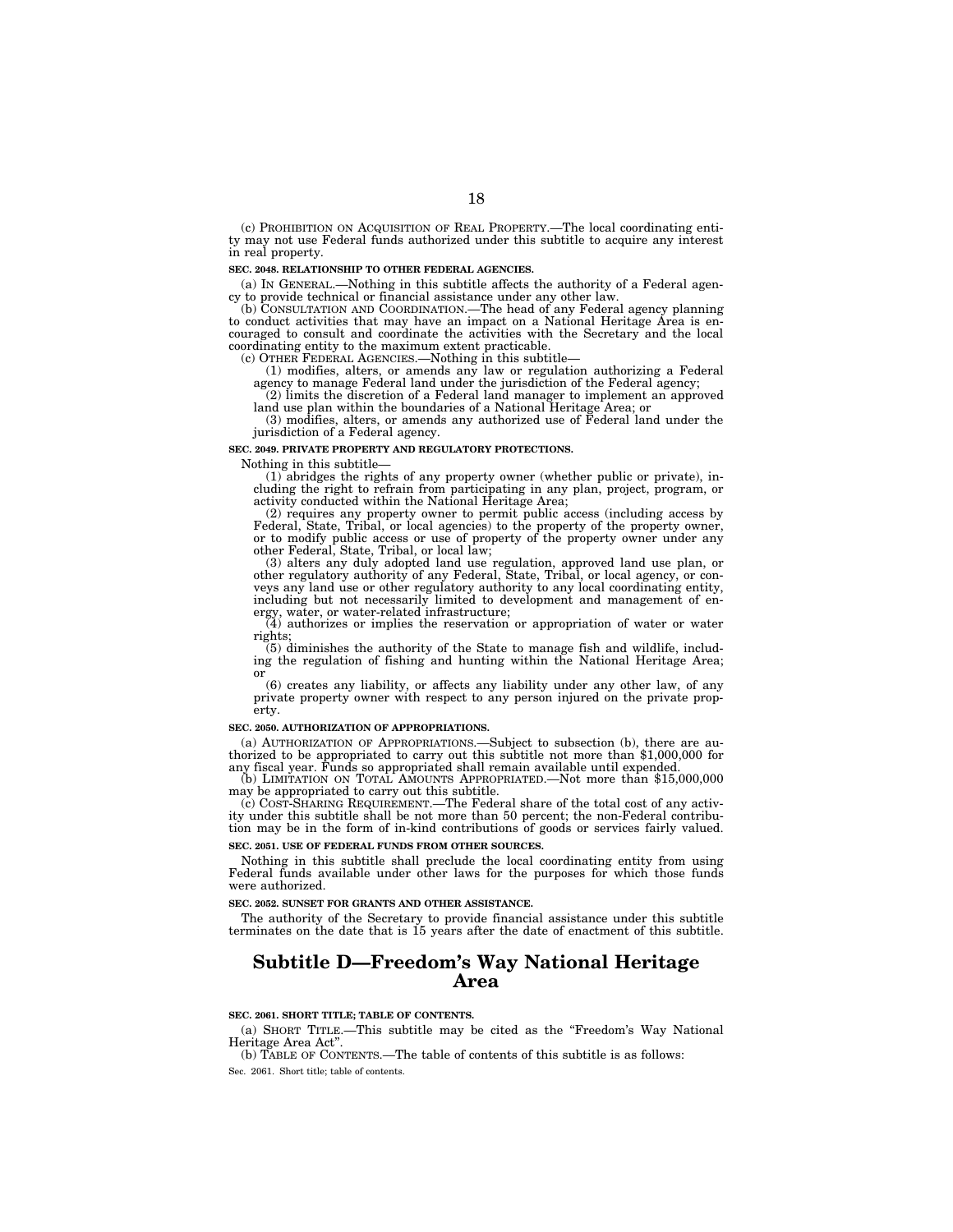(c) PROHIBITION ON ACQUISITION OF REAL PROPERTY.—The local coordinating entity may not use Federal funds authorized under this subtitle to acquire any interest in real property.

**SEC. 2048. RELATIONSHIP TO OTHER FEDERAL AGENCIES.**

(a) IN GENERAL.—Nothing in this subtitle affects the authority of a Federal agency to provide technical or financial assistance under any other law.

(b) CONSULTATION AND COORDINATION.—The head of any Federal agency planning to conduct activities that may have an impact on a National Heritage Area is encouraged to consult and coordinate the activities with the Secretary and the local coordinating entity to the maximum extent practicable.

(c) OTHER FEDERAL AGENCIES.—Nothing in this subtitle—

(1) modifies, alters, or amends any law or regulation authorizing a Federal agency to manage Federal land under the jurisdiction of the Federal agency;

(2) limits the discretion of a Federal land manager to implement an approved land use plan within the boundaries of a National Heritage Area; or

(3) modifies, alters, or amends any authorized use of Federal land under the jurisdiction of a Federal agency.

**SEC. 2049. PRIVATE PROPERTY AND REGULATORY PROTECTIONS.**

Nothing in this subtitle—

(1) abridges the rights of any property owner (whether public or private), including the right to refrain from participating in any plan, project, program, or activity conducted within the National Heritage Area;

(2) requires any property owner to permit public access (including access by Federal, State, Tribal, or local agencies) to the property of the property owner, or to modify public access or use of property of the property owner under any other Federal, State, Tribal, or local law;

(3) alters any duly adopted land use regulation, approved land use plan, or other regulatory authority of any Federal, State, Tribal, or local agency, or conveys any land use or other regulatory authority to any local coordinating entity, including but not necessarily limited to development and management of energy, water, or water-related infrastructure;

(4) authorizes or implies the reservation or appropriation of water or water rights;

(5) diminishes the authority of the State to manage fish and wildlife, including the regulation of fishing and hunting within the National Heritage Area; or

(6) creates any liability, or affects any liability under any other law, of any private property owner with respect to any person injured on the private property.

**SEC. 2050. AUTHORIZATION OF APPROPRIATIONS.**

(a) AUTHORIZATION OF APPROPRIATIONS.—Subject to subsection (b), there are authorized to be appropriated to carry out this subtitle not more than $1,000,000 for any fiscal year. Funds so appropriated shall remain available until expended.

(b) LIMITATION ON TOTAL AMOUNTS APPROPRIATED.—Not more than $15,000,000 may be appropriated to carry out this subtitle.

(c) COST-SHARING REQUIREMENT.—The Federal share of the total cost of any activity under this subtitle shall be not more than 50 percent; the non-Federal contribution may be in the form of in-kind contributions of goods or services fairly valued.

**SEC. 2051. USE OF FEDERAL FUNDS FROM OTHER SOURCES.**

Nothing in this subtitle shall preclude the local coordinating entity from using Federal funds available under other laws for the purposes for which those funds were authorized.

**SEC. 2052. SUNSET FOR GRANTS AND OTHER ASSISTANCE.**

The authority of the Secretary to provide financial assistance under this subtitle terminates on the date that is 15 years after the date of enactment of this subtitle.

## Subtitle D—Freedom's Way National Heritage Area

**SEC. 2061. SHORT TITLE; TABLE OF CONTENTS.**

(a) SHORT TITLE.—This subtitle may be cited as the "Freedom's Way National Heritage Area Act".

(b) TABLE OF CONTENTS.—The table of contents of this subtitle is as follows:

Sec. 2061. Short title; table of contents.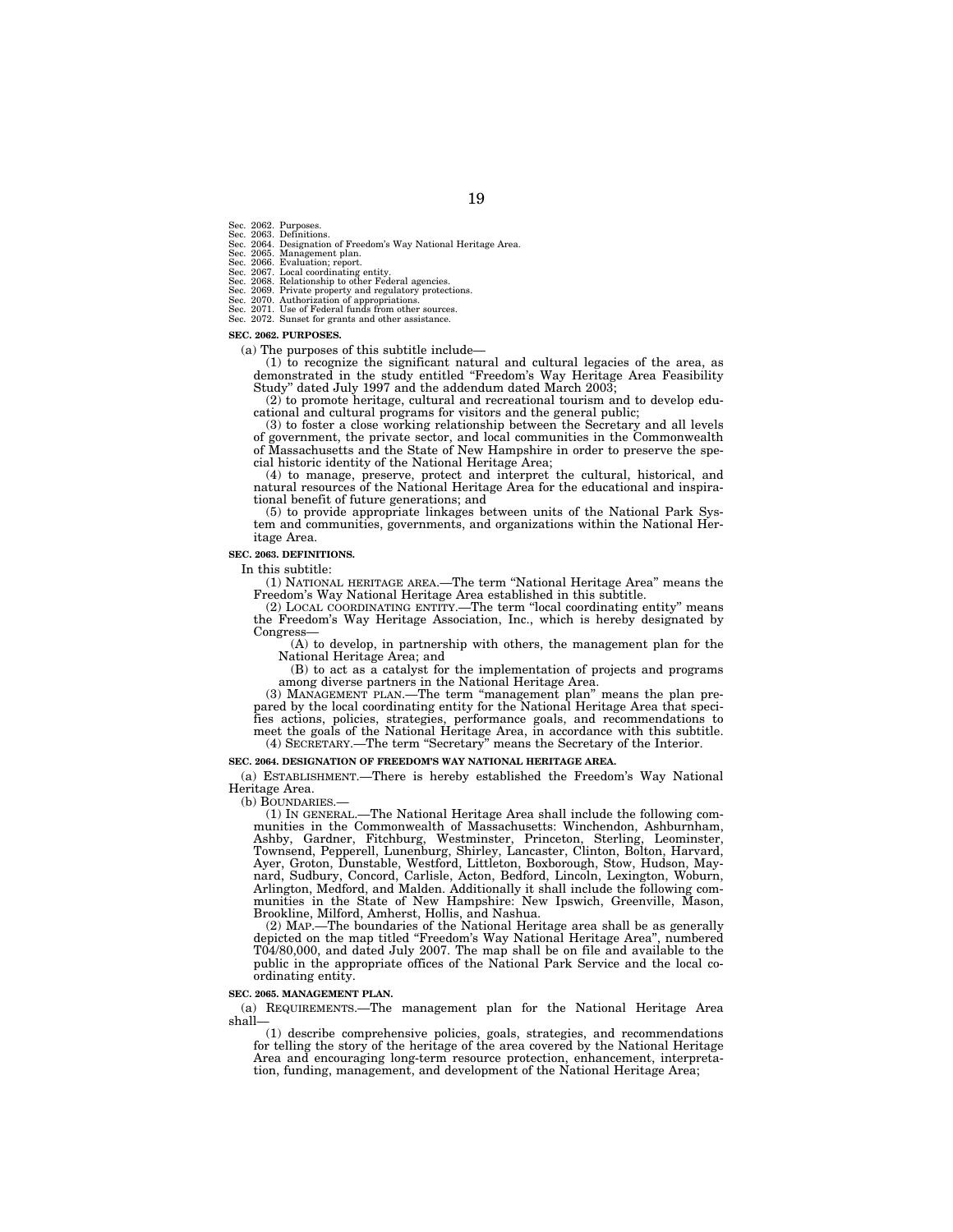Sec. 2062. Purposes.
Sec. 2063. Definitions.
Sec. 2064. Designation of Freedom's Way National Heritage Area.
Sec. 2065. Management plan.
Sec. 2066. Evaluation; report.
Sec. 2067. Local coordinating entity.
Sec. 2068. Relationship to other Federal agencies.
Sec. 2069. Private property and regulatory protections.
Sec. 2070. Authorization of appropriations.
Sec. 2071. Use of Federal funds from other sources.
Sec. 2072. Sunset for grants and other assistance.

**SEC. 2062. PURPOSES.**

(a) The purposes of this subtitle include—

(1) to recognize the significant natural and cultural legacies of the area, as demonstrated in the study entitled "Freedom's Way Heritage Area Feasibility Study" dated July 1997 and the addendum dated March 2003;

(2) to promote heritage, cultural and recreational tourism and to develop educational and cultural programs for visitors and the general public;

(3) to foster a close working relationship between the Secretary and all levels of government, the private sector, and local communities in the Commonwealth of Massachusetts and the State of New Hampshire in order to preserve the special historic identity of the National Heritage Area;

(4) to manage, preserve, protect and interpret the cultural, historical, and natural resources of the National Heritage Area for the educational and inspirational benefit of future generations; and

(5) to provide appropriate linkages between units of the National Park System and communities, governments, and organizations within the National Heritage Area.

**SEC. 2063. DEFINITIONS.**

In this subtitle:

(1) NATIONAL HERITAGE AREA.—The term "National Heritage Area" means the Freedom's Way National Heritage Area established in this subtitle.

(2) LOCAL COORDINATING ENTITY.—The term "local coordinating entity" means the Freedom's Way Heritage Association, Inc., which is hereby designated by Congress—

(A) to develop, in partnership with others, the management plan for the National Heritage Area; and

(B) to act as a catalyst for the implementation of projects and programs among diverse partners in the National Heritage Area.

(3) MANAGEMENT PLAN.—The term "management plan" means the plan prepared by the local coordinating entity for the National Heritage Area that specifies actions, policies, strategies, performance goals, and recommendations to meet the goals of the National Heritage Area, in accordance with this subtitle.

(4) SECRETARY.—The term "Secretary" means the Secretary of the Interior.

**SEC. 2064. DESIGNATION OF FREEDOM'S WAY NATIONAL HERITAGE AREA.**

(a) ESTABLISHMENT.—There is hereby established the Freedom's Way National Heritage Area.

(b) BOUNDARIES.—

(1) IN GENERAL.—The National Heritage Area shall include the following communities in the Commonwealth of Massachusetts: Winchendon, Ashburnham, Ashby, Gardner, Fitchburg, Westminster, Princeton, Sterling, Leominster, Townsend, Pepperell, Lunenburg, Shirley, Lancaster, Clinton, Bolton, Harvard, Ayer, Groton, Dunstable, Westford, Littleton, Boxborough, Stow, Hudson, Maynard, Sudbury, Concord, Carlisle, Acton, Bedford, Lincoln, Lexington, Woburn, Arlington, Medford, and Malden. Additionally it shall include the following communities in the State of New Hampshire: New Ipswich, Greenville, Mason, Brookline, Milford, Amherst, Hollis, and Nashua.

(2) MAP.—The boundaries of the National Heritage area shall be as generally depicted on the map titled "Freedom's Way National Heritage Area", numbered T04/80,000, and dated July 2007. The map shall be on file and available to the public in the appropriate offices of the National Park Service and the local coordinating entity.

**SEC. 2065. MANAGEMENT PLAN.**

(a) REQUIREMENTS.—The management plan for the National Heritage Area shall—

(1) describe comprehensive policies, goals, strategies, and recommendations for telling the story of the heritage of the area covered by the National Heritage Area and encouraging long-term resource protection, enhancement, interpretation, funding, management, and development of the National Heritage Area;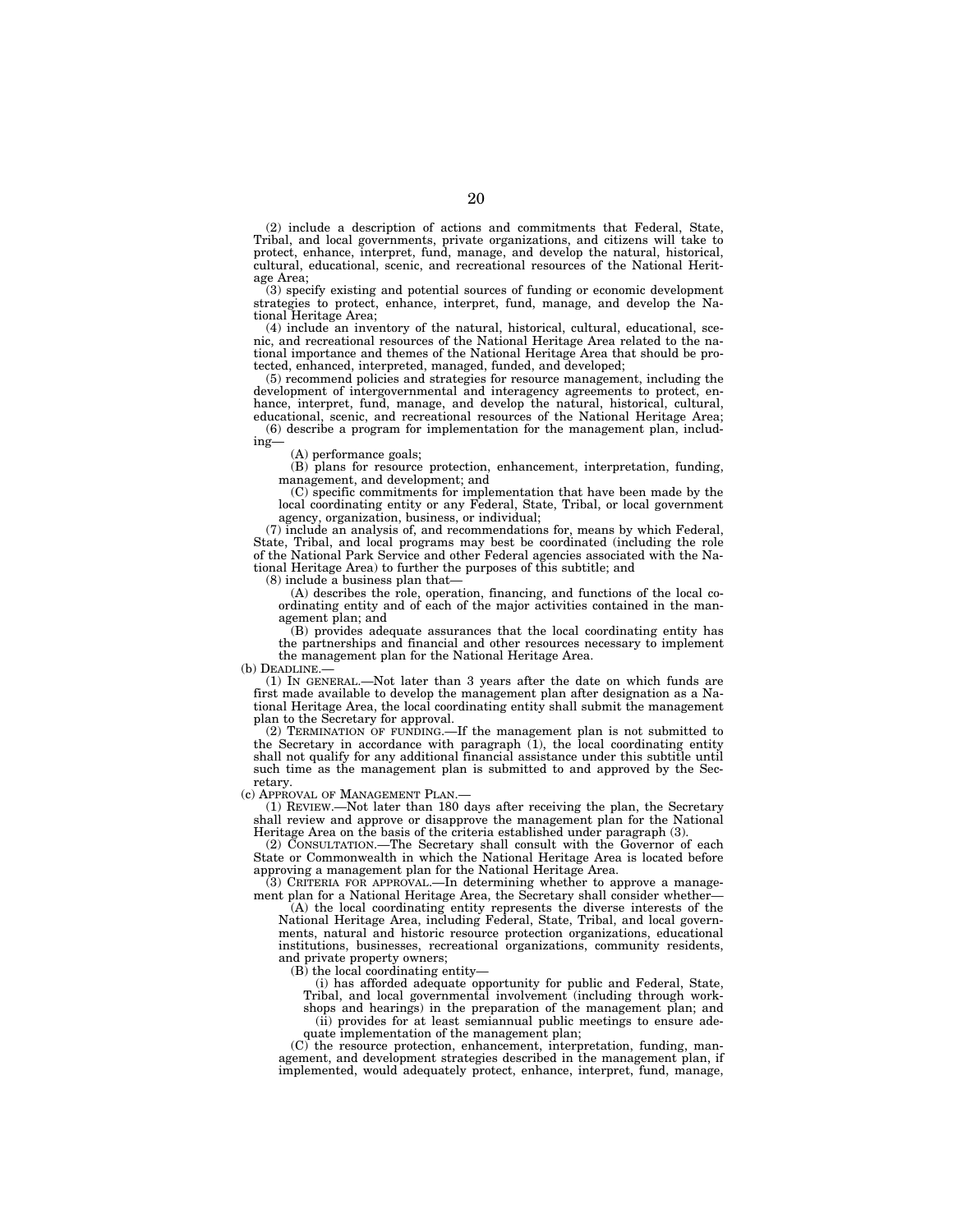(2) include a description of actions and commitments that Federal, State, Tribal, and local governments, private organizations, and citizens will take to protect, enhance, interpret, fund, manage, and develop the natural, historical, cultural, educational, scenic, and recreational resources of the National Heritage Area;

(3) specify existing and potential sources of funding or economic development strategies to protect, enhance, interpret, fund, manage, and develop the National Heritage Area;

(4) include an inventory of the natural, historical, cultural, educational, scenic, and recreational resources of the National Heritage Area related to the national importance and themes of the National Heritage Area that should be protected, enhanced, interpreted, managed, funded, and developed;

(5) recommend policies and strategies for resource management, including the development of intergovernmental and interagency agreements to protect, enhance, interpret, fund, manage, and develop the natural, historical, cultural, educational, scenic, and recreational resources of the National Heritage Area;

(6) describe a program for implementation for the management plan, including—

(A) performance goals;

(B) plans for resource protection, enhancement, interpretation, funding, management, and development; and

(C) specific commitments for implementation that have been made by the local coordinating entity or any Federal, State, Tribal, or local government agency, organization, business, or individual;

(7) include an analysis of, and recommendations for, means by which Federal, State, Tribal, and local programs may best be coordinated (including the role of the National Park Service and other Federal agencies associated with the National Heritage Area) to further the purposes of this subtitle; and

(8) include a business plan that—

(A) describes the role, operation, financing, and functions of the local coordinating entity and of each of the major activities contained in the management plan; and

(B) provides adequate assurances that the local coordinating entity has the partnerships and financial and other resources necessary to implement the management plan for the National Heritage Area.

(b) DEADLINE.—

(1) IN GENERAL.—Not later than 3 years after the date on which funds are first made available to develop the management plan after designation as a National Heritage Area, the local coordinating entity shall submit the management plan to the Secretary for approval.

(2) TERMINATION OF FUNDING.—If the management plan is not submitted to the Secretary in accordance with paragraph (1), the local coordinating entity shall not qualify for any additional financial assistance under this subtitle until such time as the management plan is submitted to and approved by the Secretary.

(c) APPROVAL OF MANAGEMENT PLAN.—

(1) REVIEW.—Not later than 180 days after receiving the plan, the Secretary shall review and approve or disapprove the management plan for the National Heritage Area on the basis of the criteria established under paragraph (3).

(2) CONSULTATION.—The Secretary shall consult with the Governor of each State or Commonwealth in which the National Heritage Area is located before approving a management plan for the National Heritage Area.

(3) CRITERIA FOR APPROVAL.—In determining whether to approve a management plan for a National Heritage Area, the Secretary shall consider whether—

(A) the local coordinating entity represents the diverse interests of the National Heritage Area, including Federal, State, Tribal, and local governments, natural and historic resource protection organizations, educational institutions, businesses, recreational organizations, community residents, and private property owners;

(B) the local coordinating entity—

(i) has afforded adequate opportunity for public and Federal, State, Tribal, and local governmental involvement (including through workshops and hearings) in the preparation of the management plan; and

(ii) provides for at least semiannual public meetings to ensure adequate implementation of the management plan;

(C) the resource protection, enhancement, interpretation, funding, management, and development strategies described in the management plan, if implemented, would adequately protect, enhance, interpret, fund, manage,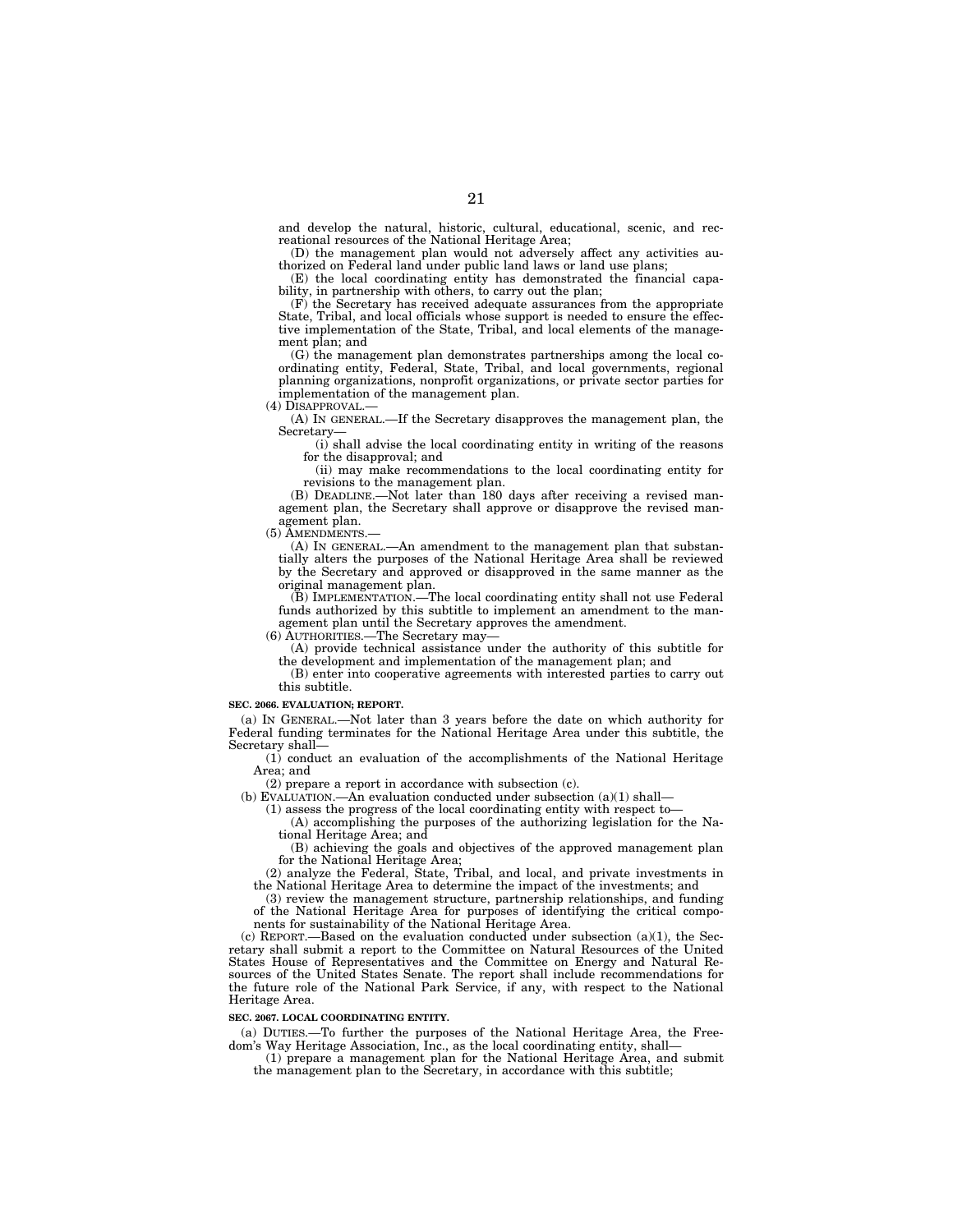and develop the natural, historic, cultural, educational, scenic, and recreational resources of the National Heritage Area;

(D) the management plan would not adversely affect any activities authorized on Federal land under public land laws or land use plans;

(E) the local coordinating entity has demonstrated the financial capability, in partnership with others, to carry out the plan;

(F) the Secretary has received adequate assurances from the appropriate State, Tribal, and local officials whose support is needed to ensure the effective implementation of the State, Tribal, and local elements of the management plan; and

(G) the management plan demonstrates partnerships among the local coordinating entity, Federal, State, Tribal, and local governments, regional planning organizations, nonprofit organizations, or private sector parties for implementation of the management plan.

(4) DISAPPROVAL.—

(A) IN GENERAL.—If the Secretary disapproves the management plan, the Secretary—

(i) shall advise the local coordinating entity in writing of the reasons for the disapproval; and

(ii) may make recommendations to the local coordinating entity for revisions to the management plan.

(B) DEADLINE.—Not later than 180 days after receiving a revised management plan, the Secretary shall approve or disapprove the revised management plan.

(5) AMENDMENTS.—

(A) IN GENERAL.—An amendment to the management plan that substantially alters the purposes of the National Heritage Area shall be reviewed by the Secretary and approved or disapproved in the same manner as the original management plan.

(B) IMPLEMENTATION.—The local coordinating entity shall not use Federal funds authorized by this subtitle to implement an amendment to the management plan until the Secretary approves the amendment.

(6) AUTHORITIES.—The Secretary may—

(A) provide technical assistance under the authority of this subtitle for the development and implementation of the management plan; and

(B) enter into cooperative agreements with interested parties to carry out this subtitle.

**SEC. 2066. EVALUATION; REPORT.**

(a) IN GENERAL.—Not later than 3 years before the date on which authority for Federal funding terminates for the National Heritage Area under this subtitle, the Secretary shall—

(1) conduct an evaluation of the accomplishments of the National Heritage Area; and

(2) prepare a report in accordance with subsection (c).

(b) EVALUATION.—An evaluation conducted under subsection (a)(1) shall—

(1) assess the progress of the local coordinating entity with respect to—

(A) accomplishing the purposes of the authorizing legislation for the National Heritage Area; and

(B) achieving the goals and objectives of the approved management plan for the National Heritage Area;

(2) analyze the Federal, State, Tribal, and local, and private investments in the National Heritage Area to determine the impact of the investments; and

(3) review the management structure, partnership relationships, and funding of the National Heritage Area for purposes of identifying the critical components for sustainability of the National Heritage Area.

(c) REPORT.—Based on the evaluation conducted under subsection (a)(1), the Secretary shall submit a report to the Committee on Natural Resources of the United States House of Representatives and the Committee on Energy and Natural Resources of the United States Senate. The report shall include recommendations for the future role of the National Park Service, if any, with respect to the National Heritage Area.

**SEC. 2067. LOCAL COORDINATING ENTITY.**

(a) DUTIES.—To further the purposes of the National Heritage Area, the Freedom's Way Heritage Association, Inc., as the local coordinating entity, shall—

(1) prepare a management plan for the National Heritage Area, and submit the management plan to the Secretary, in accordance with this subtitle;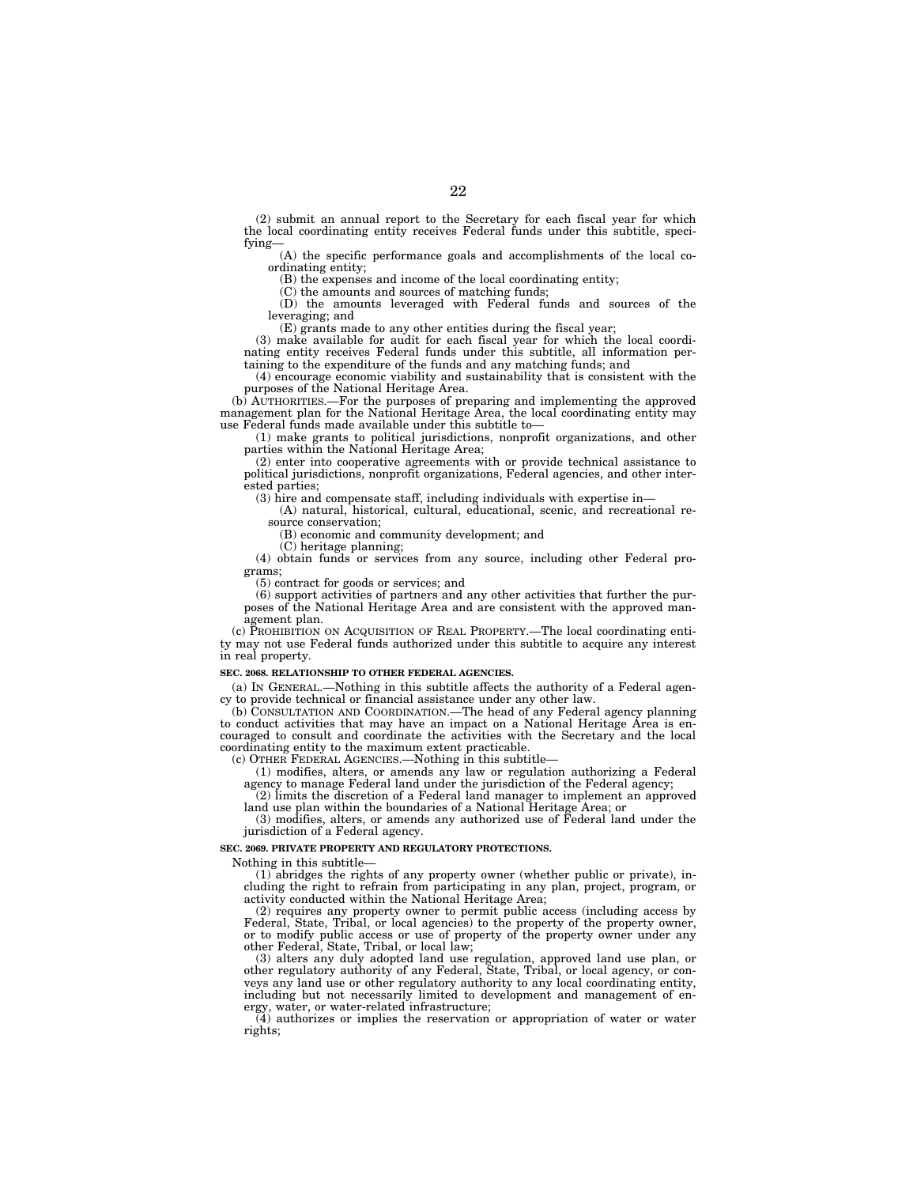(2) submit an annual report to the Secretary for each fiscal year for which the local coordinating entity receives Federal funds under this subtitle, specifying—

(A) the specific performance goals and accomplishments of the local coordinating entity;

(B) the expenses and income of the local coordinating entity;

(C) the amounts and sources of matching funds;

(D) the amounts leveraged with Federal funds and sources of the leveraging; and

(E) grants made to any other entities during the fiscal year;

(3) make available for audit for each fiscal year for which the local coordinating entity receives Federal funds under this subtitle, all information pertaining to the expenditure of the funds and any matching funds; and

(4) encourage economic viability and sustainability that is consistent with the purposes of the National Heritage Area.

(b) AUTHORITIES.—For the purposes of preparing and implementing the approved management plan for the National Heritage Area, the local coordinating entity may use Federal funds made available under this subtitle to—

(1) make grants to political jurisdictions, nonprofit organizations, and other parties within the National Heritage Area;

(2) enter into cooperative agreements with or provide technical assistance to political jurisdictions, nonprofit organizations, Federal agencies, and other interested parties;

(3) hire and compensate staff, including individuals with expertise in—

(A) natural, historical, cultural, educational, scenic, and recreational resource conservation;

(B) economic and community development; and

(C) heritage planning;

(4) obtain funds or services from any source, including other Federal programs;

(5) contract for goods or services; and

(6) support activities of partners and any other activities that further the purposes of the National Heritage Area and are consistent with the approved management plan.

(c) PROHIBITION ON ACQUISITION OF REAL PROPERTY.—The local coordinating entity may not use Federal funds authorized under this subtitle to acquire any interest in real property.

**SEC. 2068. RELATIONSHIP TO OTHER FEDERAL AGENCIES.**

(a) IN GENERAL.—Nothing in this subtitle affects the authority of a Federal agency to provide technical or financial assistance under any other law.

(b) CONSULTATION AND COORDINATION.—The head of any Federal agency planning to conduct activities that may have an impact on a National Heritage Area is encouraged to consult and coordinate the activities with the Secretary and the local coordinating entity to the maximum extent practicable.

(c) OTHER FEDERAL AGENCIES.—Nothing in this subtitle—

(1) modifies, alters, or amends any law or regulation authorizing a Federal agency to manage Federal land under the jurisdiction of the Federal agency;

(2) limits the discretion of a Federal land manager to implement an approved land use plan within the boundaries of a National Heritage Area; or

(3) modifies, alters, or amends any authorized use of Federal land under the jurisdiction of a Federal agency.

**SEC. 2069. PRIVATE PROPERTY AND REGULATORY PROTECTIONS.**

Nothing in this subtitle—

(1) abridges the rights of any property owner (whether public or private), including the right to refrain from participating in any plan, project, program, or activity conducted within the National Heritage Area;

(2) requires any property owner to permit public access (including access by Federal, State, Tribal, or local agencies) to the property of the property owner, or to modify public access or use of property of the property owner under any other Federal, State, Tribal, or local law;

(3) alters any duly adopted land use regulation, approved land use plan, or other regulatory authority of any Federal, State, Tribal, or local agency, or conveys any land use or other regulatory authority to any local coordinating entity, including but not necessarily limited to development and management of energy, water, or water-related infrastructure;

(4) authorizes or implies the reservation or appropriation of water or water rights;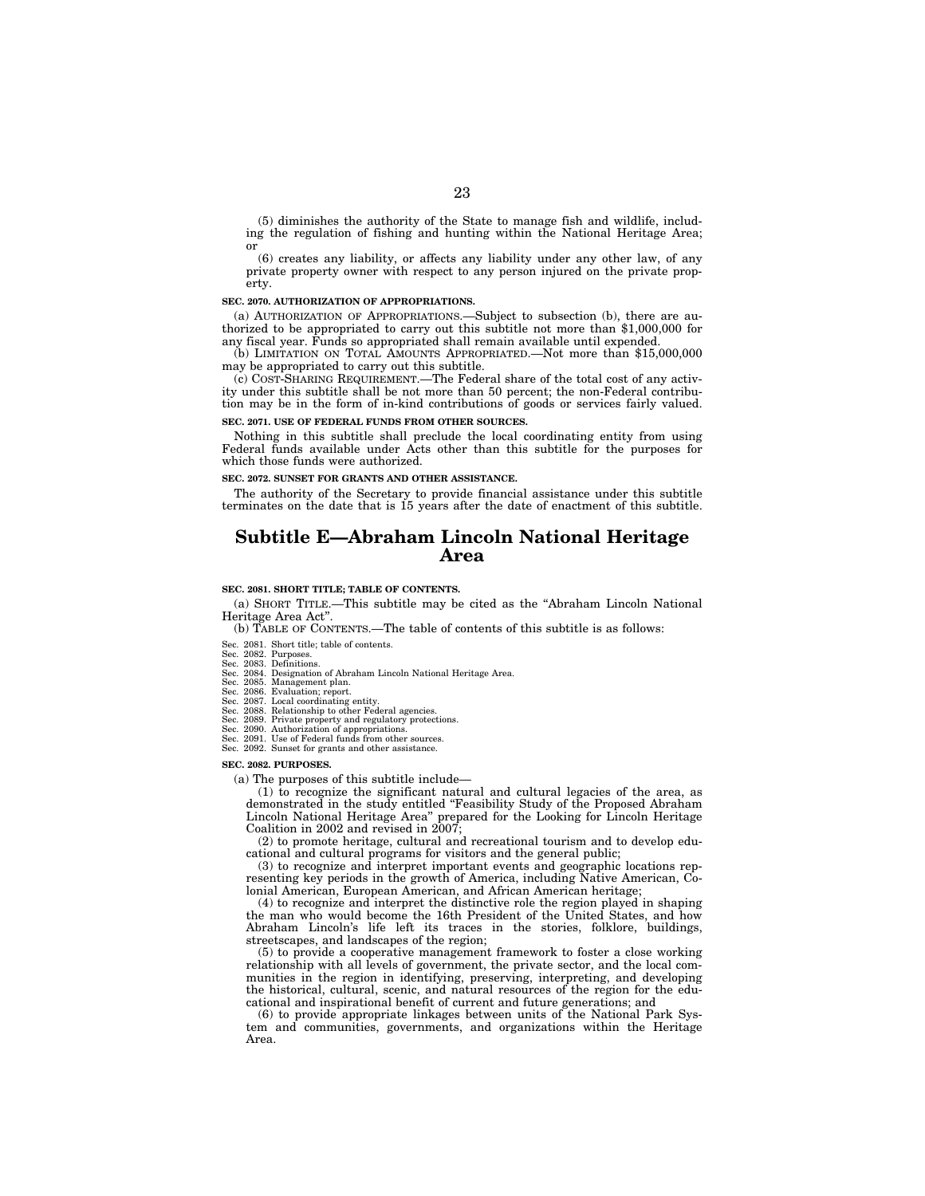(5) diminishes the authority of the State to manage fish and wildlife, including the regulation of fishing and hunting within the National Heritage Area; or

(6) creates any liability, or affects any liability under any other law, of any private property owner with respect to any person injured on the private property.

**SEC. 2070. AUTHORIZATION OF APPROPRIATIONS.**

(a) AUTHORIZATION OF APPROPRIATIONS.—Subject to subsection (b), there are authorized to be appropriated to carry out this subtitle not more than $1,000,000 for any fiscal year. Funds so appropriated shall remain available until expended.

(b) LIMITATION ON TOTAL AMOUNTS APPROPRIATED.—Not more than $15,000,000 may be appropriated to carry out this subtitle.

(c) COST-SHARING REQUIREMENT.—The Federal share of the total cost of any activity under this subtitle shall be not more than 50 percent; the non-Federal contribution may be in the form of in-kind contributions of goods or services fairly valued.

**SEC. 2071. USE OF FEDERAL FUNDS FROM OTHER SOURCES.**

Nothing in this subtitle shall preclude the local coordinating entity from using Federal funds available under Acts other than this subtitle for the purposes for which those funds were authorized.

**SEC. 2072. SUNSET FOR GRANTS AND OTHER ASSISTANCE.**

The authority of the Secretary to provide financial assistance under this subtitle terminates on the date that is 15 years after the date of enactment of this subtitle.

# Subtitle E—Abraham Lincoln National Heritage Area

**SEC. 2081. SHORT TITLE; TABLE OF CONTENTS.**

(a) SHORT TITLE.—This subtitle may be cited as the "Abraham Lincoln National Heritage Area Act".

(b) TABLE OF CONTENTS.—The table of contents of this subtitle is as follows:

Sec. 2081. Short title; table of contents.
Sec. 2082. Purposes.
Sec. 2083. Definitions.
Sec. 2084. Designation of Abraham Lincoln National Heritage Area.
Sec. 2085. Management plan.
Sec. 2086. Evaluation; report.
Sec. 2087. Local coordinating entity.
Sec. 2088. Relationship to other Federal agencies.
Sec. 2089. Private property and regulatory protections.
Sec. 2090. Authorization of appropriations.
Sec. 2091. Use of Federal funds from other sources.
Sec. 2092. Sunset for grants and other assistance.

**SEC. 2082. PURPOSES.**

(a) The purposes of this subtitle include—

(1) to recognize the significant natural and cultural legacies of the area, as demonstrated in the study entitled "Feasibility Study of the Proposed Abraham Lincoln National Heritage Area" prepared for the Looking for Lincoln Heritage Coalition in 2002 and revised in 2007;

(2) to promote heritage, cultural and recreational tourism and to develop educational and cultural programs for visitors and the general public;

(3) to recognize and interpret important events and geographic locations representing key periods in the growth of America, including Native American, Colonial American, European American, and African American heritage;

(4) to recognize and interpret the distinctive role the region played in shaping the man who would become the 16th President of the United States, and how Abraham Lincoln's life left its traces in the stories, folklore, buildings, streetscapes, and landscapes of the region;

(5) to provide a cooperative management framework to foster a close working relationship with all levels of government, the private sector, and the local communities in the region in identifying, preserving, interpreting, and developing the historical, cultural, scenic, and natural resources of the region for the educational and inspirational benefit of current and future generations; and

(6) to provide appropriate linkages between units of the National Park System and communities, governments, and organizations within the Heritage Area.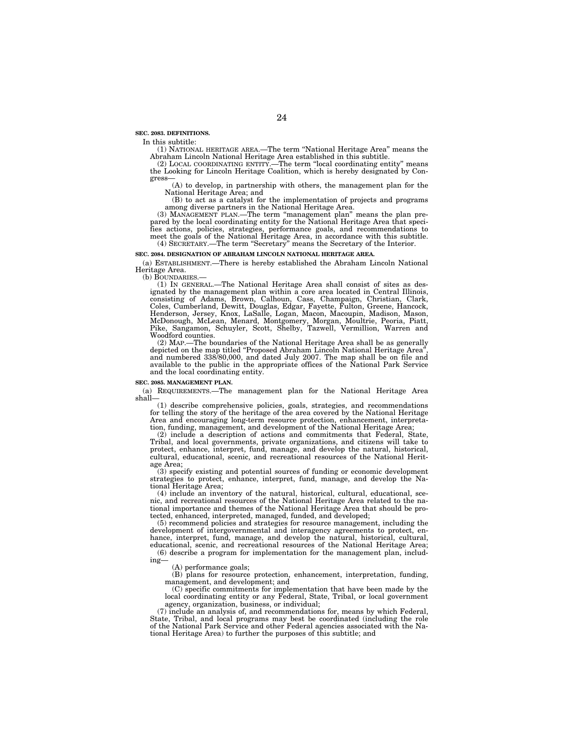**SEC. 2083. DEFINITIONS.**

In this subtitle:

(1) NATIONAL HERITAGE AREA.—The term "National Heritage Area" means the Abraham Lincoln National Heritage Area established in this subtitle.

(2) LOCAL COORDINATING ENTITY.—The term "local coordinating entity" means the Looking for Lincoln Heritage Coalition, which is hereby designated by Congress—

(A) to develop, in partnership with others, the management plan for the National Heritage Area; and

(B) to act as a catalyst for the implementation of projects and programs among diverse partners in the National Heritage Area.

(3) MANAGEMENT PLAN.—The term "management plan" means the plan prepared by the local coordinating entity for the National Heritage Area that specifies actions, policies, strategies, performance goals, and recommendations to meet the goals of the National Heritage Area, in accordance with this subtitle.

(4) SECRETARY.—The term "Secretary" means the Secretary of the Interior.

**SEC. 2084. DESIGNATION OF ABRAHAM LINCOLN NATIONAL HERITAGE AREA.**

(a) ESTABLISHMENT.—There is hereby established the Abraham Lincoln National Heritage Area.

(b) BOUNDARIES.—

(1) IN GENERAL.—The National Heritage Area shall consist of sites as designated by the management plan within a core area located in Central Illinois, consisting of Adams, Brown, Calhoun, Cass, Champaign, Christian, Clark, Coles, Cumberland, Dewitt, Douglas, Edgar, Fayette, Fulton, Greene, Hancock, Henderson, Jersey, Knox, LaSalle, Logan, Macon, Macoupin, Madison, Mason, McDonough, McLean, Menard, Montgomery, Morgan, Moultrie, Peoria, Piatt, Pike, Sangamon, Schuyler, Scott, Shelby, Tazwell, Vermillion, Warren and Woodford counties.

(2) MAP.—The boundaries of the National Heritage Area shall be as generally depicted on the map titled "Proposed Abraham Lincoln National Heritage Area", and numbered 338/80,000, and dated July 2007. The map shall be on file and available to the public in the appropriate offices of the National Park Service and the local coordinating entity.

**SEC. 2085. MANAGEMENT PLAN.**

(a) REQUIREMENTS.—The management plan for the National Heritage Area shall—

(1) describe comprehensive policies, goals, strategies, and recommendations for telling the story of the heritage of the area covered by the National Heritage Area and encouraging long-term resource protection, enhancement, interpretation, funding, management, and development of the National Heritage Area;

(2) include a description of actions and commitments that Federal, State, Tribal, and local governments, private organizations, and citizens will take to protect, enhance, interpret, fund, manage, and develop the natural, historical, cultural, educational, scenic, and recreational resources of the National Heritage Area;

(3) specify existing and potential sources of funding or economic development strategies to protect, enhance, interpret, fund, manage, and develop the National Heritage Area;

(4) include an inventory of the natural, historical, cultural, educational, scenic, and recreational resources of the National Heritage Area related to the national importance and themes of the National Heritage Area that should be protected, enhanced, interpreted, managed, funded, and developed;

(5) recommend policies and strategies for resource management, including the development of intergovernmental and interagency agreements to protect, enhance, interpret, fund, manage, and develop the natural, historical, cultural, educational, scenic, and recreational resources of the National Heritage Area;

(6) describe a program for implementation for the management plan, including—

(A) performance goals;

(B) plans for resource protection, enhancement, interpretation, funding, management, and development; and

(C) specific commitments for implementation that have been made by the local coordinating entity or any Federal, State, Tribal, or local government agency, organization, business, or individual;

(7) include an analysis of, and recommendations for, means by which Federal, State, Tribal, and local programs may best be coordinated (including the role of the National Park Service and other Federal agencies associated with the National Heritage Area) to further the purposes of this subtitle; and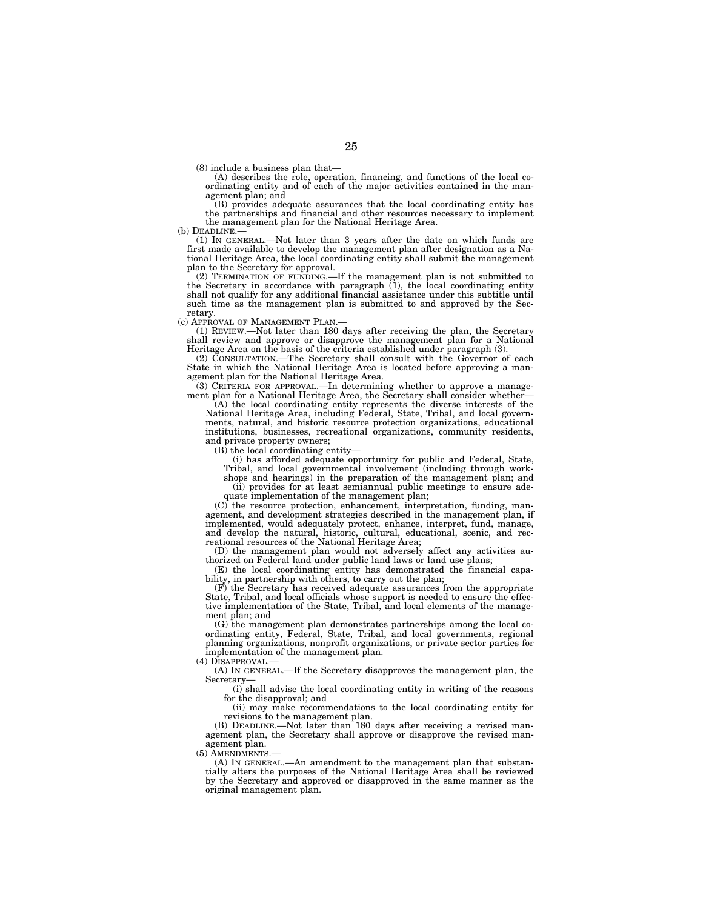(8) include a business plan that—

(A) describes the role, operation, financing, and functions of the local coordinating entity and of each of the major activities contained in the management plan; and

(B) provides adequate assurances that the local coordinating entity has the partnerships and financial and other resources necessary to implement the management plan for the National Heritage Area.

(b) DEADLINE.—

(1) IN GENERAL.—Not later than 3 years after the date on which funds are first made available to develop the management plan after designation as a National Heritage Area, the local coordinating entity shall submit the management plan to the Secretary for approval.

(2) TERMINATION OF FUNDING.—If the management plan is not submitted to the Secretary in accordance with paragraph (1), the local coordinating entity shall not qualify for any additional financial assistance under this subtitle until such time as the management plan is submitted to and approved by the Secretary.

(c) APPROVAL OF MANAGEMENT PLAN.—

(1) REVIEW.—Not later than 180 days after receiving the plan, the Secretary shall review and approve or disapprove the management plan for a National Heritage Area on the basis of the criteria established under paragraph (3).

(2) CONSULTATION.—The Secretary shall consult with the Governor of each State in which the National Heritage Area is located before approving a management plan for the National Heritage Area.

(3) CRITERIA FOR APPROVAL.—In determining whether to approve a management plan for a National Heritage Area, the Secretary shall consider whether—

(A) the local coordinating entity represents the diverse interests of the National Heritage Area, including Federal, State, Tribal, and local governments, natural, and historic resource protection organizations, educational institutions, businesses, recreational organizations, community residents, and private property owners;

(B) the local coordinating entity—

(i) has afforded adequate opportunity for public and Federal, State, Tribal, and local governmental involvement (including through workshops and hearings) in the preparation of the management plan; and

(ii) provides for at least semiannual public meetings to ensure adequate implementation of the management plan;

(C) the resource protection, enhancement, interpretation, funding, management, and development strategies described in the management plan, if implemented, would adequately protect, enhance, interpret, fund, manage, and develop the natural, historic, cultural, educational, scenic, and recreational resources of the National Heritage Area;

(D) the management plan would not adversely affect any activities authorized on Federal land under public land laws or land use plans;

(E) the local coordinating entity has demonstrated the financial capability, in partnership with others, to carry out the plan;

(F) the Secretary has received adequate assurances from the appropriate State, Tribal, and local officials whose support is needed to ensure the effective implementation of the State, Tribal, and local elements of the management plan; and

(G) the management plan demonstrates partnerships among the local coordinating entity, Federal, State, Tribal, and local governments, regional planning organizations, nonprofit organizations, or private sector parties for implementation of the management plan.

(4) DISAPPROVAL.—

(A) IN GENERAL.—If the Secretary disapproves the management plan, the Secretary—

(i) shall advise the local coordinating entity in writing of the reasons for the disapproval; and

(ii) may make recommendations to the local coordinating entity for revisions to the management plan.

(B) DEADLINE.—Not later than 180 days after receiving a revised management plan, the Secretary shall approve or disapprove the revised management plan.

(5) AMENDMENTS.—

(A) IN GENERAL.—An amendment to the management plan that substantially alters the purposes of the National Heritage Area shall be reviewed by the Secretary and approved or disapproved in the same manner as the original management plan.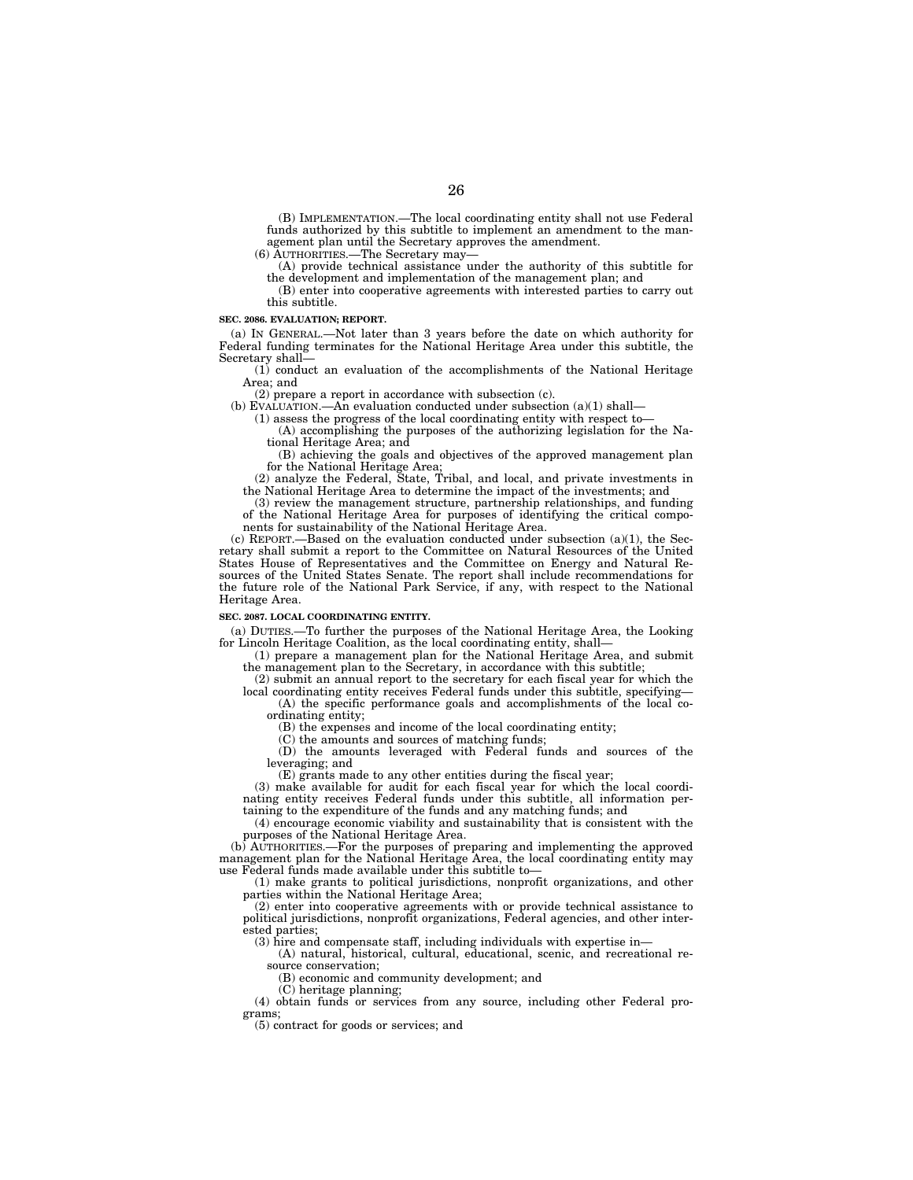(B) IMPLEMENTATION.—The local coordinating entity shall not use Federal funds authorized by this subtitle to implement an amendment to the management plan until the Secretary approves the amendment.

(6) AUTHORITIES.—The Secretary may—

(A) provide technical assistance under the authority of this subtitle for the development and implementation of the management plan; and

(B) enter into cooperative agreements with interested parties to carry out this subtitle.

**SEC. 2086. EVALUATION; REPORT.**

(a) IN GENERAL.—Not later than 3 years before the date on which authority for Federal funding terminates for the National Heritage Area under this subtitle, the Secretary shall—

(1) conduct an evaluation of the accomplishments of the National Heritage Area; and

(2) prepare a report in accordance with subsection (c).

(b) EVALUATION.—An evaluation conducted under subsection (a)(1) shall—

(1) assess the progress of the local coordinating entity with respect to—

(A) accomplishing the purposes of the authorizing legislation for the National Heritage Area; and

(B) achieving the goals and objectives of the approved management plan for the National Heritage Area;

(2) analyze the Federal, State, Tribal, and local, and private investments in the National Heritage Area to determine the impact of the investments; and

(3) review the management structure, partnership relationships, and funding of the National Heritage Area for purposes of identifying the critical components for sustainability of the National Heritage Area.

(c) REPORT.—Based on the evaluation conducted under subsection (a)(1), the Secretary shall submit a report to the Committee on Natural Resources of the United States House of Representatives and the Committee on Energy and Natural Resources of the United States Senate. The report shall include recommendations for the future role of the National Park Service, if any, with respect to the National Heritage Area.

**SEC. 2087. LOCAL COORDINATING ENTITY.**

(a) DUTIES.—To further the purposes of the National Heritage Area, the Looking for Lincoln Heritage Coalition, as the local coordinating entity, shall—

(1) prepare a management plan for the National Heritage Area, and submit the management plan to the Secretary, in accordance with this subtitle;

(2) submit an annual report to the secretary for each fiscal year for which the local coordinating entity receives Federal funds under this subtitle, specifying—

(A) the specific performance goals and accomplishments of the local coordinating entity;

(B) the expenses and income of the local coordinating entity;

(C) the amounts and sources of matching funds;

(D) the amounts leveraged with Federal funds and sources of the leveraging; and

(E) grants made to any other entities during the fiscal year;

(3) make available for audit for each fiscal year for which the local coordinating entity receives Federal funds under this subtitle, all information pertaining to the expenditure of the funds and any matching funds; and

(4) encourage economic viability and sustainability that is consistent with the purposes of the National Heritage Area.

(b) AUTHORITIES.—For the purposes of preparing and implementing the approved management plan for the National Heritage Area, the local coordinating entity may use Federal funds made available under this subtitle to—

(1) make grants to political jurisdictions, nonprofit organizations, and other parties within the National Heritage Area;

(2) enter into cooperative agreements with or provide technical assistance to political jurisdictions, nonprofit organizations, Federal agencies, and other interested parties;

(3) hire and compensate staff, including individuals with expertise in—

(A) natural, historical, cultural, educational, scenic, and recreational resource conservation;

(B) economic and community development; and

(C) heritage planning;

(4) obtain funds or services from any source, including other Federal programs;

(5) contract for goods or services; and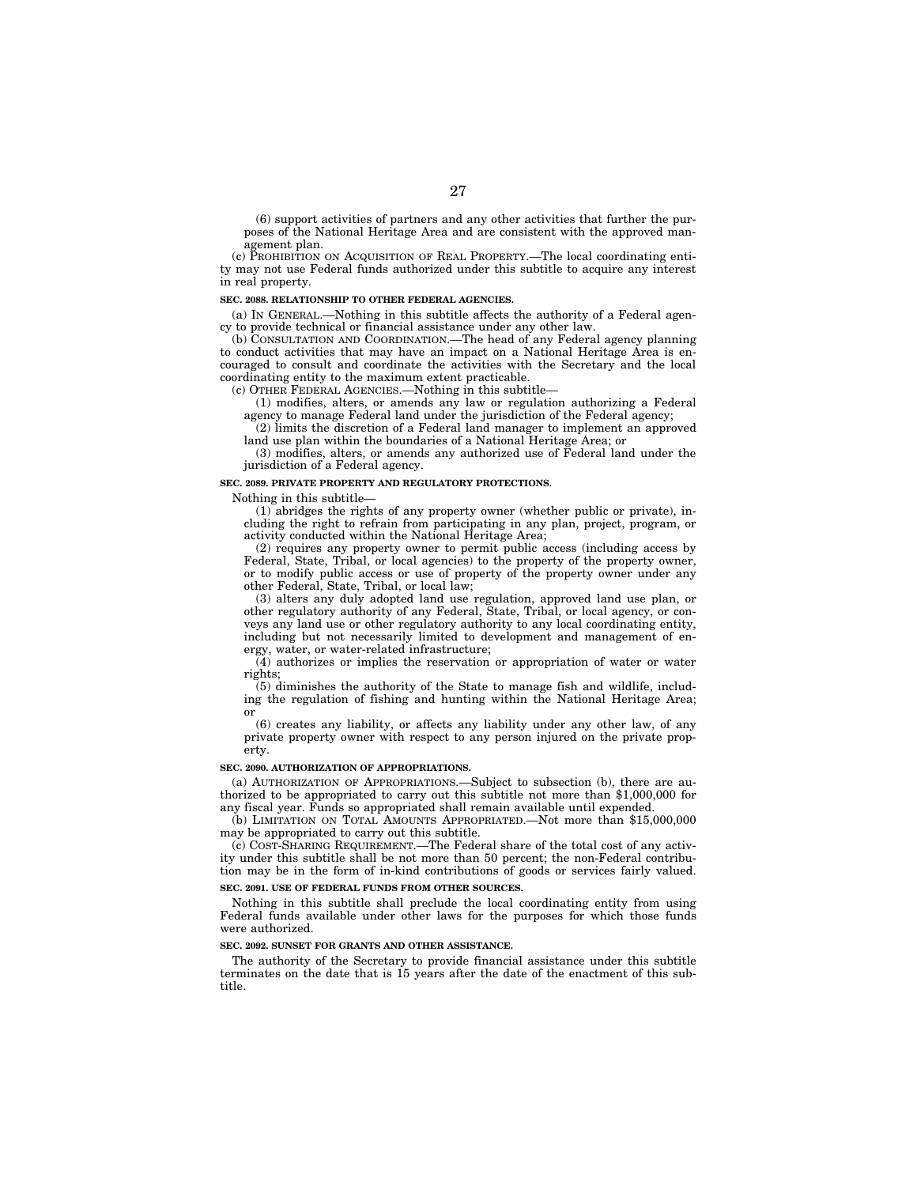(6) support activities of partners and any other activities that further the purposes of the National Heritage Area and are consistent with the approved management plan.

(c) PROHIBITION ON ACQUISITION OF REAL PROPERTY.—The local coordinating entity may not use Federal funds authorized under this subtitle to acquire any interest in real property.

**SEC. 2088. RELATIONSHIP TO OTHER FEDERAL AGENCIES.**

(a) IN GENERAL.—Nothing in this subtitle affects the authority of a Federal agency to provide technical or financial assistance under any other law.

(b) CONSULTATION AND COORDINATION.—The head of any Federal agency planning to conduct activities that may have an impact on a National Heritage Area is encouraged to consult and coordinate the activities with the Secretary and the local coordinating entity to the maximum extent practicable.

(c) OTHER FEDERAL AGENCIES.—Nothing in this subtitle—

(1) modifies, alters, or amends any law or regulation authorizing a Federal agency to manage Federal land under the jurisdiction of the Federal agency;

(2) limits the discretion of a Federal land manager to implement an approved land use plan within the boundaries of a National Heritage Area; or

(3) modifies, alters, or amends any authorized use of Federal land under the jurisdiction of a Federal agency.

**SEC. 2089. PRIVATE PROPERTY AND REGULATORY PROTECTIONS.**

Nothing in this subtitle—

(1) abridges the rights of any property owner (whether public or private), including the right to refrain from participating in any plan, project, program, or activity conducted within the National Heritage Area;

(2) requires any property owner to permit public access (including access by Federal, State, Tribal, or local agencies) to the property of the property owner, or to modify public access or use of property of the property owner under any other Federal, State, Tribal, or local law;

(3) alters any duly adopted land use regulation, approved land use plan, or other regulatory authority of any Federal, State, Tribal, or local agency, or conveys any land use or other regulatory authority to any local coordinating entity, including but not necessarily limited to development and management of energy, water, or water-related infrastructure;

(4) authorizes or implies the reservation or appropriation of water or water rights;

(5) diminishes the authority of the State to manage fish and wildlife, including the regulation of fishing and hunting within the National Heritage Area; or

(6) creates any liability, or affects any liability under any other law, of any private property owner with respect to any person injured on the private property.

**SEC. 2090. AUTHORIZATION OF APPROPRIATIONS.**

(a) AUTHORIZATION OF APPROPRIATIONS.—Subject to subsection (b), there are authorized to be appropriated to carry out this subtitle not more than $1,000,000 for any fiscal year. Funds so appropriated shall remain available until expended.

(b) LIMITATION ON TOTAL AMOUNTS APPROPRIATED.—Not more than $15,000,000 may be appropriated to carry out this subtitle.

(c) COST-SHARING REQUIREMENT.—The Federal share of the total cost of any activity under this subtitle shall be not more than 50 percent; the non-Federal contribution may be in the form of in-kind contributions of goods or services fairly valued.

**SEC. 2091. USE OF FEDERAL FUNDS FROM OTHER SOURCES.**

Nothing in this subtitle shall preclude the local coordinating entity from using Federal funds available under other laws for the purposes for which those funds were authorized.

**SEC. 2092. SUNSET FOR GRANTS AND OTHER ASSISTANCE.**

The authority of the Secretary to provide financial assistance under this subtitle terminates on the date that is 15 years after the date of the enactment of this subtitle.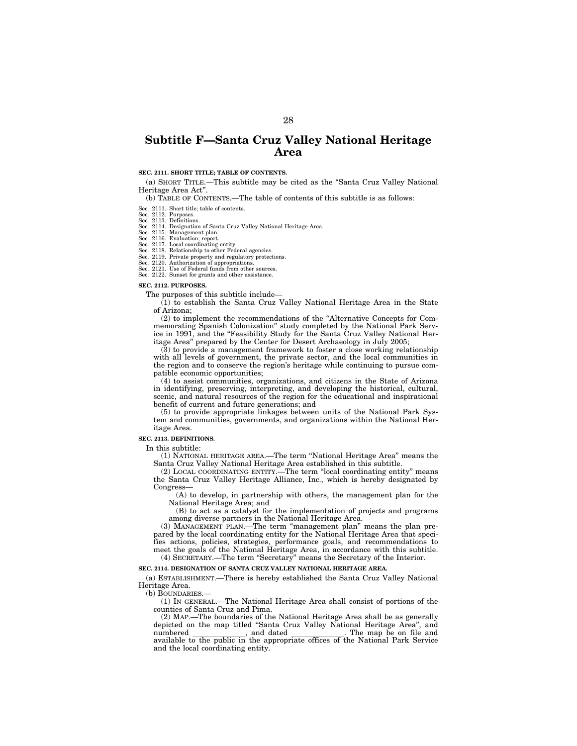# Subtitle F—Santa Cruz Valley National Heritage Area

**SEC. 2111. SHORT TITLE; TABLE OF CONTENTS.**

(a) SHORT TITLE.—This subtitle may be cited as the "Santa Cruz Valley National Heritage Area Act".

(b) TABLE OF CONTENTS.—The table of contents of this subtitle is as follows:

Sec. 2111. Short title; table of contents.
Sec. 2112. Purposes.
Sec. 2113. Definitions.
Sec. 2114. Designation of Santa Cruz Valley National Heritage Area.
Sec. 2115. Management plan.
Sec. 2116. Evaluation; report.
Sec. 2117. Local coordinating entity.
Sec. 2118. Relationship to other Federal agencies.
Sec. 2119. Private property and regulatory protections.
Sec. 2120. Authorization of appropriations.
Sec. 2121. Use of Federal funds from other sources.
Sec. 2122. Sunset for grants and other assistance.

**SEC. 2112. PURPOSES.**

The purposes of this subtitle include—

(1) to establish the Santa Cruz Valley National Heritage Area in the State of Arizona;

(2) to implement the recommendations of the "Alternative Concepts for Commemorating Spanish Colonization" study completed by the National Park Service in 1991, and the "Feasibility Study for the Santa Cruz Valley National Heritage Area" prepared by the Center for Desert Archaeology in July 2005;

(3) to provide a management framework to foster a close working relationship with all levels of government, the private sector, and the local communities in the region and to conserve the region's heritage while continuing to pursue compatible economic opportunities;

(4) to assist communities, organizations, and citizens in the State of Arizona in identifying, preserving, interpreting, and developing the historical, cultural, scenic, and natural resources of the region for the educational and inspirational benefit of current and future generations; and

(5) to provide appropriate linkages between units of the National Park System and communities, governments, and organizations within the National Heritage Area.

**SEC. 2113. DEFINITIONS.**

In this subtitle:

(1) NATIONAL HERITAGE AREA.—The term "National Heritage Area" means the Santa Cruz Valley National Heritage Area established in this subtitle.

(2) LOCAL COORDINATING ENTITY.—The term "local coordinating entity" means the Santa Cruz Valley Heritage Alliance, Inc., which is hereby designated by Congress—

(A) to develop, in partnership with others, the management plan for the National Heritage Area; and

(B) to act as a catalyst for the implementation of projects and programs among diverse partners in the National Heritage Area.

(3) MANAGEMENT PLAN.—The term "management plan" means the plan prepared by the local coordinating entity for the National Heritage Area that specifies actions, policies, strategies, performance goals, and recommendations to meet the goals of the National Heritage Area, in accordance with this subtitle.

(4) SECRETARY.—The term "Secretary" means the Secretary of the Interior.

**SEC. 2114. DESIGNATION OF SANTA CRUZ VALLEY NATIONAL HERITAGE AREA.**

(a) ESTABLISHMENT.—There is hereby established the Santa Cruz Valley National Heritage Area.

(b) BOUNDARIES.—

(1) IN GENERAL.—The National Heritage Area shall consist of portions of the counties of Santa Cruz and Pima.

(2) MAP.—The boundaries of the National Heritage Area shall be as generally depicted on the map titled "Santa Cruz Valley National Heritage Area", and numbered \_\_\_\_\_\_\_\_\_\_\_\_\_\_, and dated \_\_\_\_\_\_\_\_\_\_\_\_\_\_. The map be on file and available to the public in the appropriate offices of the National Park Service and the local coordinating entity.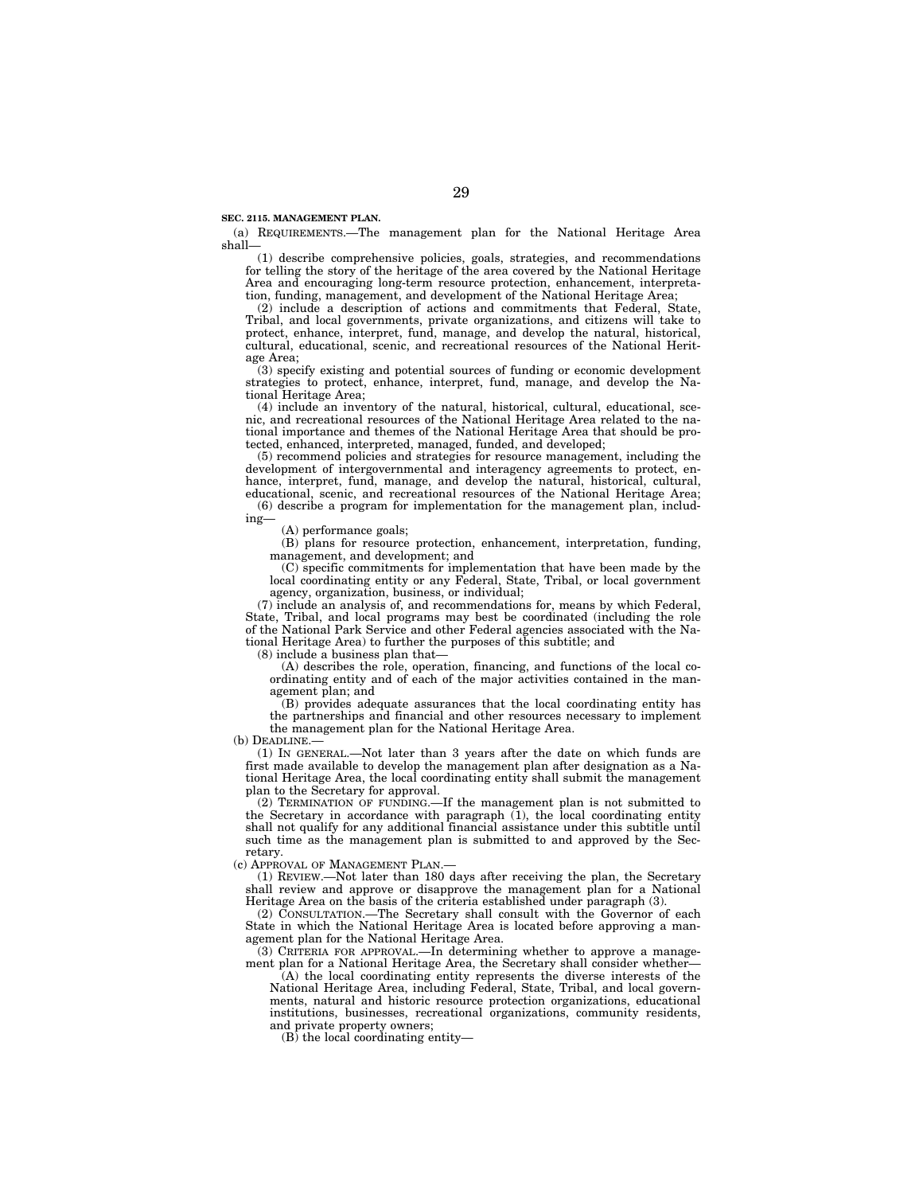**SEC. 2115. MANAGEMENT PLAN.**

(a) REQUIREMENTS.—The management plan for the National Heritage Area shall—

(1) describe comprehensive policies, goals, strategies, and recommendations for telling the story of the heritage of the area covered by the National Heritage Area and encouraging long-term resource protection, enhancement, interpretation, funding, management, and development of the National Heritage Area;

(2) include a description of actions and commitments that Federal, State, Tribal, and local governments, private organizations, and citizens will take to protect, enhance, interpret, fund, manage, and develop the natural, historical, cultural, educational, scenic, and recreational resources of the National Heritage Area;

(3) specify existing and potential sources of funding or economic development strategies to protect, enhance, interpret, fund, manage, and develop the National Heritage Area;

(4) include an inventory of the natural, historical, cultural, educational, scenic, and recreational resources of the National Heritage Area related to the national importance and themes of the National Heritage Area that should be protected, enhanced, interpreted, managed, funded, and developed;

(5) recommend policies and strategies for resource management, including the development of intergovernmental and interagency agreements to protect, enhance, interpret, fund, manage, and develop the natural, historical, cultural, educational, scenic, and recreational resources of the National Heritage Area;

(6) describe a program for implementation for the management plan, including—

(A) performance goals;

(B) plans for resource protection, enhancement, interpretation, funding, management, and development; and

(C) specific commitments for implementation that have been made by the local coordinating entity or any Federal, State, Tribal, or local government agency, organization, business, or individual;

(7) include an analysis of, and recommendations for, means by which Federal, State, Tribal, and local programs may best be coordinated (including the role of the National Park Service and other Federal agencies associated with the National Heritage Area) to further the purposes of this subtitle; and

(8) include a business plan that—

(A) describes the role, operation, financing, and functions of the local coordinating entity and of each of the major activities contained in the management plan; and

(B) provides adequate assurances that the local coordinating entity has the partnerships and financial and other resources necessary to implement the management plan for the National Heritage Area.

(b) DEADLINE.—

(1) IN GENERAL.—Not later than 3 years after the date on which funds are first made available to develop the management plan after designation as a National Heritage Area, the local coordinating entity shall submit the management plan to the Secretary for approval.

(2) TERMINATION OF FUNDING.—If the management plan is not submitted to the Secretary in accordance with paragraph (1), the local coordinating entity shall not qualify for any additional financial assistance under this subtitle until such time as the management plan is submitted to and approved by the Secretary.

(c) APPROVAL OF MANAGEMENT PLAN.—

(1) REVIEW.—Not later than 180 days after receiving the plan, the Secretary shall review and approve or disapprove the management plan for a National Heritage Area on the basis of the criteria established under paragraph (3).

(2) CONSULTATION.—The Secretary shall consult with the Governor of each State in which the National Heritage Area is located before approving a management plan for the National Heritage Area.

(3) CRITERIA FOR APPROVAL.—In determining whether to approve a management plan for a National Heritage Area, the Secretary shall consider whether—

(A) the local coordinating entity represents the diverse interests of the National Heritage Area, including Federal, State, Tribal, and local governments, natural and historic resource protection organizations, educational institutions, businesses, recreational organizations, community residents, and private property owners;

(B) the local coordinating entity—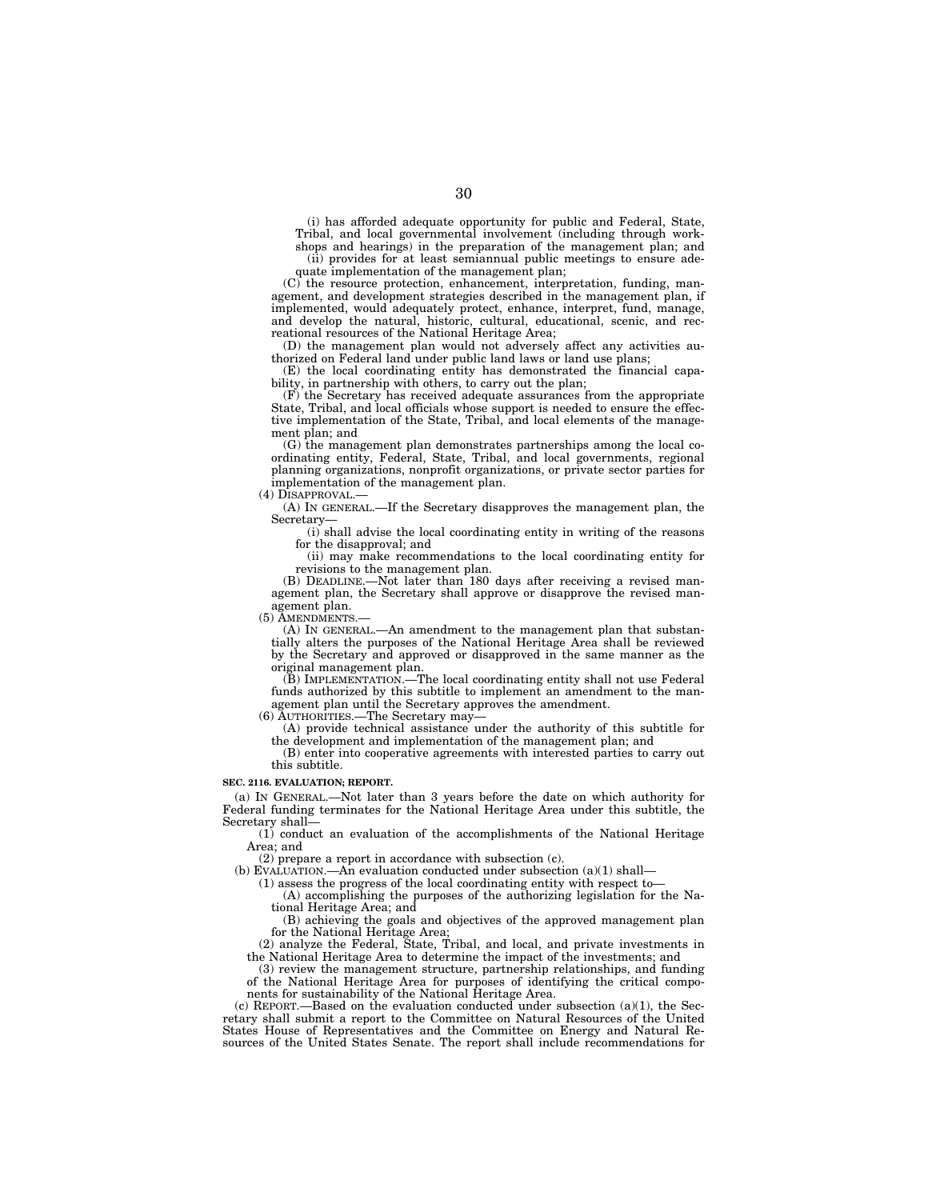(i) has afforded adequate opportunity for public and Federal, State, Tribal, and local governmental involvement (including through workshops and hearings) in the preparation of the management plan; and

(ii) provides for at least semiannual public meetings to ensure adequate implementation of the management plan;

(C) the resource protection, enhancement, interpretation, funding, management, and development strategies described in the management plan, if implemented, would adequately protect, enhance, interpret, fund, manage, and develop the natural, historic, cultural, educational, scenic, and recreational resources of the National Heritage Area;

(D) the management plan would not adversely affect any activities authorized on Federal land under public land laws or land use plans;

(E) the local coordinating entity has demonstrated the financial capability, in partnership with others, to carry out the plan;

(F) the Secretary has received adequate assurances from the appropriate State, Tribal, and local officials whose support is needed to ensure the effective implementation of the State, Tribal, and local elements of the management plan; and

(G) the management plan demonstrates partnerships among the local coordinating entity, Federal, State, Tribal, and local governments, regional planning organizations, nonprofit organizations, or private sector parties for implementation of the management plan.

(4) DISAPPROVAL.—

(A) IN GENERAL.—If the Secretary disapproves the management plan, the Secretary—

(i) shall advise the local coordinating entity in writing of the reasons for the disapproval; and

(ii) may make recommendations to the local coordinating entity for revisions to the management plan.

(B) DEADLINE.—Not later than 180 days after receiving a revised management plan, the Secretary shall approve or disapprove the revised management plan.

(5) AMENDMENTS.—

(A) IN GENERAL.—An amendment to the management plan that substantially alters the purposes of the National Heritage Area shall be reviewed by the Secretary and approved or disapproved in the same manner as the original management plan.

(B) IMPLEMENTATION.—The local coordinating entity shall not use Federal funds authorized by this subtitle to implement an amendment to the management plan until the Secretary approves the amendment.

(6) AUTHORITIES.—The Secretary may—

(A) provide technical assistance under the authority of this subtitle for the development and implementation of the management plan; and

(B) enter into cooperative agreements with interested parties to carry out this subtitle.

**SEC. 2116. EVALUATION; REPORT.**

(a) IN GENERAL.—Not later than 3 years before the date on which authority for Federal funding terminates for the National Heritage Area under this subtitle, the Secretary shall—

(1) conduct an evaluation of the accomplishments of the National Heritage Area; and

(2) prepare a report in accordance with subsection (c).

(b) EVALUATION.—An evaluation conducted under subsection (a)(1) shall—

(1) assess the progress of the local coordinating entity with respect to—

(A) accomplishing the purposes of the authorizing legislation for the National Heritage Area; and

(B) achieving the goals and objectives of the approved management plan for the National Heritage Area;

(2) analyze the Federal, State, Tribal, and local, and private investments in the National Heritage Area to determine the impact of the investments; and

(3) review the management structure, partnership relationships, and funding of the National Heritage Area for purposes of identifying the critical components for sustainability of the National Heritage Area.

(c) REPORT.—Based on the evaluation conducted under subsection (a)(1), the Secretary shall submit a report to the Committee on Natural Resources of the United States House of Representatives and the Committee on Energy and Natural Resources of the United States Senate. The report shall include recommendations for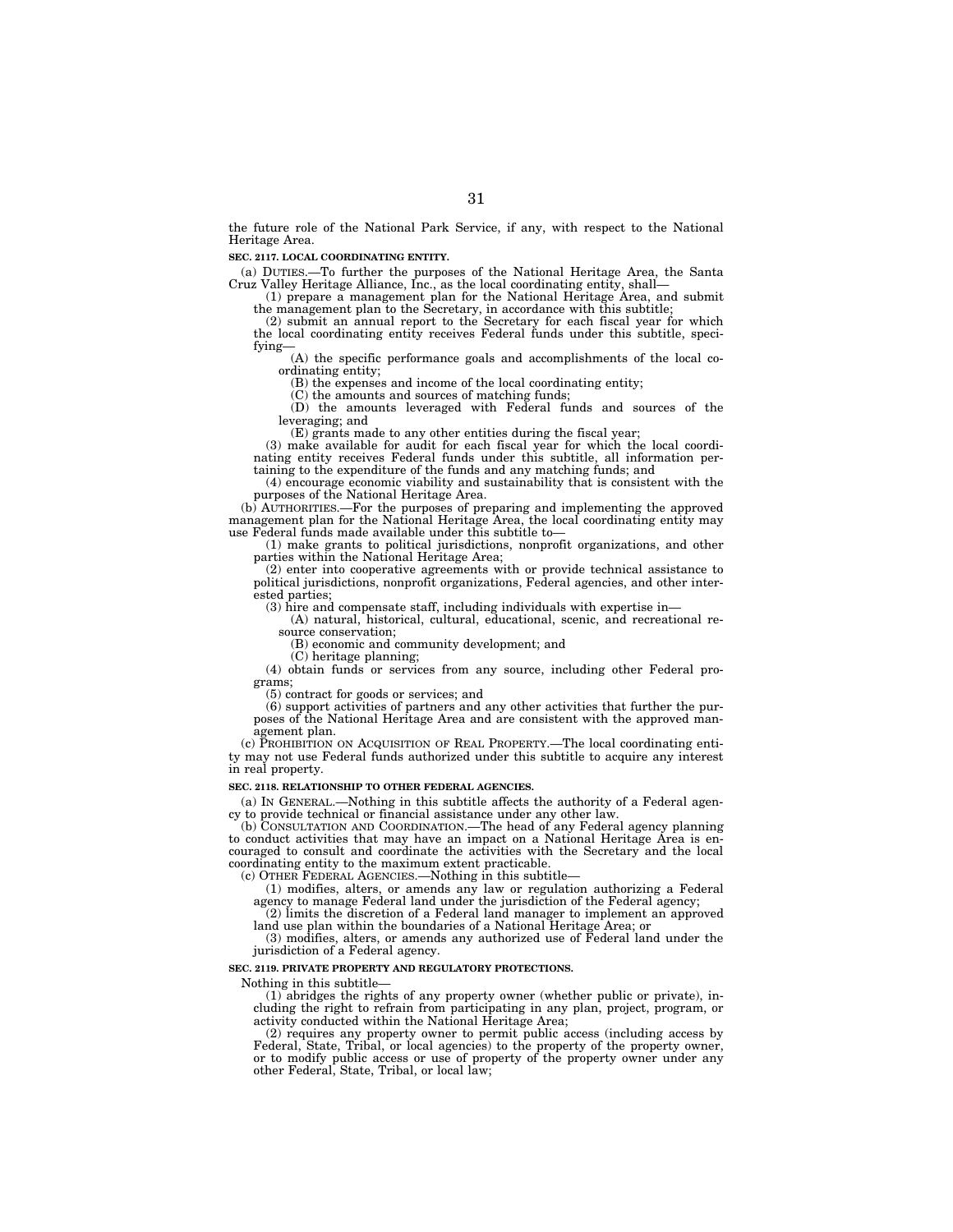the future role of the National Park Service, if any, with respect to the National Heritage Area.

**SEC. 2117. LOCAL COORDINATING ENTITY.**

(a) DUTIES.—To further the purposes of the National Heritage Area, the Santa Cruz Valley Heritage Alliance, Inc., as the local coordinating entity, shall—

(1) prepare a management plan for the National Heritage Area, and submit the management plan to the Secretary, in accordance with this subtitle;

(2) submit an annual report to the Secretary for each fiscal year for which the local coordinating entity receives Federal funds under this subtitle, specifying—

(A) the specific performance goals and accomplishments of the local coordinating entity;

(B) the expenses and income of the local coordinating entity;

(C) the amounts and sources of matching funds;

(D) the amounts leveraged with Federal funds and sources of the leveraging; and

(E) grants made to any other entities during the fiscal year;

(3) make available for audit for each fiscal year for which the local coordinating entity receives Federal funds under this subtitle, all information pertaining to the expenditure of the funds and any matching funds; and

(4) encourage economic viability and sustainability that is consistent with the purposes of the National Heritage Area.

(b) AUTHORITIES.—For the purposes of preparing and implementing the approved management plan for the National Heritage Area, the local coordinating entity may use Federal funds made available under this subtitle to—

(1) make grants to political jurisdictions, nonprofit organizations, and other parties within the National Heritage Area;

(2) enter into cooperative agreements with or provide technical assistance to political jurisdictions, nonprofit organizations, Federal agencies, and other interested parties;

(3) hire and compensate staff, including individuals with expertise in—

(A) natural, historical, cultural, educational, scenic, and recreational resource conservation;

(B) economic and community development; and

(C) heritage planning;

(4) obtain funds or services from any source, including other Federal programs;

(5) contract for goods or services; and

(6) support activities of partners and any other activities that further the purposes of the National Heritage Area and are consistent with the approved management plan.

(c) PROHIBITION ON ACQUISITION OF REAL PROPERTY.—The local coordinating entity may not use Federal funds authorized under this subtitle to acquire any interest in real property.

**SEC. 2118. RELATIONSHIP TO OTHER FEDERAL AGENCIES.**

(a) IN GENERAL.—Nothing in this subtitle affects the authority of a Federal agency to provide technical or financial assistance under any other law.

(b) CONSULTATION AND COORDINATION.—The head of any Federal agency planning to conduct activities that may have an impact on a National Heritage Area is encouraged to consult and coordinate the activities with the Secretary and the local coordinating entity to the maximum extent practicable.

(c) OTHER FEDERAL AGENCIES.—Nothing in this subtitle—

(1) modifies, alters, or amends any law or regulation authorizing a Federal agency to manage Federal land under the jurisdiction of the Federal agency;

(2) limits the discretion of a Federal land manager to implement an approved land use plan within the boundaries of a National Heritage Area; or

(3) modifies, alters, or amends any authorized use of Federal land under the jurisdiction of a Federal agency.

**SEC. 2119. PRIVATE PROPERTY AND REGULATORY PROTECTIONS.**

Nothing in this subtitle—

(1) abridges the rights of any property owner (whether public or private), including the right to refrain from participating in any plan, project, program, or activity conducted within the National Heritage Area;

(2) requires any property owner to permit public access (including access by Federal, State, Tribal, or local agencies) to the property of the property owner, or to modify public access or use of property of the property owner under any other Federal, State, Tribal, or local law;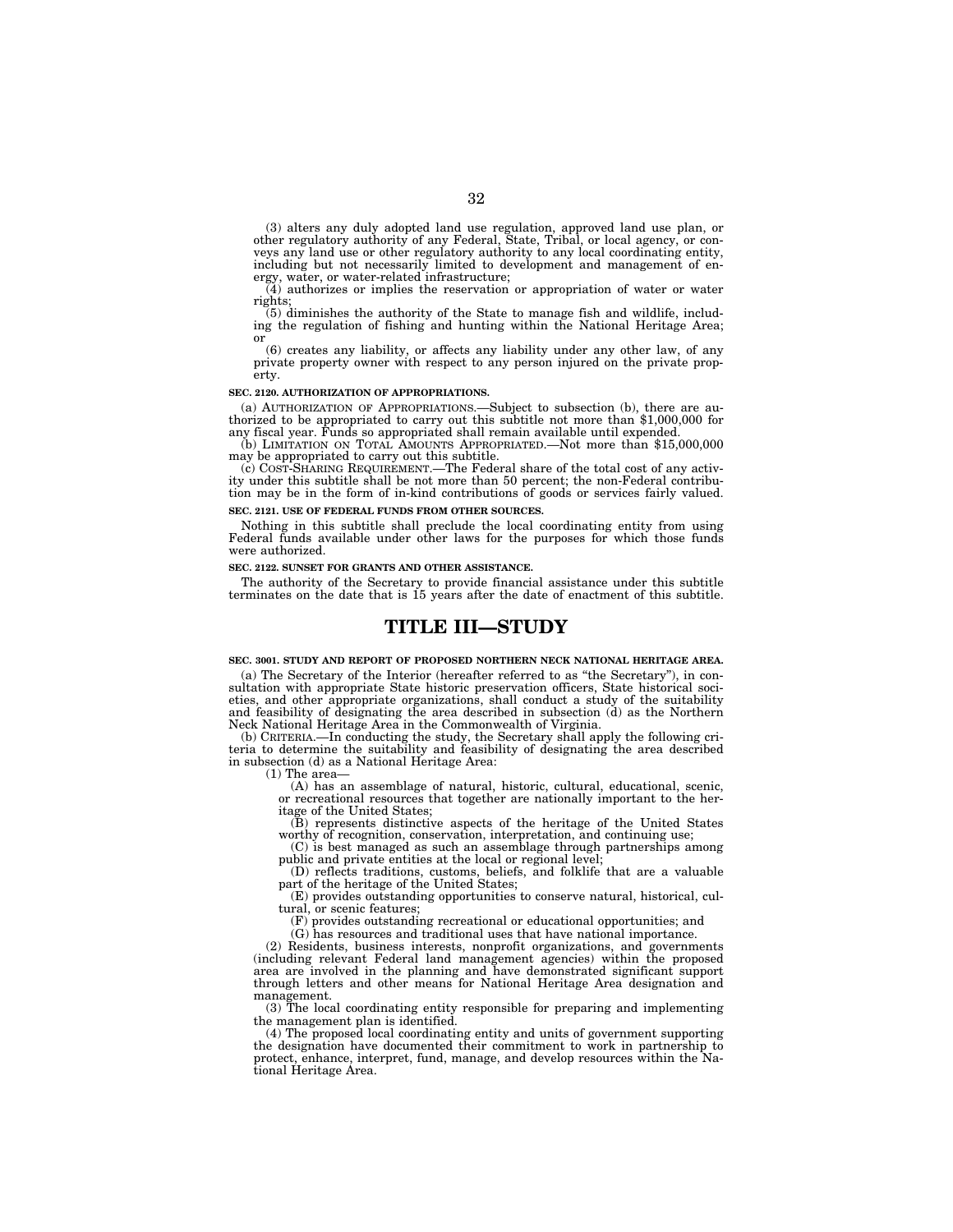(3) alters any duly adopted land use regulation, approved land use plan, or other regulatory authority of any Federal, State, Tribal, or local agency, or conveys any land use or other regulatory authority to any local coordinating entity, including but not necessarily limited to development and management of energy, water, or water-related infrastructure;

(4) authorizes or implies the reservation or appropriation of water or water rights;

(5) diminishes the authority of the State to manage fish and wildlife, including the regulation of fishing and hunting within the National Heritage Area; or

(6) creates any liability, or affects any liability under any other law, of any private property owner with respect to any person injured on the private property.

**SEC. 2120. AUTHORIZATION OF APPROPRIATIONS.**

(a) AUTHORIZATION OF APPROPRIATIONS.—Subject to subsection (b), there are authorized to be appropriated to carry out this subtitle not more than $1,000,000 for any fiscal year. Funds so appropriated shall remain available until expended.

(b) LIMITATION ON TOTAL AMOUNTS APPROPRIATED.—Not more than $15,000,000 may be appropriated to carry out this subtitle.

(c) COST-SHARING REQUIREMENT.—The Federal share of the total cost of any activity under this subtitle shall be not more than 50 percent; the non-Federal contribution may be in the form of in-kind contributions of goods or services fairly valued.

**SEC. 2121. USE OF FEDERAL FUNDS FROM OTHER SOURCES.**

Nothing in this subtitle shall preclude the local coordinating entity from using Federal funds available under other laws for the purposes for which those funds were authorized.

**SEC. 2122. SUNSET FOR GRANTS AND OTHER ASSISTANCE.**

The authority of the Secretary to provide financial assistance under this subtitle terminates on the date that is 15 years after the date of enactment of this subtitle.

# TITLE III—STUDY

**SEC. 3001. STUDY AND REPORT OF PROPOSED NORTHERN NECK NATIONAL HERITAGE AREA.**

(a) The Secretary of the Interior (hereafter referred to as "the Secretary"), in consultation with appropriate State historic preservation officers, State historical societies, and other appropriate organizations, shall conduct a study of the suitability and feasibility of designating the area described in subsection (d) as the Northern Neck National Heritage Area in the Commonwealth of Virginia.

(b) CRITERIA.—In conducting the study, the Secretary shall apply the following criteria to determine the suitability and feasibility of designating the area described in subsection (d) as a National Heritage Area:

(1) The area—

(A) has an assemblage of natural, historic, cultural, educational, scenic, or recreational resources that together are nationally important to the heritage of the United States;

(B) represents distinctive aspects of the heritage of the United States worthy of recognition, conservation, interpretation, and continuing use;

(C) is best managed as such an assemblage through partnerships among public and private entities at the local or regional level;

(D) reflects traditions, customs, beliefs, and folklife that are a valuable part of the heritage of the United States;

(E) provides outstanding opportunities to conserve natural, historical, cultural, or scenic features;

(F) provides outstanding recreational or educational opportunities; and

(G) has resources and traditional uses that have national importance.

(2) Residents, business interests, nonprofit organizations, and governments (including relevant Federal land management agencies) within the proposed area are involved in the planning and have demonstrated significant support through letters and other means for National Heritage Area designation and management.

(3) The local coordinating entity responsible for preparing and implementing the management plan is identified.

(4) The proposed local coordinating entity and units of government supporting the designation have documented their commitment to work in partnership to protect, enhance, interpret, fund, manage, and develop resources within the National Heritage Area.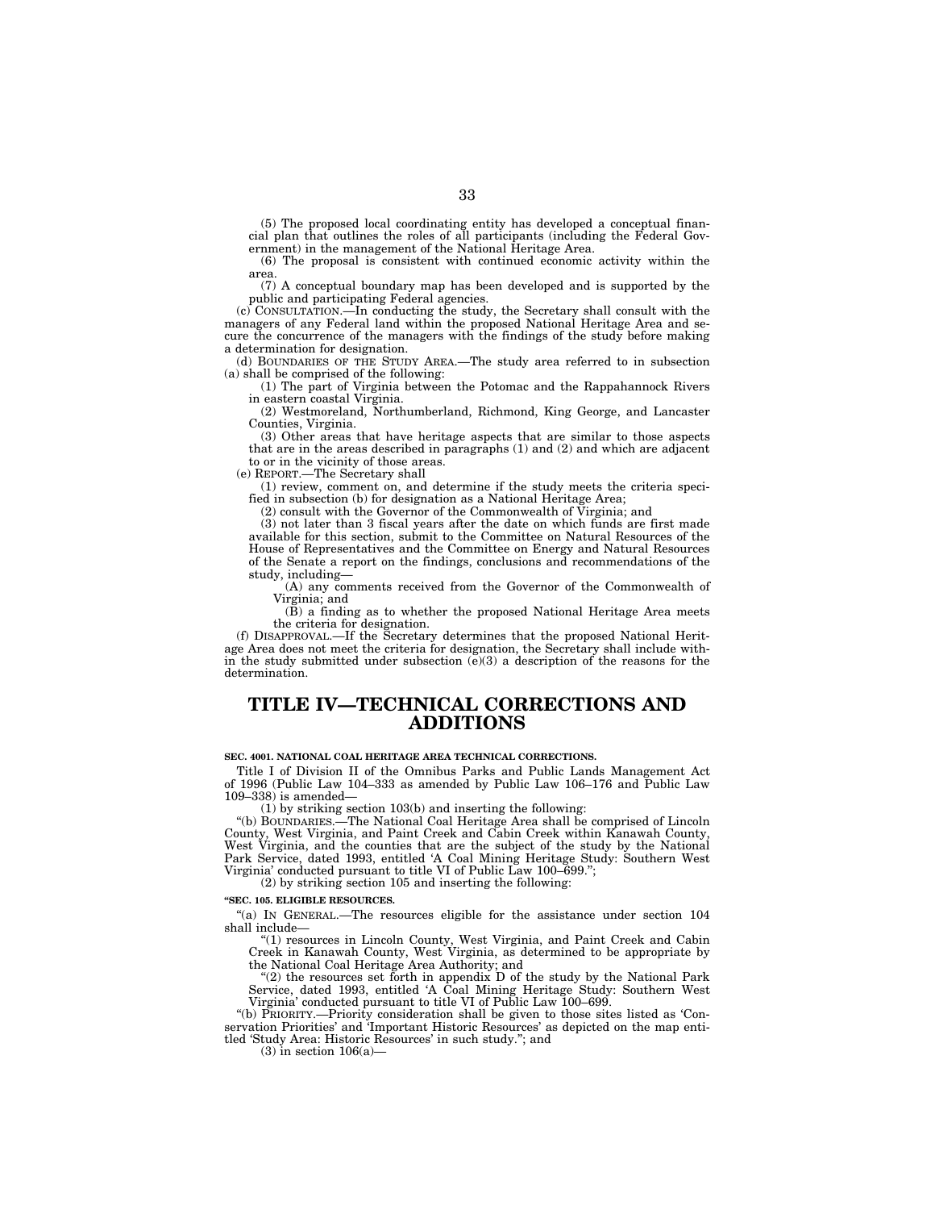(5) The proposed local coordinating entity has developed a conceptual financial plan that outlines the roles of all participants (including the Federal Government) in the management of the National Heritage Area.

(6) The proposal is consistent with continued economic activity within the area.

(7) A conceptual boundary map has been developed and is supported by the public and participating Federal agencies.

(c) CONSULTATION.—In conducting the study, the Secretary shall consult with the managers of any Federal land within the proposed National Heritage Area and secure the concurrence of the managers with the findings of the study before making a determination for designation.

(d) BOUNDARIES OF THE STUDY AREA.—The study area referred to in subsection (a) shall be comprised of the following:

(1) The part of Virginia between the Potomac and the Rappahannock Rivers in eastern coastal Virginia.

(2) Westmoreland, Northumberland, Richmond, King George, and Lancaster Counties, Virginia.

(3) Other areas that have heritage aspects that are similar to those aspects that are in the areas described in paragraphs (1) and (2) and which are adjacent to or in the vicinity of those areas.

(e) REPORT.—The Secretary shall

(1) review, comment on, and determine if the study meets the criteria specified in subsection (b) for designation as a National Heritage Area;

(2) consult with the Governor of the Commonwealth of Virginia; and

(3) not later than 3 fiscal years after the date on which funds are first made available for this section, submit to the Committee on Natural Resources of the House of Representatives and the Committee on Energy and Natural Resources of the Senate a report on the findings, conclusions and recommendations of the study, including—

(A) any comments received from the Governor of the Commonwealth of Virginia; and

(B) a finding as to whether the proposed National Heritage Area meets the criteria for designation.

(f) DISAPPROVAL.—If the Secretary determines that the proposed National Heritage Area does not meet the criteria for designation, the Secretary shall include within the study submitted under subsection (e)(3) a description of the reasons for the determination.

# TITLE IV—TECHNICAL CORRECTIONS AND ADDITIONS

**SEC. 4001. NATIONAL COAL HERITAGE AREA TECHNICAL CORRECTIONS.**

Title I of Division II of the Omnibus Parks and Public Lands Management Act of 1996 (Public Law 104–333 as amended by Public Law 106–176 and Public Law 109–338) is amended—

(1) by striking section 103(b) and inserting the following:

"(b) BOUNDARIES.—The National Coal Heritage Area shall be comprised of Lincoln County, West Virginia, and Paint Creek and Cabin Creek within Kanawah County, West Virginia, and the counties that are the subject of the study by the National Park Service, dated 1993, entitled 'A Coal Mining Heritage Study: Southern West Virginia' conducted pursuant to title VI of Public Law 100–699.";

(2) by striking section 105 and inserting the following:

**"SEC. 105. ELIGIBLE RESOURCES.**

"(a) IN GENERAL.—The resources eligible for the assistance under section 104 shall include—

"(1) resources in Lincoln County, West Virginia, and Paint Creek and Cabin Creek in Kanawah County, West Virginia, as determined to be appropriate by the National Coal Heritage Area Authority; and

"(2) the resources set forth in appendix D of the study by the National Park Service, dated 1993, entitled 'A Coal Mining Heritage Study: Southern West Virginia' conducted pursuant to title VI of Public Law 100–699.

"(b) PRIORITY.—Priority consideration shall be given to those sites listed as 'Conservation Priorities' and 'Important Historic Resources' as depicted on the map entitled 'Study Area: Historic Resources' in such study."; and

(3) in section 106(a)—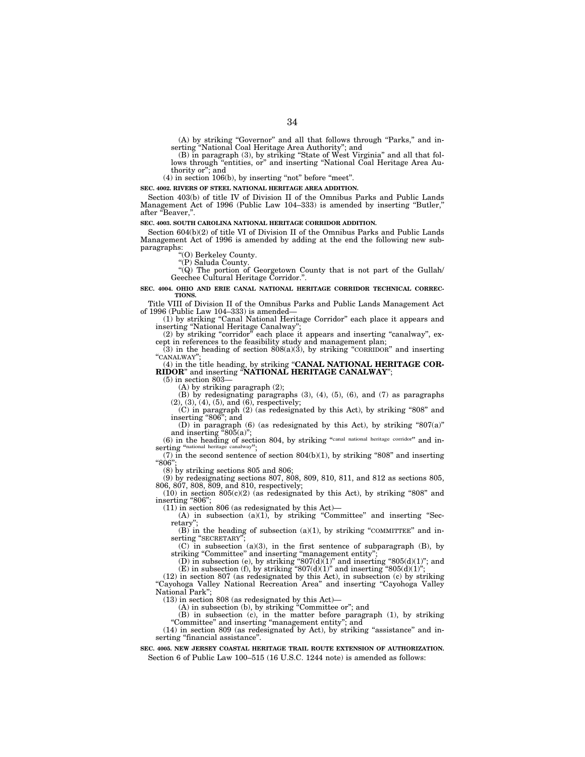(A) by striking "Governor" and all that follows through "Parks," and inserting "National Coal Heritage Area Authority"; and

(B) in paragraph (3), by striking "State of West Virginia" and all that follows through "entities, or" and inserting "National Coal Heritage Area Authority or"; and

(4) in section 106(b), by inserting "not" before "meet".

**SEC. 4002. RIVERS OF STEEL NATIONAL HERITAGE AREA ADDITION.**

Section 403(b) of title IV of Division II of the Omnibus Parks and Public Lands Management Act of 1996 (Public Law 104–333) is amended by inserting "Butler," after "Beaver,".

**SEC. 4003. SOUTH CAROLINA NATIONAL HERITAGE CORRIDOR ADDITION.**

Section 604(b)(2) of title VI of Division II of the Omnibus Parks and Public Lands Management Act of 1996 is amended by adding at the end the following new subparagraphs:

"(O) Berkeley County.

"(P) Saluda County.

"(Q) The portion of Georgetown County that is not part of the Gullah/Geechee Cultural Heritage Corridor.".

**SEC. 4004. OHIO AND ERIE CANAL NATIONAL HERITAGE CORRIDOR TECHNICAL CORRECTIONS.**

Title VIII of Division II of the Omnibus Parks and Public Lands Management Act of 1996 (Public Law 104–333) is amended—

(1) by striking "Canal National Heritage Corridor" each place it appears and inserting "National Heritage Canalway";

(2) by striking "corridor" each place it appears and inserting "canalway", except in references to the feasibility study and management plan;

(3) in the heading of section 808(a)(3), by striking "CORRIDOR" and inserting "CANALWAY";

(4) in the title heading, by striking "**CANAL NATIONAL HERITAGE CORRIDOR**" and inserting "**NATIONAL HERITAGE CANALWAY**";

(5) in section 803—

(A) by striking paragraph (2);

(B) by redesignating paragraphs (3), (4), (5), (6), and (7) as paragraphs (2), (3), (4), (5), and (6), respectively;

(C) in paragraph (2) (as redesignated by this Act), by striking "808" and inserting "806"; and

(D) in paragraph (6) (as redesignated by this Act), by striking "807(a)" and inserting "805(a)";

(6) in the heading of section 804, by striking "canal national heritage corridor" and inserting "national heritage canalway";

(7) in the second sentence of section 804(b)(1), by striking "808" and inserting "806";

(8) by striking sections 805 and 806;

(9) by redesignating sections 807, 808, 809, 810, 811, and 812 as sections 805, 806, 807, 808, 809, and 810, respectively;

(10) in section 805(c)(2) (as redesignated by this Act), by striking "808" and inserting "806";

(11) in section 806 (as redesignated by this Act)—

(A) in subsection (a)(1), by striking "Committee" and inserting "Secretary";

(B) in the heading of subsection (a)(1), by striking "COMMITTEE" and inserting "SECRETARY";

(C) in subsection (a)(3), in the first sentence of subparagraph (B), by striking "Committee" and inserting "management entity";

(D) in subsection (e), by striking "807(d)(1)" and inserting "805(d)(1)"; and

(E) in subsection (f), by striking "807(d)(1)" and inserting "805(d)(1)";

(12) in section 807 (as redesignated by this Act), in subsection (c) by striking "Cayohoga Valley National Recreation Area" and inserting "Cayohoga Valley National Park";

(13) in section 808 (as redesignated by this Act)—

(A) in subsection (b), by striking "Committee or"; and

(B) in subsection (c), in the matter before paragraph (1), by striking "Committee" and inserting "management entity"; and

(14) in section 809 (as redesignated by Act), by striking "assistance" and inserting "financial assistance".

**SEC. 4005. NEW JERSEY COASTAL HERITAGE TRAIL ROUTE EXTENSION OF AUTHORIZATION.**

Section 6 of Public Law 100–515 (16 U.S.C. 1244 note) is amended as follows: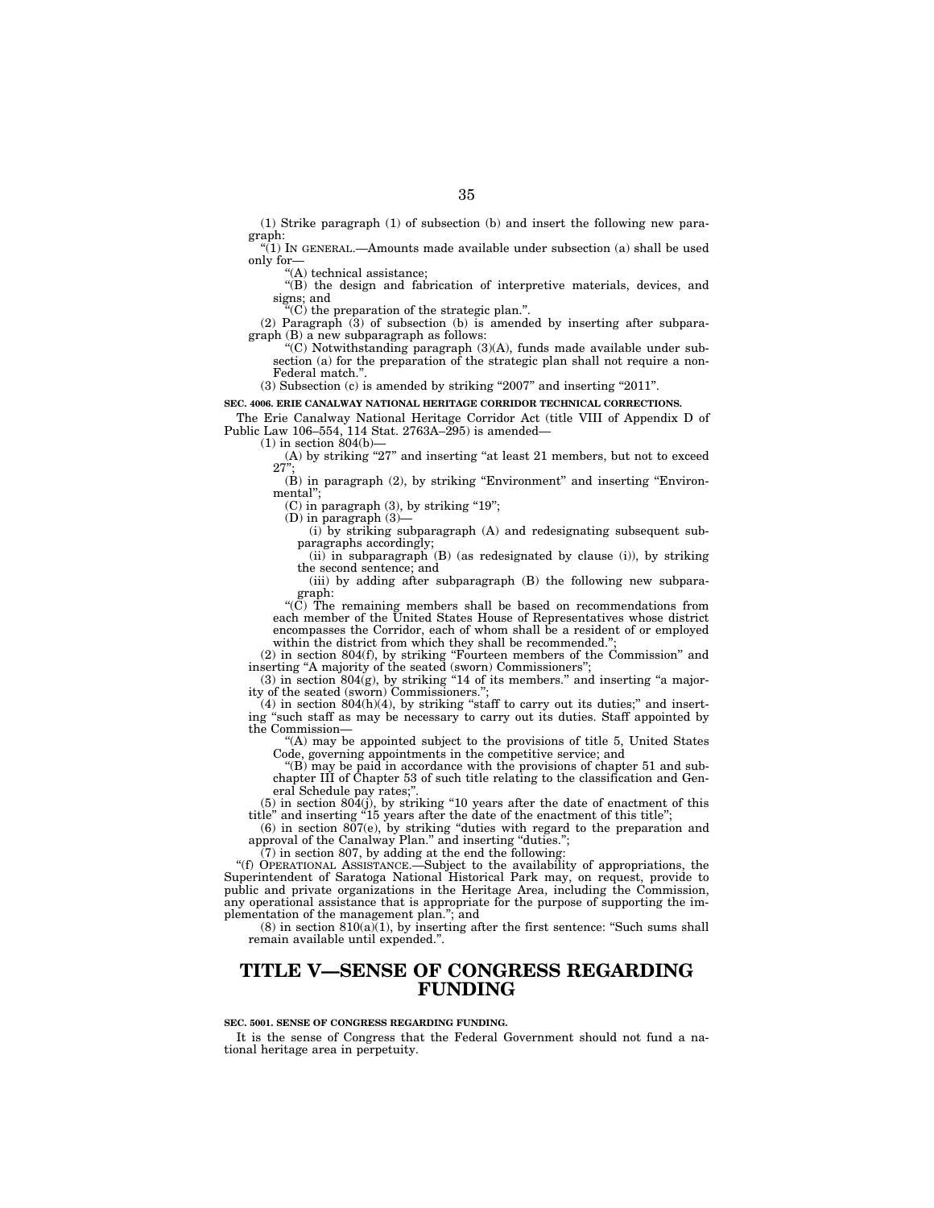(1) Strike paragraph (1) of subsection (b) and insert the following new paragraph:

"(1) IN GENERAL.—Amounts made available under subsection (a) shall be used only for—

"(A) technical assistance;

"(B) the design and fabrication of interpretive materials, devices, and signs; and

"(C) the preparation of the strategic plan.".

(2) Paragraph (3) of subsection (b) is amended by inserting after subparagraph (B) a new subparagraph as follows:

"(C) Notwithstanding paragraph (3)(A), funds made available under subsection (a) for the preparation of the strategic plan shall not require a non-Federal match.".

(3) Subsection (c) is amended by striking "2007" and inserting "2011".

**SEC. 4006. ERIE CANALWAY NATIONAL HERITAGE CORRIDOR TECHNICAL CORRECTIONS.**

The Erie Canalway National Heritage Corridor Act (title VIII of Appendix D of Public Law 106–554, 114 Stat. 2763A–295) is amended—

(1) in section 804(b)—

(A) by striking "27" and inserting "at least 21 members, but not to exceed 27";

(B) in paragraph (2), by striking "Environment" and inserting "Environmental";

(C) in paragraph (3), by striking "19";

(D) in paragraph (3)—

(i) by striking subparagraph (A) and redesignating subsequent subparagraphs accordingly;

(ii) in subparagraph (B) (as redesignated by clause (i)), by striking the second sentence; and

(iii) by adding after subparagraph (B) the following new subparagraph:

"(C) The remaining members shall be based on recommendations from each member of the United States House of Representatives whose district encompasses the Corridor, each of whom shall be a resident of or employed within the district from which they shall be recommended.";

(2) in section 804(f), by striking "Fourteen members of the Commission" and inserting "A majority of the seated (sworn) Commissioners";

(3) in section 804(g), by striking "14 of its members." and inserting "a majority of the seated (sworn) Commissioners.";

(4) in section 804(h)(4), by striking "staff to carry out its duties;" and inserting "such staff as may be necessary to carry out its duties. Staff appointed by the Commission—

"(A) may be appointed subject to the provisions of title 5, United States Code, governing appointments in the competitive service; and

"(B) may be paid in accordance with the provisions of chapter 51 and subchapter III of Chapter 53 of such title relating to the classification and General Schedule pay rates;".

(5) in section 804(j), by striking "10 years after the date of enactment of this title" and inserting "15 years after the date of the enactment of this title";

(6) in section 807(e), by striking "duties with regard to the preparation and approval of the Canalway Plan." and inserting "duties.";

(7) in section 807, by adding at the end the following:

"(f) OPERATIONAL ASSISTANCE.—Subject to the availability of appropriations, the Superintendent of Saratoga National Historical Park may, on request, provide to public and private organizations in the Heritage Area, including the Commission, any operational assistance that is appropriate for the purpose of supporting the implementation of the management plan."; and

(8) in section 810(a)(1), by inserting after the first sentence: "Such sums shall remain available until expended.".

# TITLE V—SENSE OF CONGRESS REGARDING FUNDING

**SEC. 5001. SENSE OF CONGRESS REGARDING FUNDING.**

It is the sense of Congress that the Federal Government should not fund a national heritage area in perpetuity.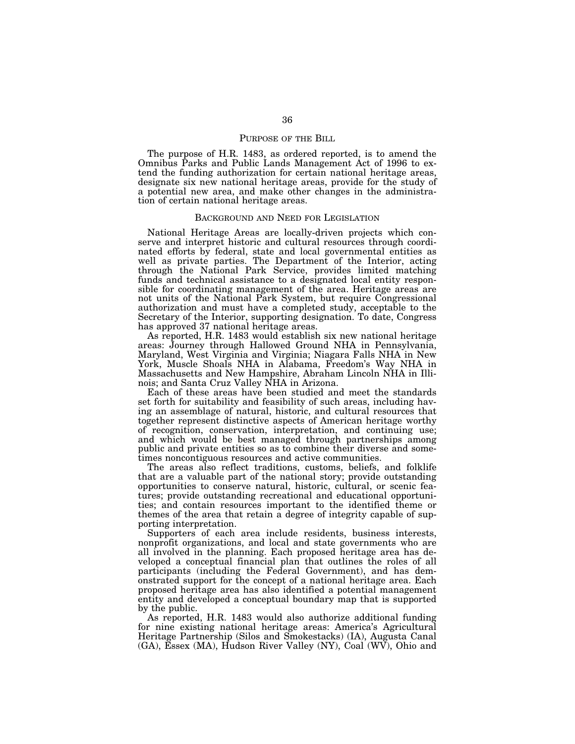## PURPOSE OF THE BILL

The purpose of H.R. 1483, as ordered reported, is to amend the Omnibus Parks and Public Lands Management Act of 1996 to extend the funding authorization for certain national heritage areas, designate six new national heritage areas, provide for the study of a potential new area, and make other changes in the administration of certain national heritage areas.

## BACKGROUND AND NEED FOR LEGISLATION

National Heritage Areas are locally-driven projects which conserve and interpret historic and cultural resources through coordinated efforts by federal, state and local governmental entities as well as private parties. The Department of the Interior, acting through the National Park Service, provides limited matching funds and technical assistance to a designated local entity responsible for coordinating management of the area. Heritage areas are not units of the National Park System, but require Congressional authorization and must have a completed study, acceptable to the Secretary of the Interior, supporting designation. To date, Congress has approved 37 national heritage areas.

As reported, H.R. 1483 would establish six new national heritage areas: Journey through Hallowed Ground NHA in Pennsylvania, Maryland, West Virginia and Virginia; Niagara Falls NHA in New York, Muscle Shoals NHA in Alabama, Freedom's Way NHA in Massachusetts and New Hampshire, Abraham Lincoln NHA in Illinois; and Santa Cruz Valley NHA in Arizona.

Each of these areas have been studied and meet the standards set forth for suitability and feasibility of such areas, including having an assemblage of natural, historic, and cultural resources that together represent distinctive aspects of American heritage worthy of recognition, conservation, interpretation, and continuing use; and which would be best managed through partnerships among public and private entities so as to combine their diverse and sometimes noncontiguous resources and active communities.

The areas also reflect traditions, customs, beliefs, and folklife that are a valuable part of the national story; provide outstanding opportunities to conserve natural, historic, cultural, or scenic features; provide outstanding recreational and educational opportunities; and contain resources important to the identified theme or themes of the area that retain a degree of integrity capable of supporting interpretation.

Supporters of each area include residents, business interests, nonprofit organizations, and local and state governments who are all involved in the planning. Each proposed heritage area has developed a conceptual financial plan that outlines the roles of all participants (including the Federal Government), and has demonstrated support for the concept of a national heritage area. Each proposed heritage area has also identified a potential management entity and developed a conceptual boundary map that is supported by the public.

As reported, H.R. 1483 would also authorize additional funding for nine existing national heritage areas: America's Agricultural Heritage Partnership (Silos and Smokestacks) (IA), Augusta Canal (GA), Essex (MA), Hudson River Valley (NY), Coal (WV), Ohio and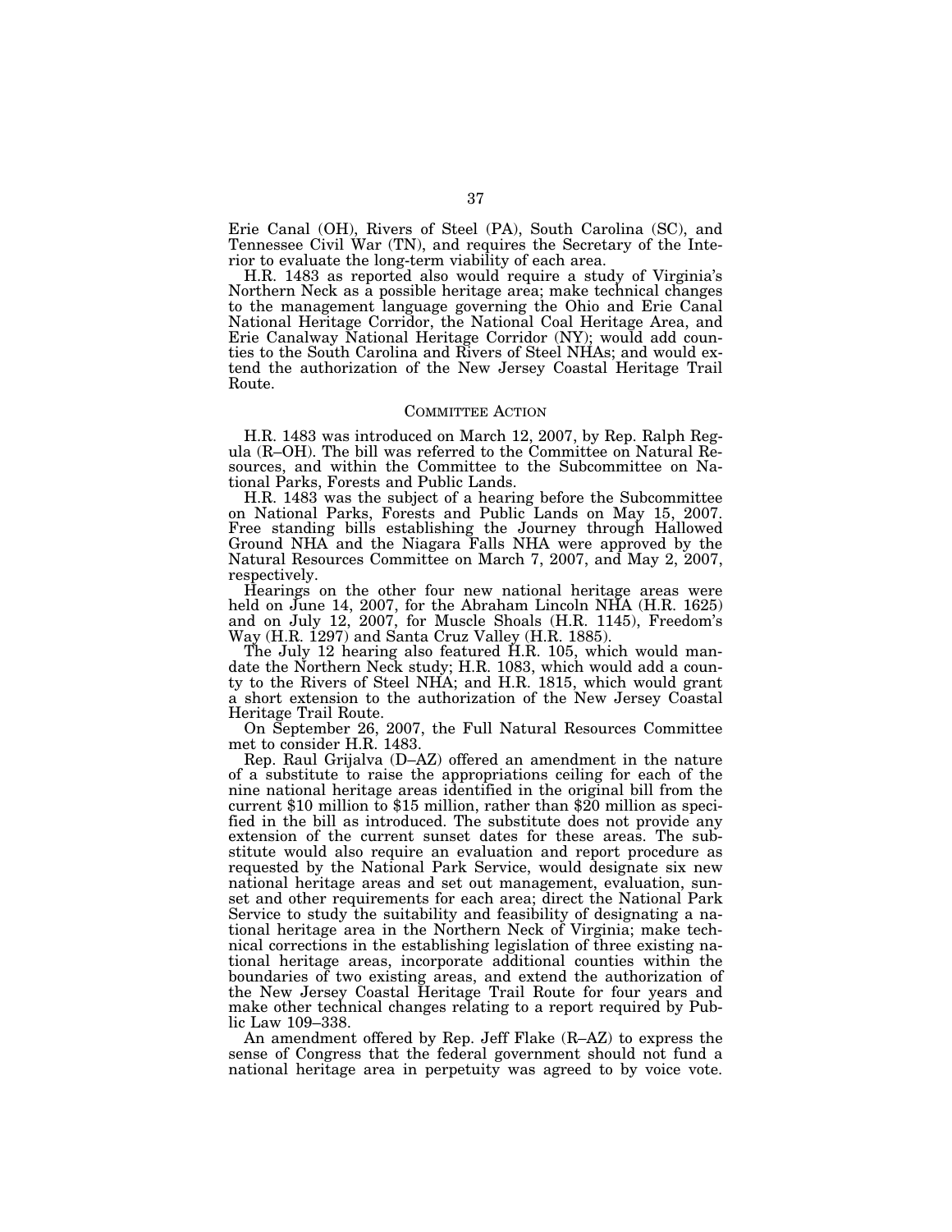Erie Canal (OH), Rivers of Steel (PA), South Carolina (SC), and Tennessee Civil War (TN), and requires the Secretary of the Interior to evaluate the long-term viability of each area.

H.R. 1483 as reported also would require a study of Virginia's Northern Neck as a possible heritage area; make technical changes to the management language governing the Ohio and Erie Canal National Heritage Corridor, the National Coal Heritage Area, and Erie Canalway National Heritage Corridor (NY); would add counties to the South Carolina and Rivers of Steel NHAs; and would extend the authorization of the New Jersey Coastal Heritage Trail Route.

## COMMITTEE ACTION

H.R. 1483 was introduced on March 12, 2007, by Rep. Ralph Regula (R–OH). The bill was referred to the Committee on Natural Resources, and within the Committee to the Subcommittee on National Parks, Forests and Public Lands.

H.R. 1483 was the subject of a hearing before the Subcommittee on National Parks, Forests and Public Lands on May 15, 2007. Free standing bills establishing the Journey through Hallowed Ground NHA and the Niagara Falls NHA were approved by the Natural Resources Committee on March 7, 2007, and May 2, 2007, respectively.

Hearings on the other four new national heritage areas were held on June 14, 2007, for the Abraham Lincoln NHA (H.R. 1625) and on July 12, 2007, for Muscle Shoals (H.R. 1145), Freedom's Way (H.R. 1297) and Santa Cruz Valley (H.R. 1885).

The July 12 hearing also featured H.R. 105, which would mandate the Northern Neck study; H.R. 1083, which would add a county to the Rivers of Steel NHA; and H.R. 1815, which would grant a short extension to the authorization of the New Jersey Coastal Heritage Trail Route.

On September 26, 2007, the Full Natural Resources Committee met to consider H.R. 1483.

Rep. Raul Grijalva (D–AZ) offered an amendment in the nature of a substitute to raise the appropriations ceiling for each of the nine national heritage areas identified in the original bill from the current $10 million to $15 million, rather than $20 million as specified in the bill as introduced. The substitute does not provide any extension of the current sunset dates for these areas. The substitute would also require an evaluation and report procedure as requested by the National Park Service, would designate six new national heritage areas and set out management, evaluation, sunset and other requirements for each area; direct the National Park Service to study the suitability and feasibility of designating a national heritage area in the Northern Neck of Virginia; make technical corrections in the establishing legislation of three existing national heritage areas, incorporate additional counties within the boundaries of two existing areas, and extend the authorization of the New Jersey Coastal Heritage Trail Route for four years and make other technical changes relating to a report required by Public Law 109–338.

An amendment offered by Rep. Jeff Flake (R–AZ) to express the sense of Congress that the federal government should not fund a national heritage area in perpetuity was agreed to by voice vote.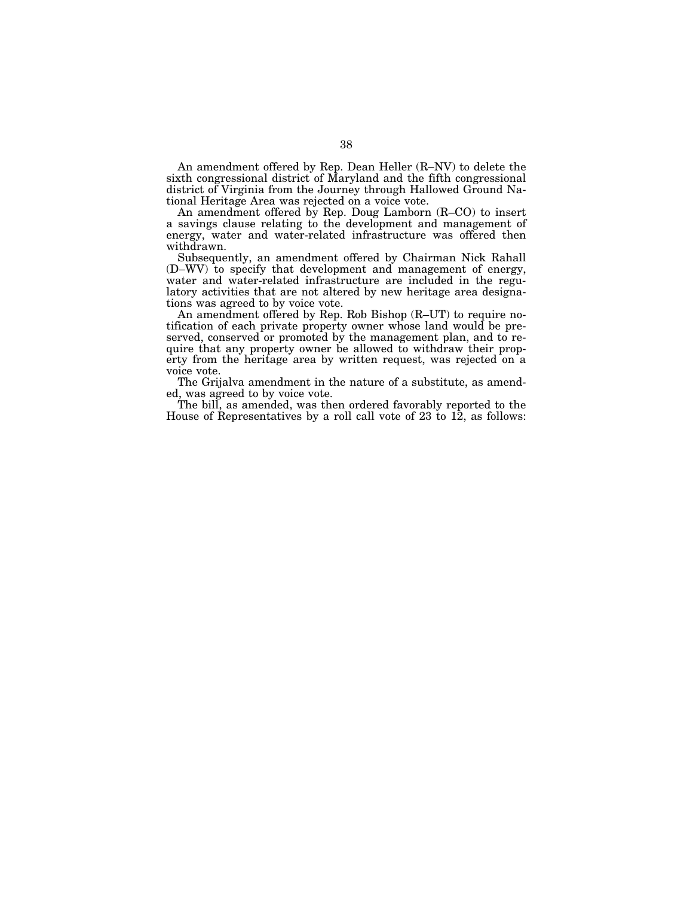An amendment offered by Rep. Dean Heller (R–NV) to delete the sixth congressional district of Maryland and the fifth congressional district of Virginia from the Journey through Hallowed Ground National Heritage Area was rejected on a voice vote.

An amendment offered by Rep. Doug Lamborn (R–CO) to insert a savings clause relating to the development and management of energy, water and water-related infrastructure was offered then withdrawn.

Subsequently, an amendment offered by Chairman Nick Rahall (D–WV) to specify that development and management of energy, water and water-related infrastructure are included in the regulatory activities that are not altered by new heritage area designations was agreed to by voice vote.

An amendment offered by Rep. Rob Bishop (R–UT) to require notification of each private property owner whose land would be preserved, conserved or promoted by the management plan, and to require that any property owner be allowed to withdraw their property from the heritage area by written request, was rejected on a voice vote.

The Grijalva amendment in the nature of a substitute, as amended, was agreed to by voice vote.

The bill, as amended, was then ordered favorably reported to the House of Representatives by a roll call vote of 23 to 12, as follows: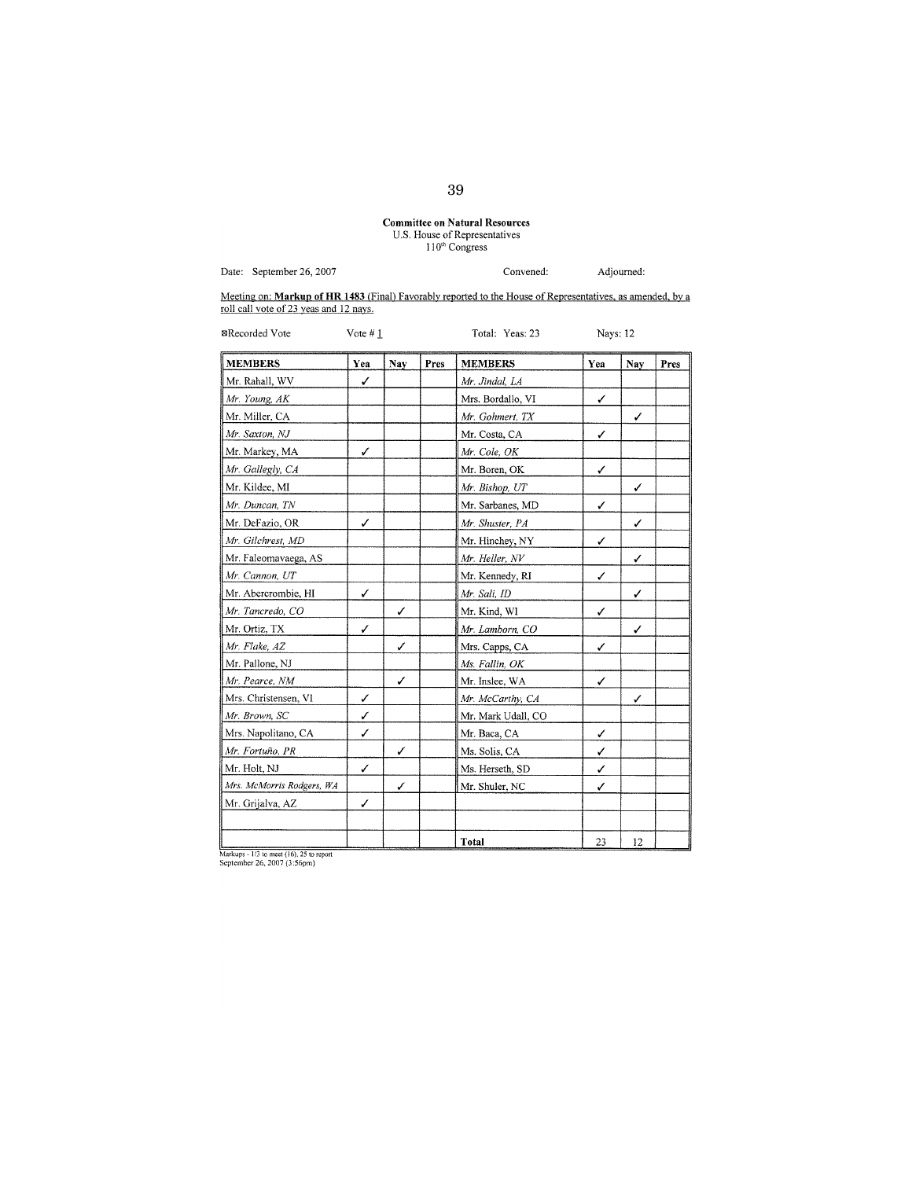**Committee on Natural Resources**
U.S. House of Representatives
110th Congress

Date: September 26, 2007 Convened: Adjourned:

Meeting on: **Markup of HR 1483** (Final) Favorably reported to the House of Representatives, as amended, by a roll call vote of 23 yeas and 12 nays.

☒Recorded Vote Vote # 1 Total: Yeas: 23 Nays: 12

| MEMBERS | Yea | Nay | Pres | MEMBERS | Yea | Nay | Pres |
|---|---|---|---|---|---|---|---|
| Mr. Rahall, WV | ✓ | | | *Mr. Jindal, LA* | | | |
| *Mr. Young, AK* | | | | Mrs. Bordallo, VI | ✓ | | |
| Mr. Miller, CA | | | | *Mr. Gohmert, TX* | | ✓ | |
| *Mr. Saxton, NJ* | | | | Mr. Costa, CA | ✓ | | |
| Mr. Markey, MA | ✓ | | | *Mr. Cole, OK* | | | |
| *Mr. Gallegly, CA* | | | | Mr. Boren, OK | ✓ | | |
| Mr. Kildee, MI | | | | *Mr. Bishop, UT* | | ✓ | |
| *Mr. Duncan, TN* | | | | Mr. Sarbanes, MD | ✓ | | |
| Mr. DeFazio, OR | ✓ | | | *Mr. Shuster, PA* | | ✓ | |
| *Mr. Gilchrest, MD* | | | | Mr. Hinchey, NY | ✓ | | |
| Mr. Faleomavaega, AS | | | | *Mr. Heller, NV* | | ✓ | |
| *Mr. Cannon, UT* | | | | Mr. Kennedy, RI | ✓ | | |
| Mr. Abercrombie, HI | ✓ | | | *Mr. Sali, ID* | | ✓ | |
| *Mr. Tancredo, CO* | | ✓ | | Mr. Kind, WI | ✓ | | |
| Mr. Ortiz, TX | ✓ | | | *Mr. Lamborn, CO* | | ✓ | |
| *Mr. Flake, AZ* | | ✓ | | Mrs. Capps, CA | ✓ | | |
| Mr. Pallone, NJ | | | | *Ms. Fallin, OK* | | | |
| *Mr. Pearce, NM* | | ✓ | | Mr. Inslee, WA | ✓ | | |
| Mrs. Christensen, VI | ✓ | | | *Mr. McCarthy, CA* | | ✓ | |
| *Mr. Brown, SC* | ✓ | | | Mr. Mark Udall, CO | | | |
| Mrs. Napolitano, CA | ✓ | | | Mr. Baca, CA | ✓ | | |
| *Mr. Fortuño, PR* | | ✓ | | Ms. Solis, CA | ✓ | | |
| Mr. Holt, NJ | ✓ | | | Ms. Herseth, SD | ✓ | | |
| *Mrs. McMorris Rodgers, WA* | | ✓ | | Mr. Shuler, NC | ✓ | | |
| Mr. Grijalva, AZ | ✓ | | | | | | |
| | | | | | | | |
| | | | | **Total** | 23 | 12 | |

Markups - 1/3 to meet (16), 25 to report
September 26, 2007 (3:56pm)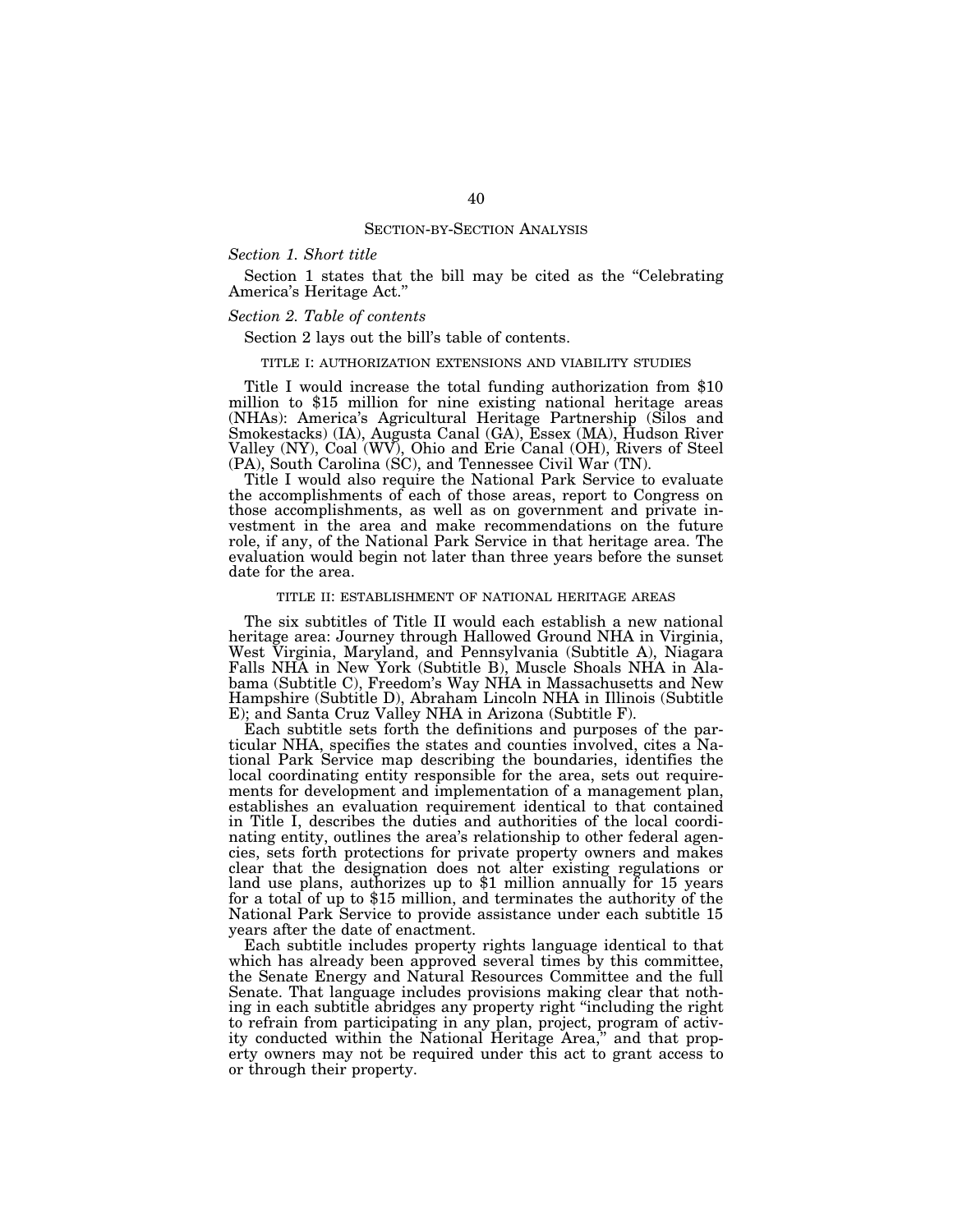## SECTION-BY-SECTION ANALYSIS

### *Section 1. Short title*

Section 1 states that the bill may be cited as the "Celebrating America's Heritage Act."

### *Section 2. Table of contents*

Section 2 lays out the bill's table of contents.

#### TITLE I: AUTHORIZATION EXTENSIONS AND VIABILITY STUDIES

Title I would increase the total funding authorization from $10 million to $15 million for nine existing national heritage areas (NHAs): America's Agricultural Heritage Partnership (Silos and Smokestacks) (IA), Augusta Canal (GA), Essex (MA), Hudson River Valley (NY), Coal (WV), Ohio and Erie Canal (OH), Rivers of Steel (PA), South Carolina (SC), and Tennessee Civil War (TN).

Title I would also require the National Park Service to evaluate the accomplishments of each of those areas, report to Congress on those accomplishments, as well as on government and private investment in the area and make recommendations on the future role, if any, of the National Park Service in that heritage area. The evaluation would begin not later than three years before the sunset date for the area.

#### TITLE II: ESTABLISHMENT OF NATIONAL HERITAGE AREAS

The six subtitles of Title II would each establish a new national heritage area: Journey through Hallowed Ground NHA in Virginia, West Virginia, Maryland, and Pennsylvania (Subtitle A), Niagara Falls NHA in New York (Subtitle B), Muscle Shoals NHA in Alabama (Subtitle C), Freedom's Way NHA in Massachusetts and New Hampshire (Subtitle D), Abraham Lincoln NHA in Illinois (Subtitle E); and Santa Cruz Valley NHA in Arizona (Subtitle F).

Each subtitle sets forth the definitions and purposes of the particular NHA, specifies the states and counties involved, cites a National Park Service map describing the boundaries, identifies the local coordinating entity responsible for the area, sets out requirements for development and implementation of a management plan, establishes an evaluation requirement identical to that contained in Title I, describes the duties and authorities of the local coordinating entity, outlines the area's relationship to other federal agencies, sets forth protections for private property owners and makes clear that the designation does not alter existing regulations or land use plans, authorizes up to $1 million annually for 15 years for a total of up to $15 million, and terminates the authority of the National Park Service to provide assistance under each subtitle 15 years after the date of enactment.

Each subtitle includes property rights language identical to that which has already been approved several times by this committee, the Senate Energy and Natural Resources Committee and the full Senate. That language includes provisions making clear that nothing in each subtitle abridges any property right "including the right to refrain from participating in any plan, project, program of activity conducted within the National Heritage Area," and that property owners may not be required under this act to grant access to or through their property.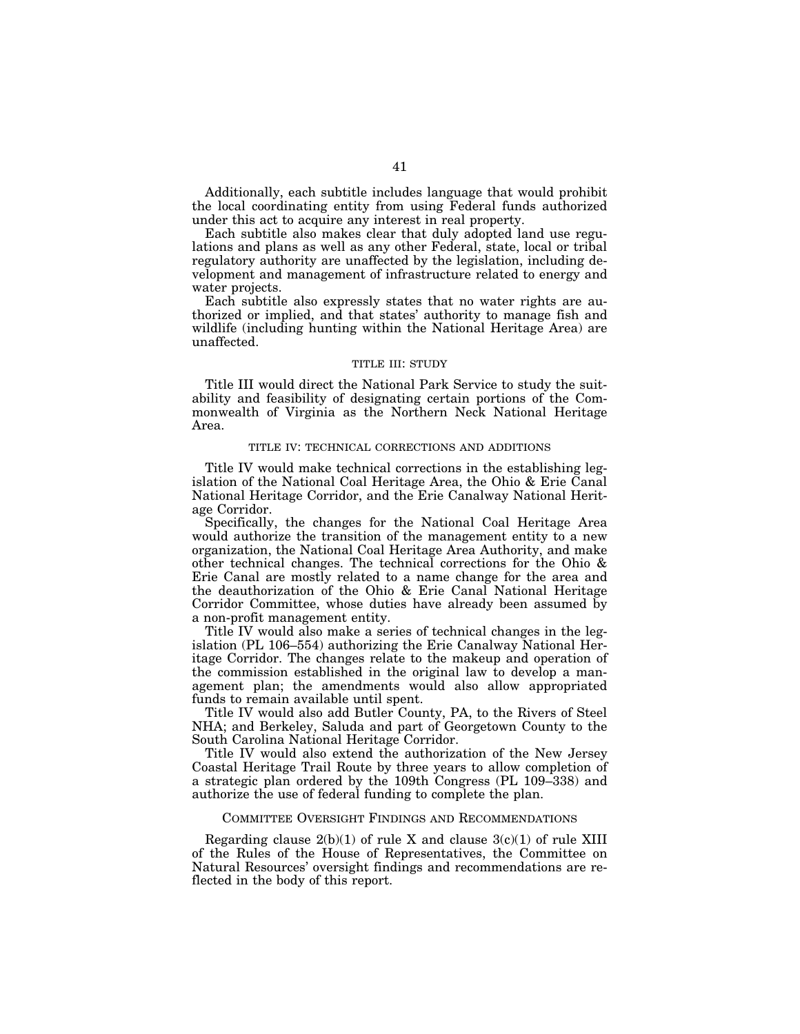Additionally, each subtitle includes language that would prohibit the local coordinating entity from using Federal funds authorized under this act to acquire any interest in real property.

Each subtitle also makes clear that duly adopted land use regulations and plans as well as any other Federal, state, local or tribal regulatory authority are unaffected by the legislation, including development and management of infrastructure related to energy and water projects.

Each subtitle also expressly states that no water rights are authorized or implied, and that states' authority to manage fish and wildlife (including hunting within the National Heritage Area) are unaffected.

### TITLE III: STUDY

Title III would direct the National Park Service to study the suitability and feasibility of designating certain portions of the Commonwealth of Virginia as the Northern Neck National Heritage Area.

### TITLE IV: TECHNICAL CORRECTIONS AND ADDITIONS

Title IV would make technical corrections in the establishing legislation of the National Coal Heritage Area, the Ohio & Erie Canal National Heritage Corridor, and the Erie Canalway National Heritage Corridor.

Specifically, the changes for the National Coal Heritage Area would authorize the transition of the management entity to a new organization, the National Coal Heritage Area Authority, and make other technical changes. The technical corrections for the Ohio & Erie Canal are mostly related to a name change for the area and the deauthorization of the Ohio & Erie Canal National Heritage Corridor Committee, whose duties have already been assumed by a non-profit management entity.

Title IV would also make a series of technical changes in the legislation (PL 106–554) authorizing the Erie Canalway National Heritage Corridor. The changes relate to the makeup and operation of the commission established in the original law to develop a management plan; the amendments would also allow appropriated funds to remain available until spent.

Title IV would also add Butler County, PA, to the Rivers of Steel NHA; and Berkeley, Saluda and part of Georgetown County to the South Carolina National Heritage Corridor.

Title IV would also extend the authorization of the New Jersey Coastal Heritage Trail Route by three years to allow completion of a strategic plan ordered by the 109th Congress (PL 109–338) and authorize the use of federal funding to complete the plan.

## COMMITTEE OVERSIGHT FINDINGS AND RECOMMENDATIONS

Regarding clause 2(b)(1) of rule X and clause 3(c)(1) of rule XIII of the Rules of the House of Representatives, the Committee on Natural Resources' oversight findings and recommendations are reflected in the body of this report.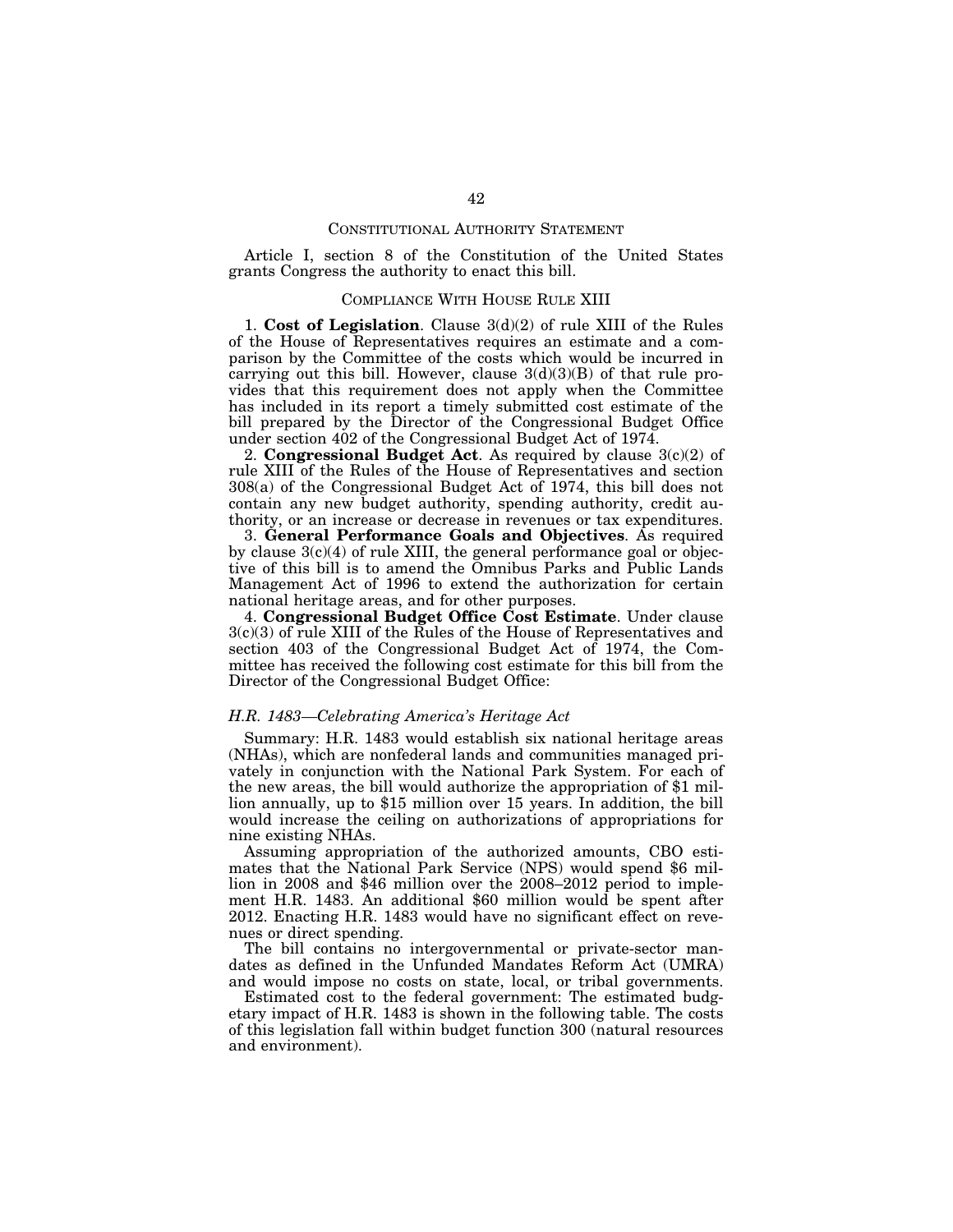## CONSTITUTIONAL AUTHORITY STATEMENT

Article I, section 8 of the Constitution of the United States grants Congress the authority to enact this bill.

## COMPLIANCE WITH HOUSE RULE XIII

1. **Cost of Legislation**. Clause 3(d)(2) of rule XIII of the Rules of the House of Representatives requires an estimate and a comparison by the Committee of the costs which would be incurred in carrying out this bill. However, clause 3(d)(3)(B) of that rule provides that this requirement does not apply when the Committee has included in its report a timely submitted cost estimate of the bill prepared by the Director of the Congressional Budget Office under section 402 of the Congressional Budget Act of 1974.

2. **Congressional Budget Act**. As required by clause 3(c)(2) of rule XIII of the Rules of the House of Representatives and section 308(a) of the Congressional Budget Act of 1974, this bill does not contain any new budget authority, spending authority, credit authority, or an increase or decrease in revenues or tax expenditures.

3. **General Performance Goals and Objectives**. As required by clause 3(c)(4) of rule XIII, the general performance goal or objective of this bill is to amend the Omnibus Parks and Public Lands Management Act of 1996 to extend the authorization for certain national heritage areas, and for other purposes.

4. **Congressional Budget Office Cost Estimate**. Under clause 3(c)(3) of rule XIII of the Rules of the House of Representatives and section 403 of the Congressional Budget Act of 1974, the Committee has received the following cost estimate for this bill from the Director of the Congressional Budget Office:

*H.R. 1483—Celebrating America's Heritage Act*

Summary: H.R. 1483 would establish six national heritage areas (NHAs), which are nonfederal lands and communities managed privately in conjunction with the National Park System. For each of the new areas, the bill would authorize the appropriation of $1 million annually, up to $15 million over 15 years. In addition, the bill would increase the ceiling on authorizations of appropriations for nine existing NHAs.

Assuming appropriation of the authorized amounts, CBO estimates that the National Park Service (NPS) would spend $6 million in 2008 and $46 million over the 2008–2012 period to implement H.R. 1483. An additional $60 million would be spent after 2012. Enacting H.R. 1483 would have no significant effect on revenues or direct spending.

The bill contains no intergovernmental or private-sector mandates as defined in the Unfunded Mandates Reform Act (UMRA) and would impose no costs on state, local, or tribal governments.

Estimated cost to the federal government: The estimated budgetary impact of H.R. 1483 is shown in the following table. The costs of this legislation fall within budget function 300 (natural resources and environment).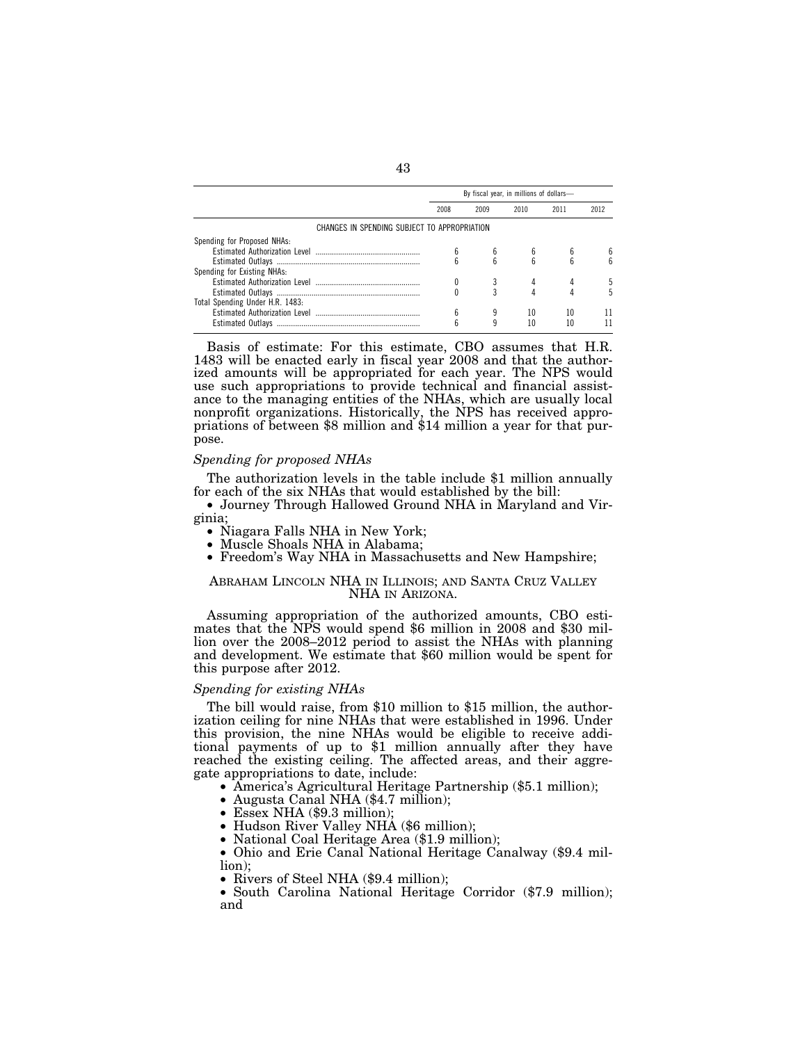| | By fiscal year, in millions of dollars— | | | | |
|---|---|---|---|---|---|
| | 2008 | 2009 | 2010 | 2011 | 2012 |
| CHANGES IN SPENDING SUBJECT TO APPROPRIATION | | | | | |
| Spending for Proposed NHAs: | | | | | |
| Estimated Authorization Level | 6 | 6 | 6 | 6 | 6 |
| Estimated Outlays | 6 | 6 | 6 | 6 | 6 |
| Spending for Existing NHAs: | | | | | |
| Estimated Authorization Level | 0 | 3 | 4 | 4 | 5 |
| Estimated Outlays | 0 | 3 | 4 | 4 | 5 |
| Total Spending Under H.R. 1483: | | | | | |
| Estimated Authorization Level | 6 | 9 | 10 | 10 | 11 |
| Estimated Outlays | 6 | 9 | 10 | 10 | 11 |

Basis of estimate: For this estimate, CBO assumes that H.R. 1483 will be enacted early in fiscal year 2008 and that the authorized amounts will be appropriated for each year. The NPS would use such appropriations to provide technical and financial assistance to the managing entities of the NHAs, which are usually local nonprofit organizations. Historically, the NPS has received appropriations of between $8 million and $14 million a year for that purpose.

*Spending for proposed NHAs*

The authorization levels in the table include $1 million annually for each of the six NHAs that would established by the bill:

- Journey Through Hallowed Ground NHA in Maryland and Virginia;
- Niagara Falls NHA in New York;
- Muscle Shoals NHA in Alabama;
- Freedom's Way NHA in Massachusetts and New Hampshire;

ABRAHAM LINCOLN NHA IN ILLINOIS; AND SANTA CRUZ VALLEY NHA IN ARIZONA.

Assuming appropriation of the authorized amounts, CBO estimates that the NPS would spend $6 million in 2008 and $30 million over the 2008–2012 period to assist the NHAs with planning and development. We estimate that $60 million would be spent for this purpose after 2012.

*Spending for existing NHAs*

The bill would raise, from $10 million to $15 million, the authorization ceiling for nine NHAs that were established in 1996. Under this provision, the nine NHAs would be eligible to receive additional payments of up to $1 million annually after they have reached the existing ceiling. The affected areas, and their aggregate appropriations to date, include:

- America's Agricultural Heritage Partnership ($5.1 million);
- Augusta Canal NHA ($4.7 million);
- Essex NHA ($9.3 million);
- Hudson River Valley NHA ($6 million);
- National Coal Heritage Area ($1.9 million);
- Ohio and Erie Canal National Heritage Canalway ($9.4 million);
- Rivers of Steel NHA ($9.4 million);
- South Carolina National Heritage Corridor ($7.9 million); and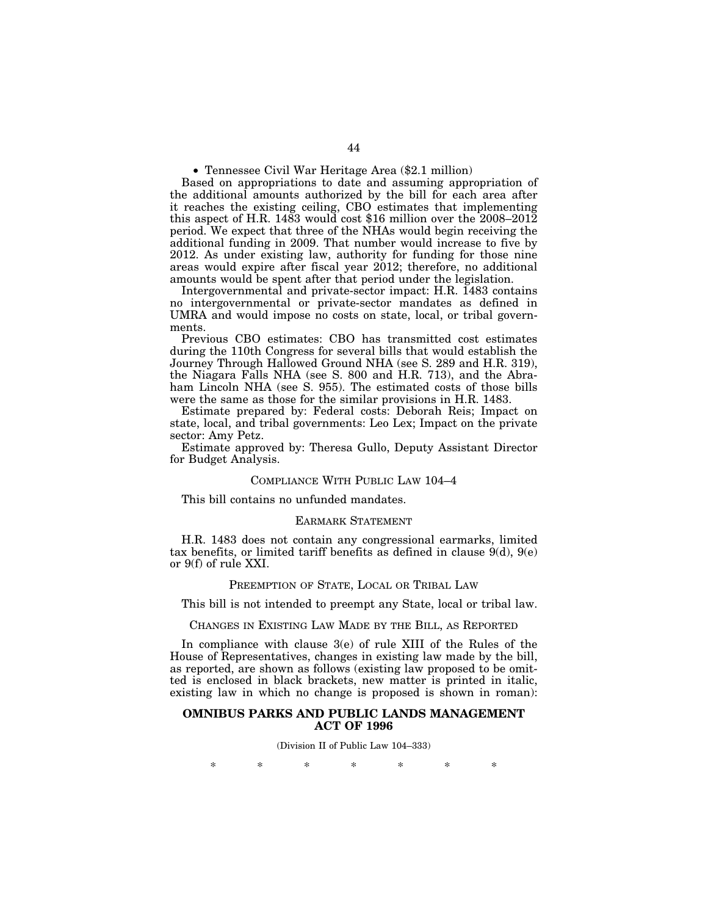- Tennessee Civil War Heritage Area ($2.1 million)

Based on appropriations to date and assuming appropriation of the additional amounts authorized by the bill for each area after it reaches the existing ceiling, CBO estimates that implementing this aspect of H.R. 1483 would cost $16 million over the 2008–2012 period. We expect that three of the NHAs would begin receiving the additional funding in 2009. That number would increase to five by 2012. As under existing law, authority for funding for those nine areas would expire after fiscal year 2012; therefore, no additional amounts would be spent after that period under the legislation.

Intergovernmental and private-sector impact: H.R. 1483 contains no intergovernmental or private-sector mandates as defined in UMRA and would impose no costs on state, local, or tribal governments.

Previous CBO estimates: CBO has transmitted cost estimates during the 110th Congress for several bills that would establish the Journey Through Hallowed Ground NHA (see S. 289 and H.R. 319), the Niagara Falls NHA (see S. 800 and H.R. 713), and the Abraham Lincoln NHA (see S. 955). The estimated costs of those bills were the same as those for the similar provisions in H.R. 1483.

Estimate prepared by: Federal costs: Deborah Reis; Impact on state, local, and tribal governments: Leo Lex; Impact on the private sector: Amy Petz.

Estimate approved by: Theresa Gullo, Deputy Assistant Director for Budget Analysis.

## COMPLIANCE WITH PUBLIC LAW 104–4

This bill contains no unfunded mandates.

## EARMARK STATEMENT

H.R. 1483 does not contain any congressional earmarks, limited tax benefits, or limited tariff benefits as defined in clause 9(d), 9(e) or 9(f) of rule XXI.

## PREEMPTION OF STATE, LOCAL OR TRIBAL LAW

This bill is not intended to preempt any State, local or tribal law.

## CHANGES IN EXISTING LAW MADE BY THE BILL, AS REPORTED

In compliance with clause 3(e) of rule XIII of the Rules of the House of Representatives, changes in existing law made by the bill, as reported, are shown as follows (existing law proposed to be omitted is enclosed in black brackets, new matter is printed in italic, existing law in which no change is proposed is shown in roman):

# OMNIBUS PARKS AND PUBLIC LANDS MANAGEMENT ACT OF 1996

(Division II of Public Law 104–333)

\* \* \* \* \* \* \*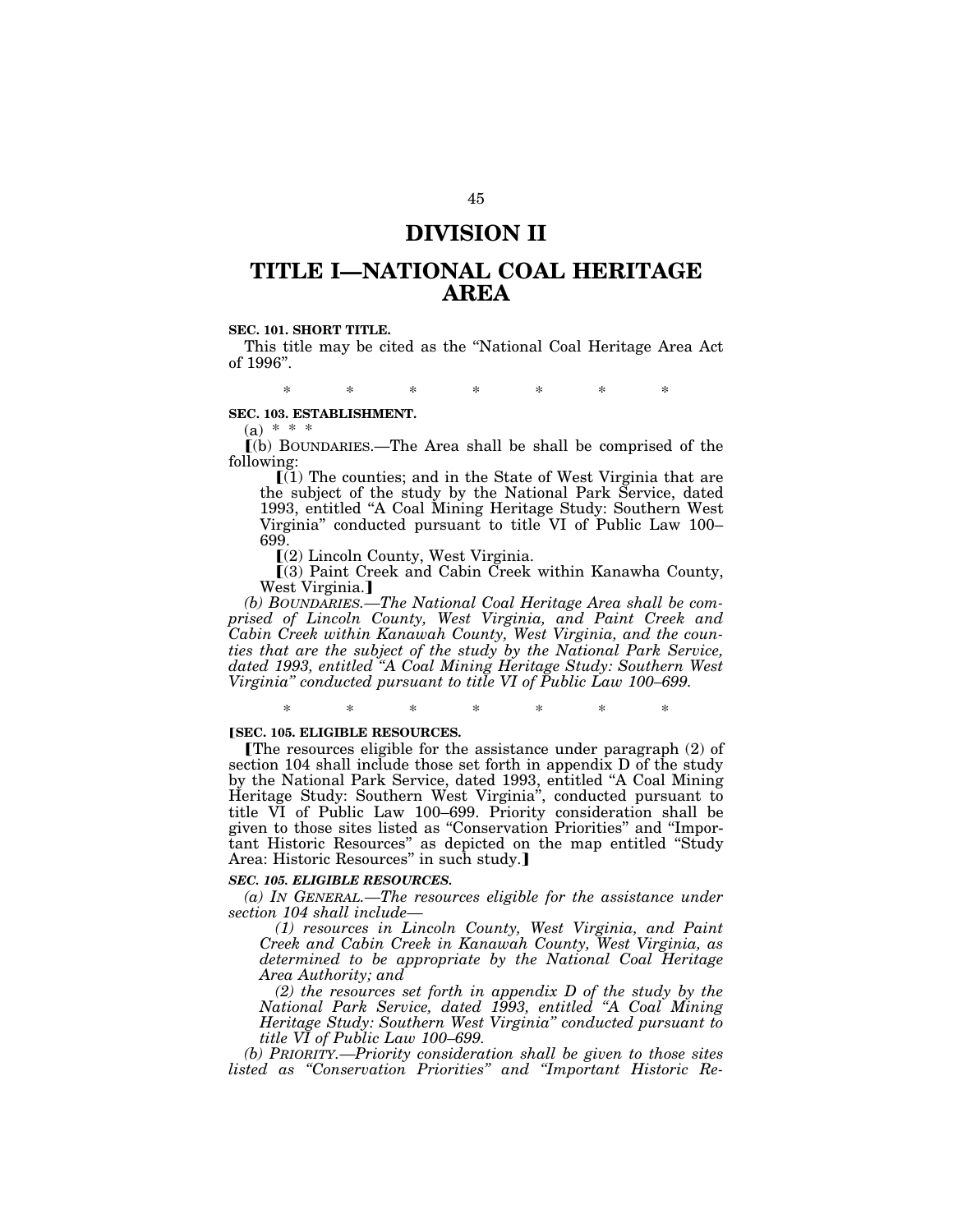# DIVISION II

# TITLE I—NATIONAL COAL HERITAGE AREA

**SEC. 101. SHORT TITLE.**

This title may be cited as the "National Coal Heritage Area Act of 1996".

\* \* \* \* \* \* \*

**SEC. 103. ESTABLISHMENT.**

(a) \* \* \*

[(b) BOUNDARIES.—The Area shall be shall be comprised of the following:

[(1) The counties; and in the State of West Virginia that are the subject of the study by the National Park Service, dated 1993, entitled "A Coal Mining Heritage Study: Southern West Virginia" conducted pursuant to title VI of Public Law 100–699.

[(2) Lincoln County, West Virginia.

[(3) Paint Creek and Cabin Creek within Kanawha County, West Virginia.]

*(b) BOUNDARIES.—The National Coal Heritage Area shall be comprised of Lincoln County, West Virginia, and Paint Creek and Cabin Creek within Kanawah County, West Virginia, and the counties that are the subject of the study by the National Park Service, dated 1993, entitled "A Coal Mining Heritage Study: Southern West Virginia" conducted pursuant to title VI of Public Law 100–699.*

\* \* \* \* \* \* \*

[**SEC. 105. ELIGIBLE RESOURCES.**

[The resources eligible for the assistance under paragraph (2) of section 104 shall include those set forth in appendix D of the study by the National Park Service, dated 1993, entitled "A Coal Mining Heritage Study: Southern West Virginia", conducted pursuant to title VI of Public Law 100–699. Priority consideration shall be given to those sites listed as "Conservation Priorities" and "Important Historic Resources" as depicted on the map entitled "Study Area: Historic Resources" in such study.]

***SEC. 105. ELIGIBLE RESOURCES.***

*(a) IN GENERAL.—The resources eligible for the assistance under section 104 shall include—*

*(1) resources in Lincoln County, West Virginia, and Paint Creek and Cabin Creek in Kanawah County, West Virginia, as determined to be appropriate by the National Coal Heritage Area Authority; and*

*(2) the resources set forth in appendix D of the study by the National Park Service, dated 1993, entitled "A Coal Mining Heritage Study: Southern West Virginia" conducted pursuant to title VI of Public Law 100–699.*

*(b) PRIORITY.—Priority consideration shall be given to those sites listed as "Conservation Priorities" and "Important Historic Re-*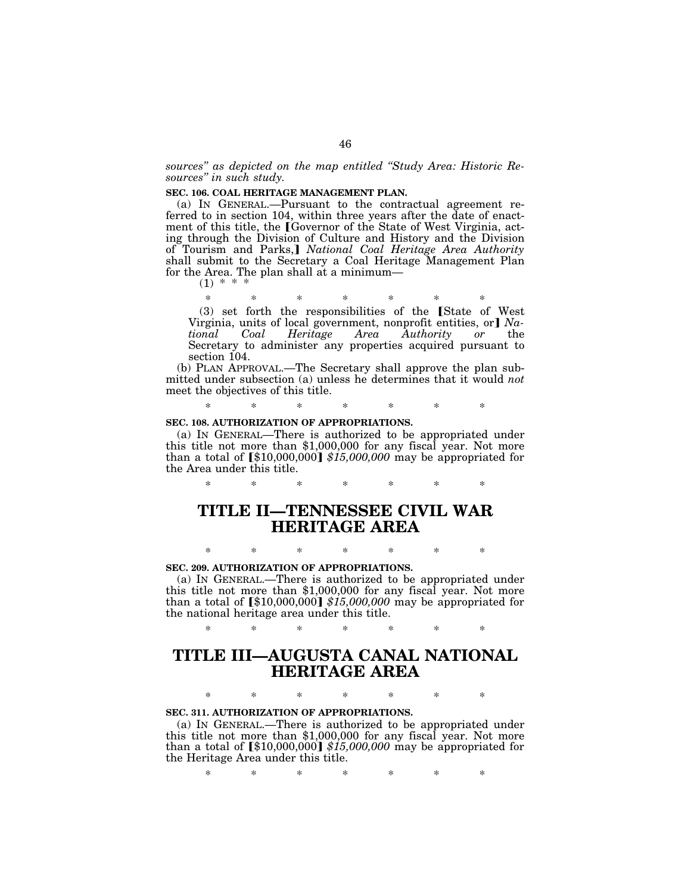*sources" as depicted on the map entitled "Study Area: Historic Resources" in such study.*

**SEC. 106. COAL HERITAGE MANAGEMENT PLAN.**

(a) IN GENERAL.—Pursuant to the contractual agreement referred to in section 104, within three years after the date of enactment of this title, the [Governor of the State of West Virginia, acting through the Division of Culture and History and the Division of Tourism and Parks,] *National Coal Heritage Area Authority* shall submit to the Secretary a Coal Heritage Management Plan for the Area. The plan shall at a minimum—

(1) * * *

\* \* \* \* \* \* \*

(3) set forth the responsibilities of the [State of West Virginia, units of local government, nonprofit entities, or] *National Coal Heritage Area Authority or* the Secretary to administer any properties acquired pursuant to section 104.

(b) PLAN APPROVAL.—The Secretary shall approve the plan submitted under subsection (a) unless he determines that it would *not* meet the objectives of this title.

\* \* \* \* \* \* \*

**SEC. 108. AUTHORIZATION OF APPROPRIATIONS.**

(a) IN GENERAL—There is authorized to be appropriated under this title not more than $1,000,000 for any fiscal year. Not more than a total of [$10,000,000] *$15,000,000* may be appropriated for the Area under this title.

\* \* \* \* \* \* \*

# TITLE II—TENNESSEE CIVIL WAR HERITAGE AREA

\* \* \* \* \* \* \*

**SEC. 209. AUTHORIZATION OF APPROPRIATIONS.**

(a) IN GENERAL.—There is authorized to be appropriated under this title not more than $1,000,000 for any fiscal year. Not more than a total of [$10,000,000] *$15,000,000* may be appropriated for the national heritage area under this title.

\* \* \* \* \* \* \*

# TITLE III—AUGUSTA CANAL NATIONAL HERITAGE AREA

\* \* \* \* \* \* \*

**SEC. 311. AUTHORIZATION OF APPROPRIATIONS.**

(a) IN GENERAL.—There is authorized to be appropriated under this title not more than $1,000,000 for any fiscal year. Not more than a total of [$10,000,000] *$15,000,000* may be appropriated for the Heritage Area under this title.

\* \* \* \* \* \* \*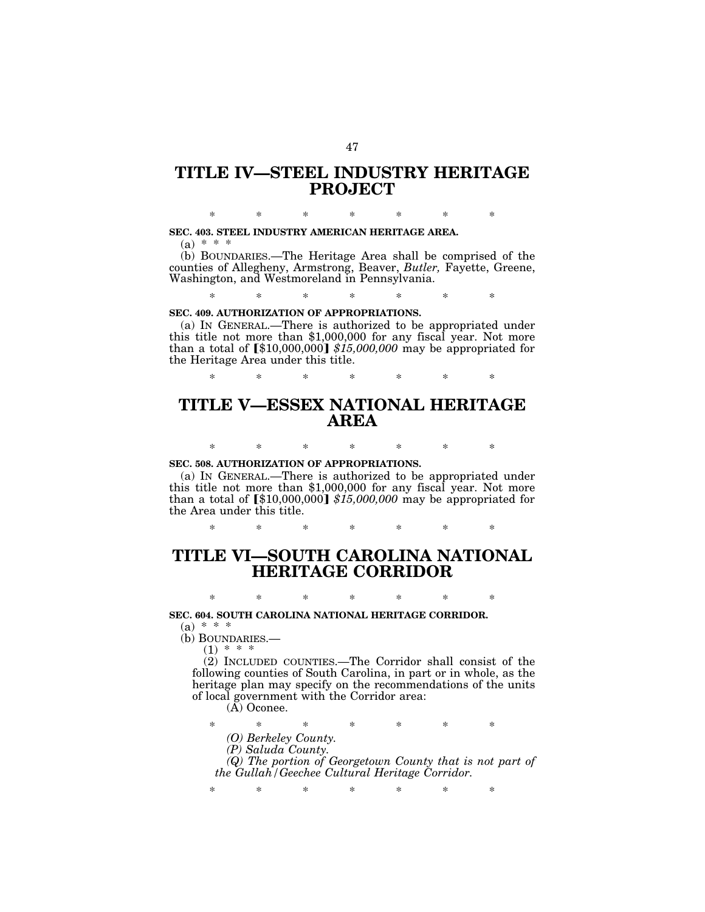# TITLE IV—STEEL INDUSTRY HERITAGE PROJECT

\* \* \* \* \* \* \*

**SEC. 403. STEEL INDUSTRY AMERICAN HERITAGE AREA.**

(a) \* \* \*

(b) BOUNDARIES.—The Heritage Area shall be comprised of the counties of Allegheny, Armstrong, Beaver, *Butler,* Fayette, Greene, Washington, and Westmoreland in Pennsylvania.

\* \* \* \* \* \* \*

**SEC. 409. AUTHORIZATION OF APPROPRIATIONS.**

(a) IN GENERAL.—There is authorized to be appropriated under this title not more than $1,000,000 for any fiscal year. Not more than a total of [$10,000,000] *$15,000,000* may be appropriated for the Heritage Area under this title.

\* \* \* \* \* \* \*

# TITLE V—ESSEX NATIONAL HERITAGE AREA

\* \* \* \* \* \* \*

**SEC. 508. AUTHORIZATION OF APPROPRIATIONS.**

(a) IN GENERAL.—There is authorized to be appropriated under this title not more than $1,000,000 for any fiscal year. Not more than a total of [$10,000,000] *$15,000,000* may be appropriated for the Area under this title.

\* \* \* \* \* \* \*

# TITLE VI—SOUTH CAROLINA NATIONAL HERITAGE CORRIDOR

\* \* \* \* \* \* \*

**SEC. 604. SOUTH CAROLINA NATIONAL HERITAGE CORRIDOR.**

(a) \* \* \*

(b) BOUNDARIES.—

(1) \* \* \*

(2) INCLUDED COUNTIES.—The Corridor shall consist of the following counties of South Carolina, in part or in whole, as the heritage plan may specify on the recommendations of the units of local government with the Corridor area:

(A) Oconee.

\* \* \* \* \* \* \*

*(O) Berkeley County.*

*(P) Saluda County.*

*(Q) The portion of Georgetown County that is not part of the Gullah/Geechee Cultural Heritage Corridor.*

\* \* \* \* \* \* \*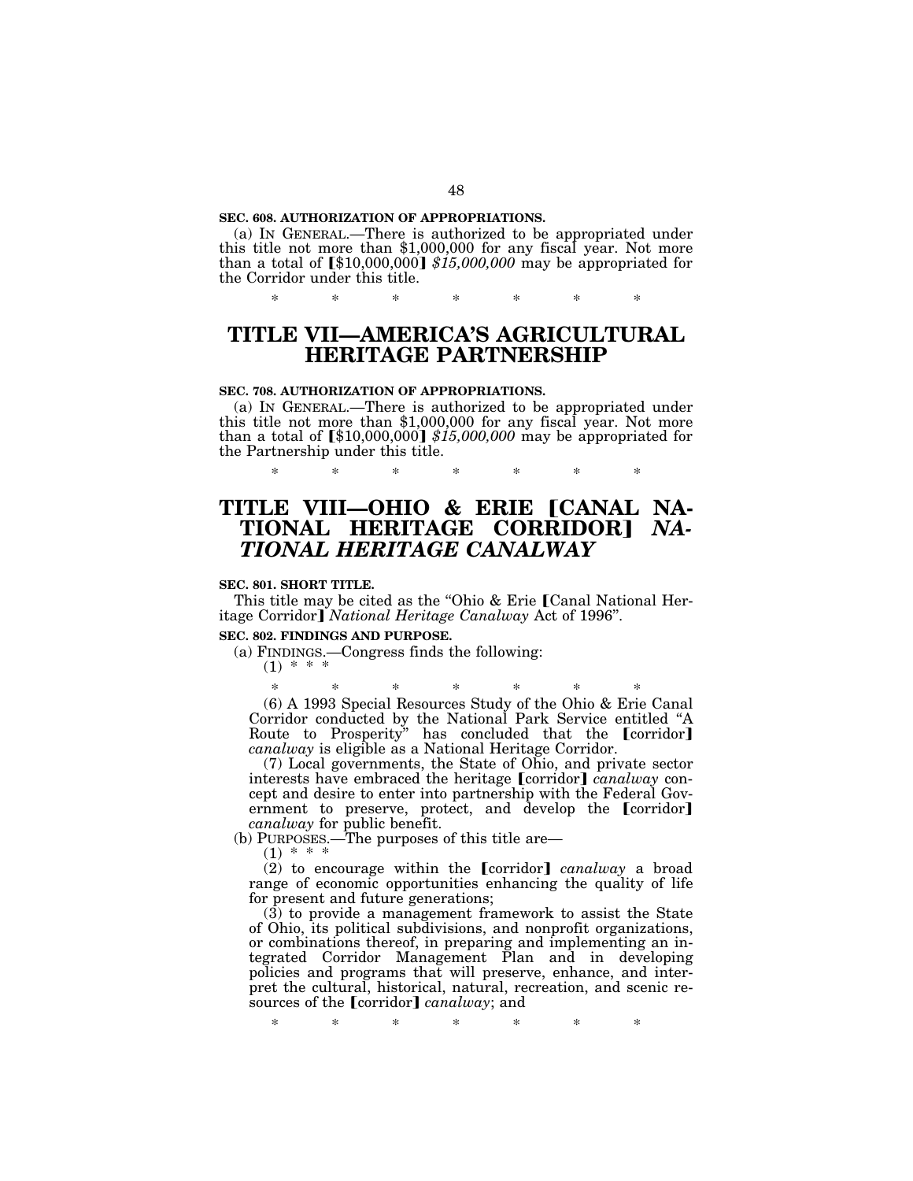**SEC. 608. AUTHORIZATION OF APPROPRIATIONS.**

(a) IN GENERAL.—There is authorized to be appropriated under this title not more than $1,000,000 for any fiscal year. Not more than a total of 【$10,000,000】 *$15,000,000* may be appropriated for the Corridor under this title.

\* \* \* \* \* \* \*

# TITLE VII—AMERICA'S AGRICULTURAL HERITAGE PARTNERSHIP

**SEC. 708. AUTHORIZATION OF APPROPRIATIONS.**

(a) IN GENERAL.—There is authorized to be appropriated under this title not more than $1,000,000 for any fiscal year. Not more than a total of 【$10,000,000】 *$15,000,000* may be appropriated for the Partnership under this title.

\* \* \* \* \* \* \*

# TITLE VIII—OHIO & ERIE 【CANAL NATIONAL HERITAGE CORRIDOR】 *NATIONAL HERITAGE CANALWAY*

**SEC. 801. SHORT TITLE.**

This title may be cited as the "Ohio & Erie 【Canal National Heritage Corridor】 *National Heritage Canalway* Act of 1996".

**SEC. 802. FINDINGS AND PURPOSE.**

(a) FINDINGS.—Congress finds the following:

(1) \* \* \*

\* \* \* \* \* \* \*

(6) A 1993 Special Resources Study of the Ohio & Erie Canal Corridor conducted by the National Park Service entitled "A Route to Prosperity" has concluded that the 【corridor】 *canalway* is eligible as a National Heritage Corridor.

(7) Local governments, the State of Ohio, and private sector interests have embraced the heritage 【corridor】 *canalway* concept and desire to enter into partnership with the Federal Government to preserve, protect, and develop the 【corridor】 *canalway* for public benefit.

(b) PURPOSES.—The purposes of this title are—

(1) \* \* \*

(2) to encourage within the 【corridor】 *canalway* a broad range of economic opportunities enhancing the quality of life for present and future generations;

(3) to provide a management framework to assist the State of Ohio, its political subdivisions, and nonprofit organizations, or combinations thereof, in preparing and implementing an integrated Corridor Management Plan and in developing policies and programs that will preserve, enhance, and interpret the cultural, historical, natural, recreation, and scenic resources of the 【corridor】 *canalway*; and

\* \* \* \* \* \* \*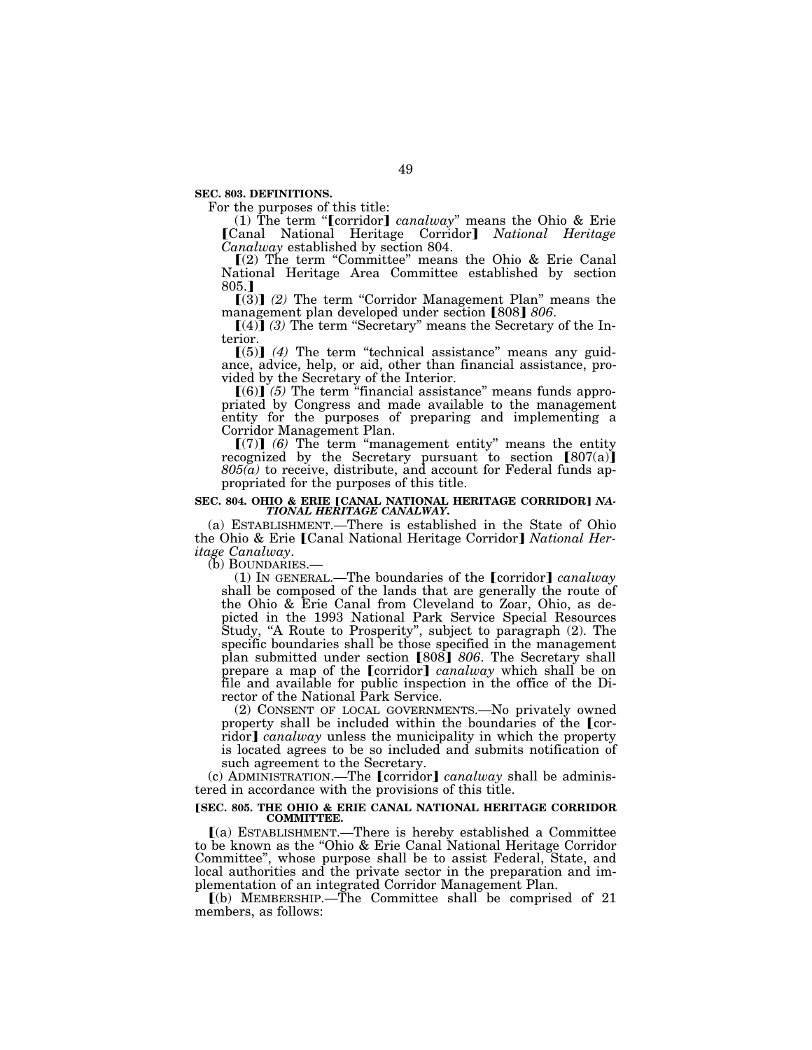**SEC. 803. DEFINITIONS.**

For the purposes of this title:

(1) The term "【corridor】 *canalway*" means the Ohio & Erie 【Canal National Heritage Corridor】 *National Heritage Canalway* established by section 804.

【(2) The term "Committee" means the Ohio & Erie Canal National Heritage Area Committee established by section 805.】

【(3)】 *(2)* The term "Corridor Management Plan" means the management plan developed under section 【808】 *806*.

【(4)】 *(3)* The term "Secretary" means the Secretary of the Interior.

【(5)】 *(4)* The term "technical assistance" means any guidance, advice, help, or aid, other than financial assistance, provided by the Secretary of the Interior.

【(6)】 *(5)* The term "financial assistance" means funds appropriated by Congress and made available to the management entity for the purposes of preparing and implementing a Corridor Management Plan.

【(7)】 *(6)* The term "management entity" means the entity recognized by the Secretary pursuant to section 【807(a)】 *805(a)* to receive, distribute, and account for Federal funds appropriated for the purposes of this title.

**SEC. 804. OHIO & ERIE 【CANAL NATIONAL HERITAGE CORRIDOR】 *NATIONAL HERITAGE CANALWAY*.**

(a) ESTABLISHMENT.—There is established in the State of Ohio the Ohio & Erie 【Canal National Heritage Corridor】 *National Heritage Canalway*.

(b) BOUNDARIES.—

(1) IN GENERAL.—The boundaries of the 【corridor】 *canalway* shall be composed of the lands that are generally the route of the Ohio & Erie Canal from Cleveland to Zoar, Ohio, as depicted in the 1993 National Park Service Special Resources Study, "A Route to Prosperity", subject to paragraph (2). The specific boundaries shall be those specified in the management plan submitted under section 【808】 *806*. The Secretary shall prepare a map of the 【corridor】 *canalway* which shall be on file and available for public inspection in the office of the Director of the National Park Service.

(2) CONSENT OF LOCAL GOVERNMENTS.—No privately owned property shall be included within the boundaries of the 【corridor】 *canalway* unless the municipality in which the property is located agrees to be so included and submits notification of such agreement to the Secretary.

(c) ADMINISTRATION.—The 【corridor】 *canalway* shall be administered in accordance with the provisions of this title.

**【SEC. 805. THE OHIO & ERIE CANAL NATIONAL HERITAGE CORRIDOR COMMITTEE.**

【(a) ESTABLISHMENT.—There is hereby established a Committee to be known as the "Ohio & Erie Canal National Heritage Corridor Committee", whose purpose shall be to assist Federal, State, and local authorities and the private sector in the preparation and implementation of an integrated Corridor Management Plan.

【(b) MEMBERSHIP.—The Committee shall be comprised of 21 members, as follows: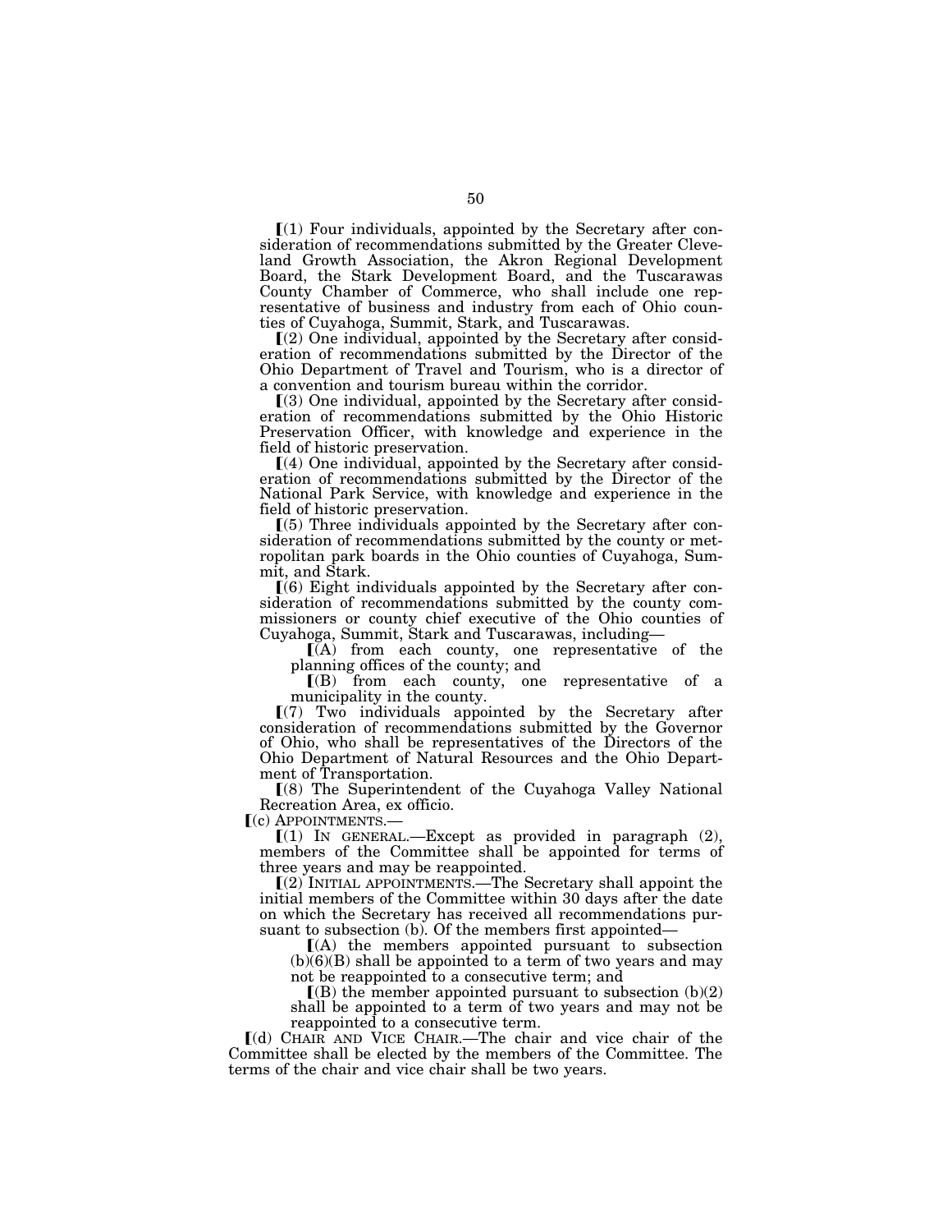⟦(1) Four individuals, appointed by the Secretary after consideration of recommendations submitted by the Greater Cleveland Growth Association, the Akron Regional Development Board, the Stark Development Board, and the Tuscarawas County Chamber of Commerce, who shall include one representative of business and industry from each of Ohio counties of Cuyahoga, Summit, Stark, and Tuscarawas.

⟦(2) One individual, appointed by the Secretary after consideration of recommendations submitted by the Director of the Ohio Department of Travel and Tourism, who is a director of a convention and tourism bureau within the corridor.

⟦(3) One individual, appointed by the Secretary after consideration of recommendations submitted by the Ohio Historic Preservation Officer, with knowledge and experience in the field of historic preservation.

⟦(4) One individual, appointed by the Secretary after consideration of recommendations submitted by the Director of the National Park Service, with knowledge and experience in the field of historic preservation.

⟦(5) Three individuals appointed by the Secretary after consideration of recommendations submitted by the county or metropolitan park boards in the Ohio counties of Cuyahoga, Summit, and Stark.

⟦(6) Eight individuals appointed by the Secretary after consideration of recommendations submitted by the county commissioners or county chief executive of the Ohio counties of Cuyahoga, Summit, Stark and Tuscarawas, including—

⟦(A) from each county, one representative of the planning offices of the county; and

⟦(B) from each county, one representative of a municipality in the county.

⟦(7) Two individuals appointed by the Secretary after consideration of recommendations submitted by the Governor of Ohio, who shall be representatives of the Directors of the Ohio Department of Natural Resources and the Ohio Department of Transportation.

⟦(8) The Superintendent of the Cuyahoga Valley National Recreation Area, ex officio.

⟦(c) APPOINTMENTS.—

⟦(1) IN GENERAL.—Except as provided in paragraph (2), members of the Committee shall be appointed for terms of three years and may be reappointed.

⟦(2) INITIAL APPOINTMENTS.—The Secretary shall appoint the initial members of the Committee within 30 days after the date on which the Secretary has received all recommendations pursuant to subsection (b). Of the members first appointed—

⟦(A) the members appointed pursuant to subsection (b)(6)(B) shall be appointed to a term of two years and may not be reappointed to a consecutive term; and

⟦(B) the member appointed pursuant to subsection (b)(2) shall be appointed to a term of two years and may not be reappointed to a consecutive term.

⟦(d) CHAIR AND VICE CHAIR.—The chair and vice chair of the Committee shall be elected by the members of the Committee. The terms of the chair and vice chair shall be two years.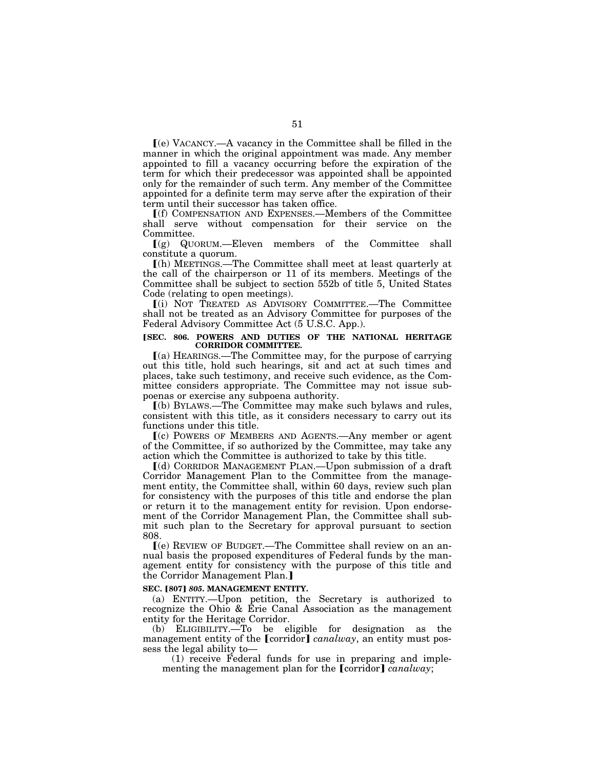⟦(e) VACANCY.—A vacancy in the Committee shall be filled in the manner in which the original appointment was made. Any member appointed to fill a vacancy occurring before the expiration of the term for which their predecessor was appointed shall be appointed only for the remainder of such term. Any member of the Committee appointed for a definite term may serve after the expiration of their term until their successor has taken office.

⟦(f) COMPENSATION AND EXPENSES.—Members of the Committee shall serve without compensation for their service on the Committee.

⟦(g) QUORUM.—Eleven members of the Committee shall constitute a quorum.

⟦(h) MEETINGS.—The Committee shall meet at least quarterly at the call of the chairperson or 11 of its members. Meetings of the Committee shall be subject to section 552b of title 5, United States Code (relating to open meetings).

⟦(i) NOT TREATED AS ADVISORY COMMITTEE.—The Committee shall not be treated as an Advisory Committee for purposes of the Federal Advisory Committee Act (5 U.S.C. App.).

**⟦SEC. 806. POWERS AND DUTIES OF THE NATIONAL HERITAGE CORRIDOR COMMITTEE.**

⟦(a) HEARINGS.—The Committee may, for the purpose of carrying out this title, hold such hearings, sit and act at such times and places, take such testimony, and receive such evidence, as the Committee considers appropriate. The Committee may not issue subpoenas or exercise any subpoena authority.

⟦(b) BYLAWS.—The Committee may make such bylaws and rules, consistent with this title, as it considers necessary to carry out its functions under this title.

⟦(c) POWERS OF MEMBERS AND AGENTS.—Any member or agent of the Committee, if so authorized by the Committee, may take any action which the Committee is authorized to take by this title.

⟦(d) CORRIDOR MANAGEMENT PLAN.—Upon submission of a draft Corridor Management Plan to the Committee from the management entity, the Committee shall, within 60 days, review such plan for consistency with the purposes of this title and endorse the plan or return it to the management entity for revision. Upon endorsement of the Corridor Management Plan, the Committee shall submit such plan to the Secretary for approval pursuant to section 808.

⟦(e) REVIEW OF BUDGET.—The Committee shall review on an annual basis the proposed expenditures of Federal funds by the management entity for consistency with the purpose of this title and the Corridor Management Plan.⟧

**SEC. ⟦807⟧ *805*. MANAGEMENT ENTITY.**

(a) ENTITY.—Upon petition, the Secretary is authorized to recognize the Ohio & Erie Canal Association as the management entity for the Heritage Corridor.

(b) ELIGIBILITY.—To be eligible for designation as the management entity of the ⟦corridor⟧ *canalway*, an entity must possess the legal ability to—

(1) receive Federal funds for use in preparing and implementing the management plan for the ⟦corridor⟧ *canalway*;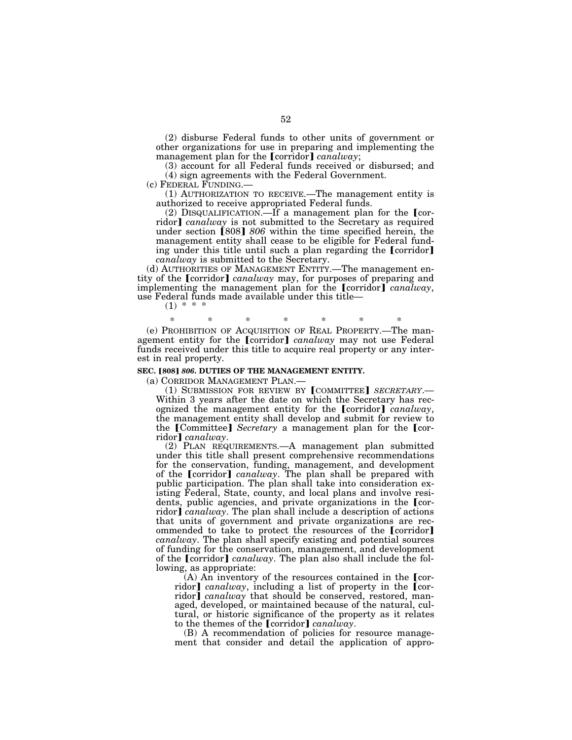(2) disburse Federal funds to other units of government or other organizations for use in preparing and implementing the management plan for the 【corridor】 *canalway*;

(3) account for all Federal funds received or disbursed; and

(4) sign agreements with the Federal Government.

(c) FEDERAL FUNDING.—

(1) AUTHORIZATION TO RECEIVE.—The management entity is authorized to receive appropriated Federal funds.

(2) DISQUALIFICATION.—If a management plan for the 【corridor】 *canalway* is not submitted to the Secretary as required under section 【808】 *806* within the time specified herein, the management entity shall cease to be eligible for Federal funding under this title until such a plan regarding the 【corridor】 *canalway* is submitted to the Secretary.

(d) AUTHORITIES OF MANAGEMENT ENTITY.—The management entity of the 【corridor】 *canalway* may, for purposes of preparing and implementing the management plan for the 【corridor】 *canalway*, use Federal funds made available under this title—

(1) * * *

\* \* \* \* \* \* \*

(e) PROHIBITION OF ACQUISITION OF REAL PROPERTY.—The management entity for the 【corridor】 *canalway* may not use Federal funds received under this title to acquire real property or any interest in real property.

**SEC. 【808】 *806*. DUTIES OF THE MANAGEMENT ENTITY.**

(a) CORRIDOR MANAGEMENT PLAN.—

(1) SUBMISSION FOR REVIEW BY 【COMMITTEE】 *SECRETARY*.—Within 3 years after the date on which the Secretary has recognized the management entity for the 【corridor】 *canalway*, the management entity shall develop and submit for review to the 【Committee】 *Secretary* a management plan for the 【corridor】 *canalway*.

(2) PLAN REQUIREMENTS.—A management plan submitted under this title shall present comprehensive recommendations for the conservation, funding, management, and development of the 【corridor】 *canalway*. The plan shall be prepared with public participation. The plan shall take into consideration existing Federal, State, county, and local plans and involve residents, public agencies, and private organizations in the 【corridor】 *canalway*. The plan shall include a description of actions that units of government and private organizations are recommended to take to protect the resources of the 【corridor】 *canalway*. The plan shall specify existing and potential sources of funding for the conservation, management, and development of the 【corridor】 *canalway*. The plan also shall include the following, as appropriate:

(A) An inventory of the resources contained in the 【corridor】 *canalway*, including a list of property in the 【corridor】 *canalway* that should be conserved, restored, managed, developed, or maintained because of the natural, cultural, or historic significance of the property as it relates to the themes of the 【corridor】 *canalway*.

(B) A recommendation of policies for resource management that consider and detail the application of appro-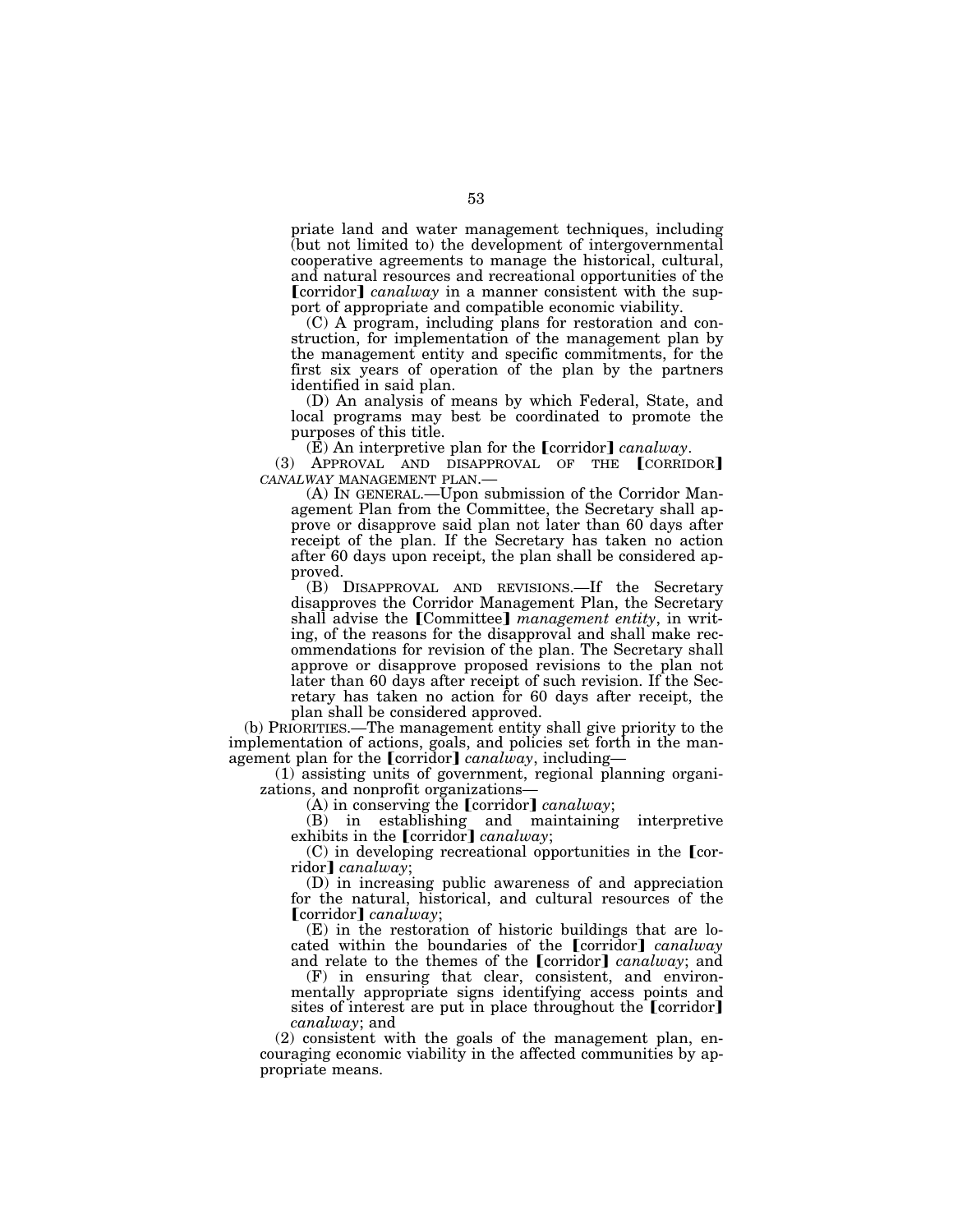priate land and water management techniques, including (but not limited to) the development of intergovernmental cooperative agreements to manage the historical, cultural, and natural resources and recreational opportunities of the [corridor] *canalway* in a manner consistent with the support of appropriate and compatible economic viability.

(C) A program, including plans for restoration and construction, for implementation of the management plan by the management entity and specific commitments, for the first six years of operation of the plan by the partners identified in said plan.

(D) An analysis of means by which Federal, State, and local programs may best be coordinated to promote the purposes of this title.

(E) An interpretive plan for the [corridor] *canalway*.

(3) APPROVAL AND DISAPPROVAL OF THE [CORRIDOR] *CANALWAY* MANAGEMENT PLAN.—

(A) IN GENERAL.—Upon submission of the Corridor Management Plan from the Committee, the Secretary shall approve or disapprove said plan not later than 60 days after receipt of the plan. If the Secretary has taken no action after 60 days upon receipt, the plan shall be considered approved.

(B) DISAPPROVAL AND REVISIONS.—If the Secretary disapproves the Corridor Management Plan, the Secretary shall advise the [Committee] *management entity*, in writing, of the reasons for the disapproval and shall make recommendations for revision of the plan. The Secretary shall approve or disapprove proposed revisions to the plan not later than 60 days after receipt of such revision. If the Secretary has taken no action for 60 days after receipt, the plan shall be considered approved.

(b) PRIORITIES.—The management entity shall give priority to the implementation of actions, goals, and policies set forth in the management plan for the [corridor] *canalway*, including—

(1) assisting units of government, regional planning organizations, and nonprofit organizations—

(A) in conserving the [corridor] *canalway*;

(B) in establishing and maintaining interpretive exhibits in the [corridor] *canalway*;

(C) in developing recreational opportunities in the [corridor] *canalway*;

(D) in increasing public awareness of and appreciation for the natural, historical, and cultural resources of the [corridor] *canalway*;

(E) in the restoration of historic buildings that are located within the boundaries of the [corridor] *canalway* and relate to the themes of the [corridor] *canalway*; and

(F) in ensuring that clear, consistent, and environmentally appropriate signs identifying access points and sites of interest are put in place throughout the [corridor] *canalway*; and

(2) consistent with the goals of the management plan, encouraging economic viability in the affected communities by appropriate means.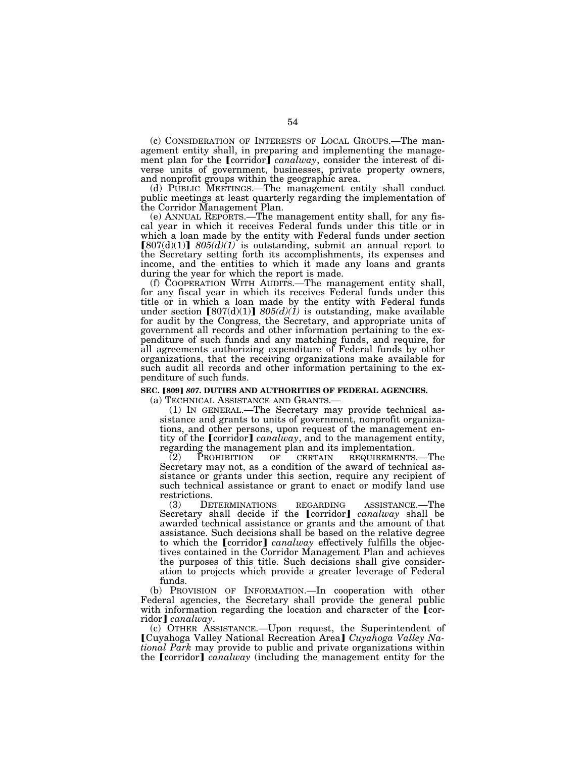(c) CONSIDERATION OF INTERESTS OF LOCAL GROUPS.—The management entity shall, in preparing and implementing the management plan for the ⟦corridor⟧ *canalway*, consider the interest of diverse units of government, businesses, private property owners, and nonprofit groups within the geographic area.

(d) PUBLIC MEETINGS.—The management entity shall conduct public meetings at least quarterly regarding the implementation of the Corridor Management Plan.

(e) ANNUAL REPORTS.—The management entity shall, for any fiscal year in which it receives Federal funds under this title or in which a loan made by the entity with Federal funds under section ⟦807(d)(1)⟧ *805(d)(1)* is outstanding, submit an annual report to the Secretary setting forth its accomplishments, its expenses and income, and the entities to which it made any loans and grants during the year for which the report is made.

(f) COOPERATION WITH AUDITS.—The management entity shall, for any fiscal year in which its receives Federal funds under this title or in which a loan made by the entity with Federal funds under section ⟦807(d)(1)⟧ *805(d)(1)* is outstanding, make available for audit by the Congress, the Secretary, and appropriate units of government all records and other information pertaining to the expenditure of such funds and any matching funds, and require, for all agreements authorizing expenditure of Federal funds by other organizations, that the receiving organizations make available for such audit all records and other information pertaining to the expenditure of such funds.

**SEC. ⟦809⟧ *807*. DUTIES AND AUTHORITIES OF FEDERAL AGENCIES.**

(a) TECHNICAL ASSISTANCE AND GRANTS.—

(1) IN GENERAL.—The Secretary may provide technical assistance and grants to units of government, nonprofit organizations, and other persons, upon request of the management entity of the ⟦corridor⟧ *canalway*, and to the management entity, regarding the management plan and its implementation.

(2) PROHIBITION OF CERTAIN REQUIREMENTS.—The Secretary may not, as a condition of the award of technical assistance or grants under this section, require any recipient of such technical assistance or grant to enact or modify land use restrictions.

(3) DETERMINATIONS REGARDING ASSISTANCE.—The Secretary shall decide if the ⟦corridor⟧ *canalway* shall be awarded technical assistance or grants and the amount of that assistance. Such decisions shall be based on the relative degree to which the ⟦corridor⟧ *canalway* effectively fulfills the objectives contained in the Corridor Management Plan and achieves the purposes of this title. Such decisions shall give consideration to projects which provide a greater leverage of Federal funds.

(b) PROVISION OF INFORMATION.—In cooperation with other Federal agencies, the Secretary shall provide the general public with information regarding the location and character of the ⟦corridor⟧ *canalway*.

(c) OTHER ASSISTANCE.—Upon request, the Superintendent of ⟦Cuyahoga Valley National Recreation Area⟧ *Cuyahoga Valley National Park* may provide to public and private organizations within the ⟦corridor⟧ *canalway* (including the management entity for the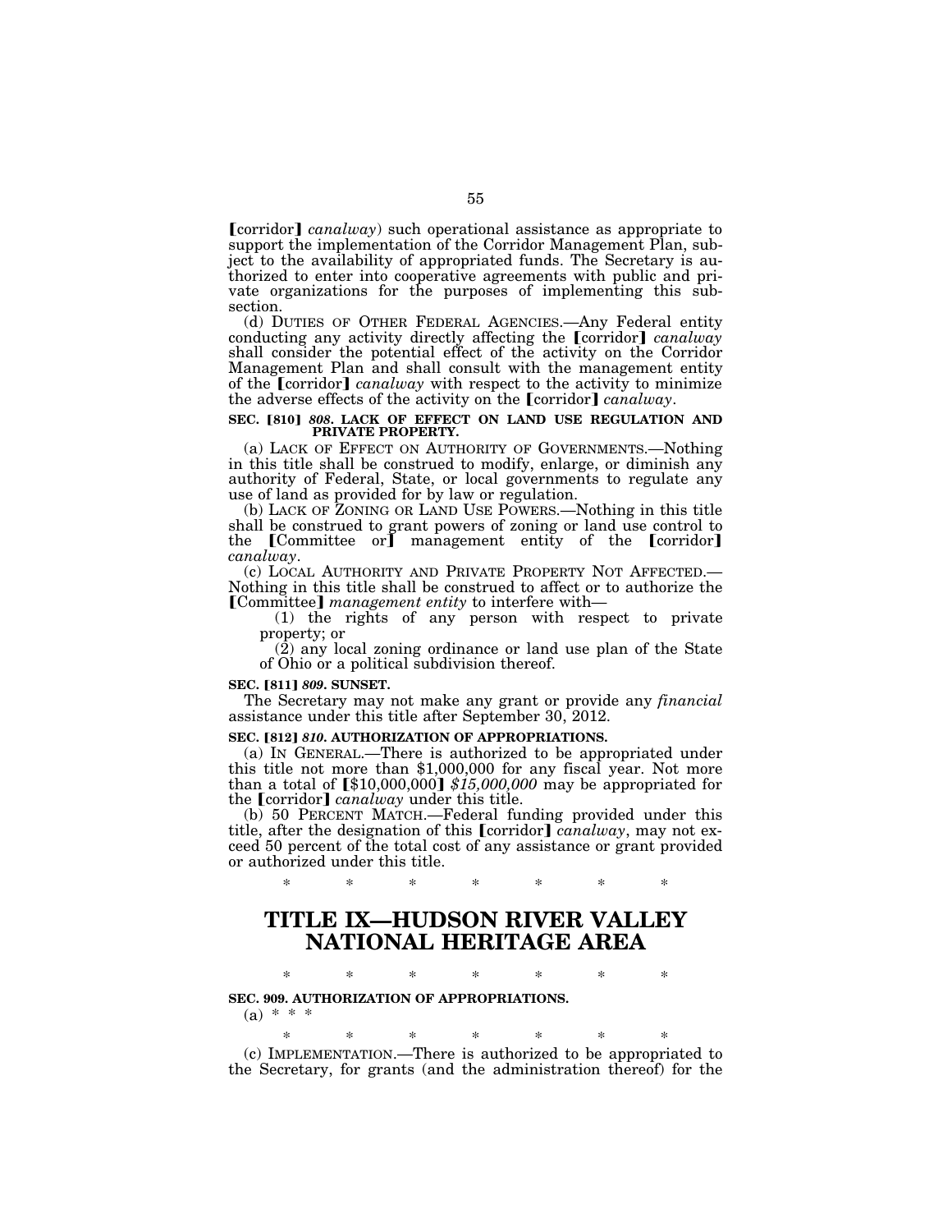⟦corridor⟧ *canalway*) such operational assistance as appropriate to support the implementation of the Corridor Management Plan, subject to the availability of appropriated funds. The Secretary is authorized to enter into cooperative agreements with public and private organizations for the purposes of implementing this subsection.

(d) DUTIES OF OTHER FEDERAL AGENCIES.—Any Federal entity conducting any activity directly affecting the ⟦corridor⟧ *canalway* shall consider the potential effect of the activity on the Corridor Management Plan and shall consult with the management entity of the ⟦corridor⟧ *canalway* with respect to the activity to minimize the adverse effects of the activity on the ⟦corridor⟧ *canalway*.

**SEC. ⟦810⟧ *808*. LACK OF EFFECT ON LAND USE REGULATION AND PRIVATE PROPERTY.**

(a) LACK OF EFFECT ON AUTHORITY OF GOVERNMENTS.—Nothing in this title shall be construed to modify, enlarge, or diminish any authority of Federal, State, or local governments to regulate any use of land as provided for by law or regulation.

(b) LACK OF ZONING OR LAND USE POWERS.—Nothing in this title shall be construed to grant powers of zoning or land use control to the ⟦Committee or⟧ management entity of the ⟦corridor⟧ *canalway*.

(c) LOCAL AUTHORITY AND PRIVATE PROPERTY NOT AFFECTED.—Nothing in this title shall be construed to affect or to authorize the ⟦Committee⟧ *management entity* to interfere with—

(1) the rights of any person with respect to private property; or

(2) any local zoning ordinance or land use plan of the State of Ohio or a political subdivision thereof.

**SEC. ⟦811⟧ *809*. SUNSET.**

The Secretary may not make any grant or provide any *financial* assistance under this title after September 30, 2012.

**SEC. ⟦812⟧ *810*. AUTHORIZATION OF APPROPRIATIONS.**

(a) IN GENERAL.—There is authorized to be appropriated under this title not more than $1,000,000 for any fiscal year. Not more than a total of ⟦$10,000,000⟧ *$15,000,000* may be appropriated for the ⟦corridor⟧ *canalway* under this title.

(b) 50 PERCENT MATCH.—Federal funding provided under this title, after the designation of this ⟦corridor⟧ *canalway*, may not exceed 50 percent of the total cost of any assistance or grant provided or authorized under this title.

\* \* \* \* \* \* \*

# TITLE IX—HUDSON RIVER VALLEY NATIONAL HERITAGE AREA

\* \* \* \* \* \* \*

**SEC. 909. AUTHORIZATION OF APPROPRIATIONS.**

(a) \* \* \*

\* \* \* \* \* \* \*

(c) IMPLEMENTATION.—There is authorized to be appropriated to the Secretary, for grants (and the administration thereof) for the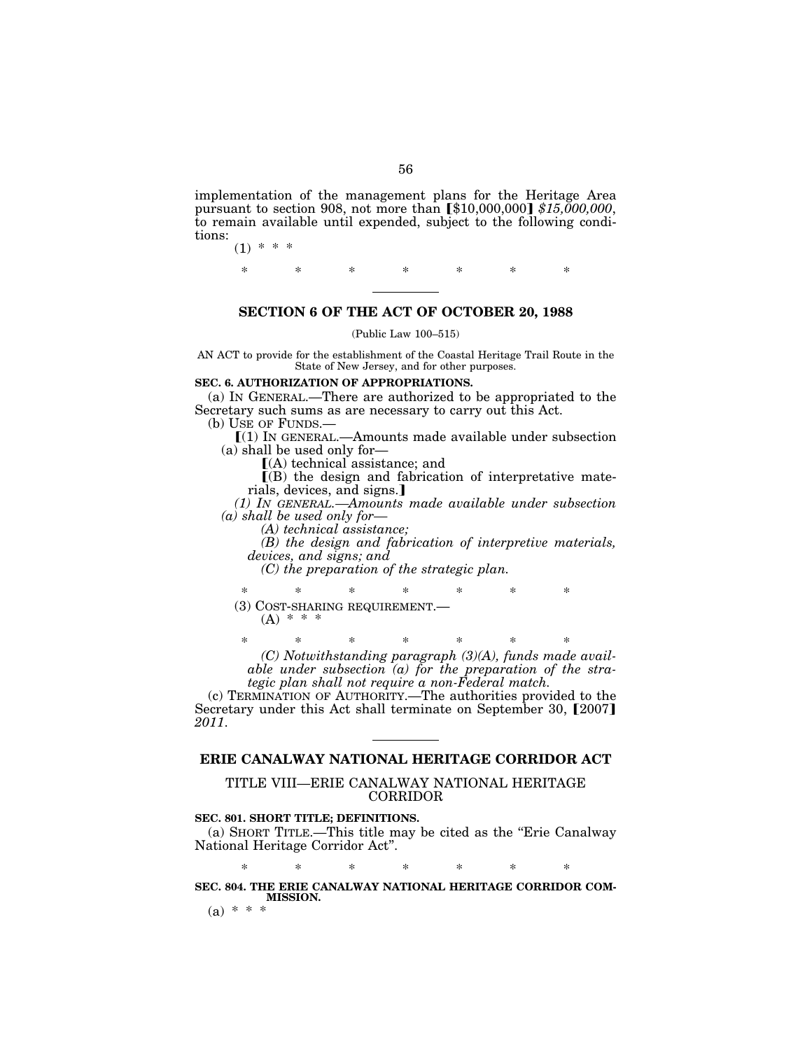implementation of the management plans for the Heritage Area pursuant to section 908, not more than 【$10,000,000】 *$15,000,000*, to remain available until expended, subject to the following conditions:

(1) * * *

\* \* \* \* \* \* \*

## SECTION 6 OF THE ACT OF OCTOBER 20, 1988

(Public Law 100–515)

AN ACT to provide for the establishment of the Coastal Heritage Trail Route in the State of New Jersey, and for other purposes.

**SEC. 6. AUTHORIZATION OF APPROPRIATIONS.**

(a) IN GENERAL.—There are authorized to be appropriated to the Secretary such sums as are necessary to carry out this Act.

(b) USE OF FUNDS.—

【(1) IN GENERAL.—Amounts made available under subsection (a) shall be used only for—

【(A) technical assistance; and

【(B) the design and fabrication of interpretative materials, devices, and signs.】

*(1) IN GENERAL.—Amounts made available under subsection (a) shall be used only for—*

*(A) technical assistance;*

*(B) the design and fabrication of interpretive materials, devices, and signs; and*

*(C) the preparation of the strategic plan.*

\* \* \* \* \* \* \*

(3) COST-SHARING REQUIREMENT.—

(A) * * *

\* \* \* \* \* \* \*

*(C) Notwithstanding paragraph (3)(A), funds made available under subsection (a) for the preparation of the strategic plan shall not require a non-Federal match.*

(c) TERMINATION OF AUTHORITY.—The authorities provided to the Secretary under this Act shall terminate on September 30, 【2007】 *2011*.

## ERIE CANALWAY NATIONAL HERITAGE CORRIDOR ACT

### TITLE VIII—ERIE CANALWAY NATIONAL HERITAGE CORRIDOR

**SEC. 801. SHORT TITLE; DEFINITIONS.**

(a) SHORT TITLE.—This title may be cited as the "Erie Canalway National Heritage Corridor Act".

\* \* \* \* \* \* \*

**SEC. 804. THE ERIE CANALWAY NATIONAL HERITAGE CORRIDOR COMMISSION.**

(a) * * *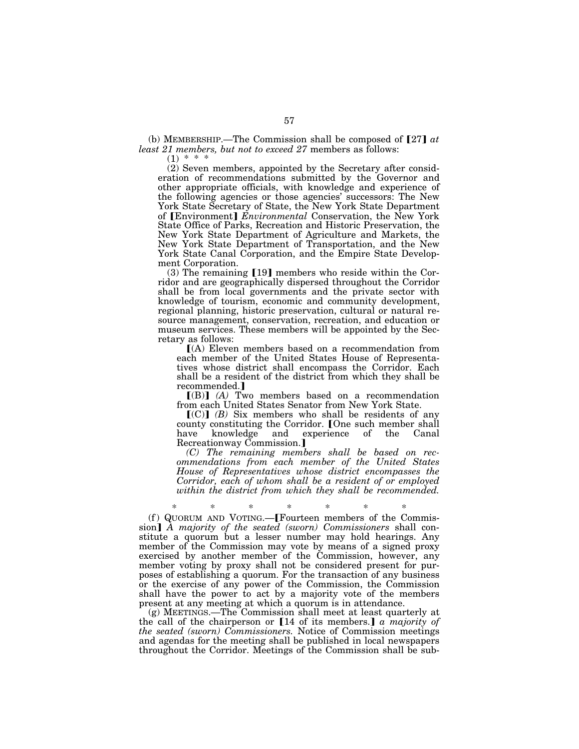(b) MEMBERSHIP.—The Commission shall be composed of ⟦27⟧ *at least 21 members, but not to exceed 27* members as follows:

(1) * * *

(2) Seven members, appointed by the Secretary after consideration of recommendations submitted by the Governor and other appropriate officials, with knowledge and experience of the following agencies or those agencies' successors: The New York State Secretary of State, the New York State Department of ⟦Environment⟧ *Environmental* Conservation, the New York State Office of Parks, Recreation and Historic Preservation, the New York State Department of Agriculture and Markets, the New York State Department of Transportation, and the New York State Canal Corporation, and the Empire State Development Corporation.

(3) The remaining ⟦19⟧ members who reside within the Corridor and are geographically dispersed throughout the Corridor shall be from local governments and the private sector with knowledge of tourism, economic and community development, regional planning, historic preservation, cultural or natural resource management, conservation, recreation, and education or museum services. These members will be appointed by the Secretary as follows:

⟦(A) Eleven members based on a recommendation from each member of the United States House of Representatives whose district shall encompass the Corridor. Each shall be a resident of the district from which they shall be recommended.⟧

⟦(B)⟧ *(A)* Two members based on a recommendation from each United States Senator from New York State.

⟦(C)⟧ *(B)* Six members who shall be residents of any county constituting the Corridor. ⟦One such member shall have knowledge and experience of the Canal Recreationway Commission.⟧

*(C) The remaining members shall be based on recommendations from each member of the United States House of Representatives whose district encompasses the Corridor, each of whom shall be a resident of or employed within the district from which they shall be recommended.*

\* \* \* \* \* \* \*

(f) QUORUM AND VOTING.—⟦Fourteen members of the Commission⟧ *A majority of the seated (sworn) Commissioners* shall constitute a quorum but a lesser number may hold hearings. Any member of the Commission may vote by means of a signed proxy exercised by another member of the Commission, however, any member voting by proxy shall not be considered present for purposes of establishing a quorum. For the transaction of any business or the exercise of any power of the Commission, the Commission shall have the power to act by a majority vote of the members present at any meeting at which a quorum is in attendance.

(g) MEETINGS.—The Commission shall meet at least quarterly at the call of the chairperson or ⟦14 of its members.⟧ *a majority of the seated (sworn) Commissioners.* Notice of Commission meetings and agendas for the meeting shall be published in local newspapers throughout the Corridor. Meetings of the Commission shall be sub-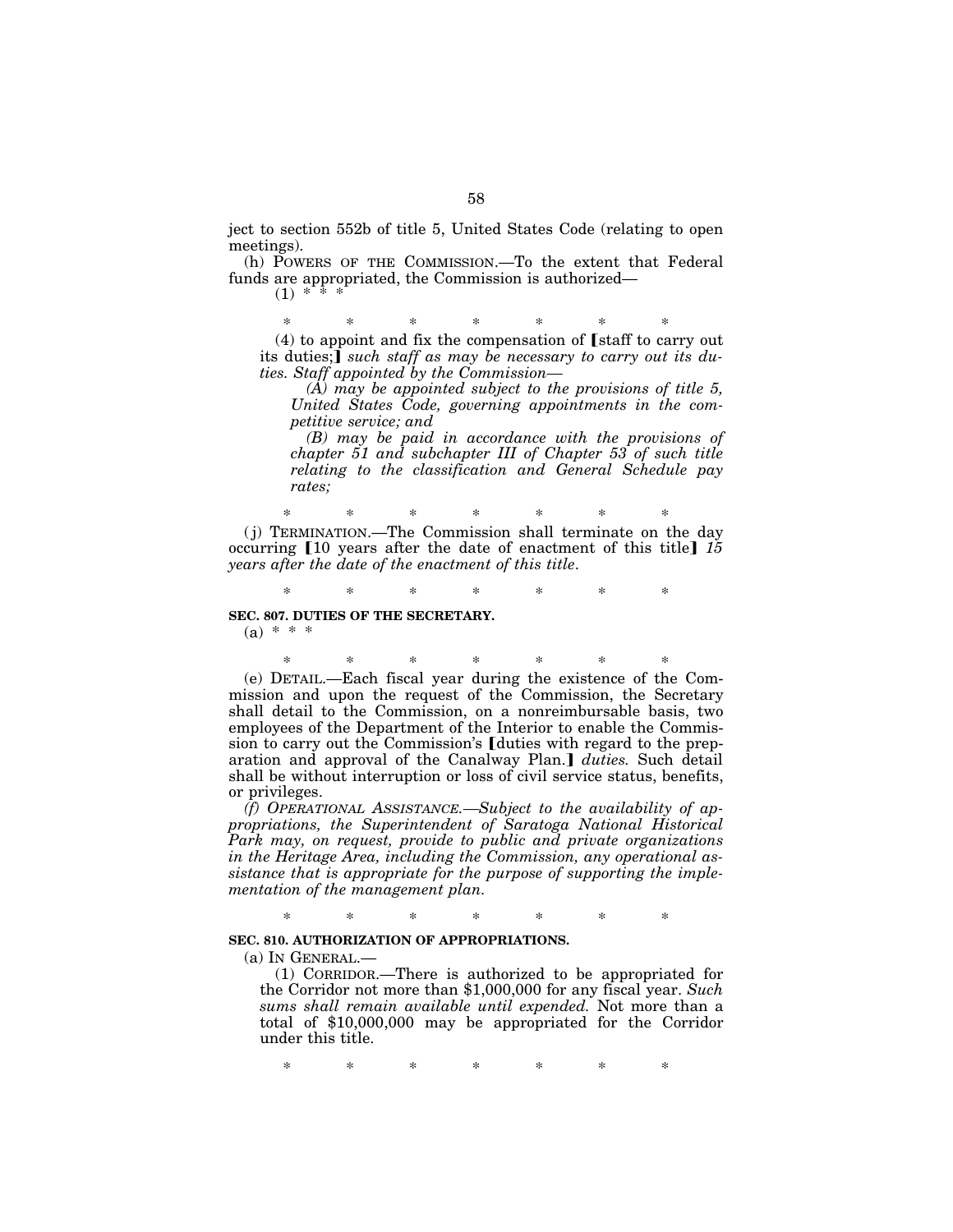ject to section 552b of title 5, United States Code (relating to open meetings).

(h) POWERS OF THE COMMISSION.—To the extent that Federal funds are appropriated, the Commission is authorized—

(1) * * *

\* \* \* \* \* \* \*

(4) to appoint and fix the compensation of [staff to carry out its duties;] *such staff as may be necessary to carry out its duties. Staff appointed by the Commission—*

*(A) may be appointed subject to the provisions of title 5, United States Code, governing appointments in the competitive service; and*

*(B) may be paid in accordance with the provisions of chapter 51 and subchapter III of Chapter 53 of such title relating to the classification and General Schedule pay rates;*

\* \* \* \* \* \* \*

(j) TERMINATION.—The Commission shall terminate on the day occurring [10 years after the date of enactment of this title] *15 years after the date of the enactment of this title*.

\* \* \* \* \* \* \*

**SEC. 807. DUTIES OF THE SECRETARY.**

(a) * * *

\* \* \* \* \* \* \*

(e) DETAIL.—Each fiscal year during the existence of the Commission and upon the request of the Commission, the Secretary shall detail to the Commission, on a nonreimbursable basis, two employees of the Department of the Interior to enable the Commission to carry out the Commission's [duties with regard to the preparation and approval of the Canalway Plan.] *duties.* Such detail shall be without interruption or loss of civil service status, benefits, or privileges.

*(f) OPERATIONAL ASSISTANCE.—Subject to the availability of appropriations, the Superintendent of Saratoga National Historical Park may, on request, provide to public and private organizations in the Heritage Area, including the Commission, any operational assistance that is appropriate for the purpose of supporting the implementation of the management plan.*

\* \* \* \* \* \* \*

**SEC. 810. AUTHORIZATION OF APPROPRIATIONS.**

(a) IN GENERAL.—

(1) CORRIDOR.—There is authorized to be appropriated for the Corridor not more than $1,000,000 for any fiscal year. *Such sums shall remain available until expended.* Not more than a total of $10,000,000 may be appropriated for the Corridor under this title.

\* \* \* \* \* \* \*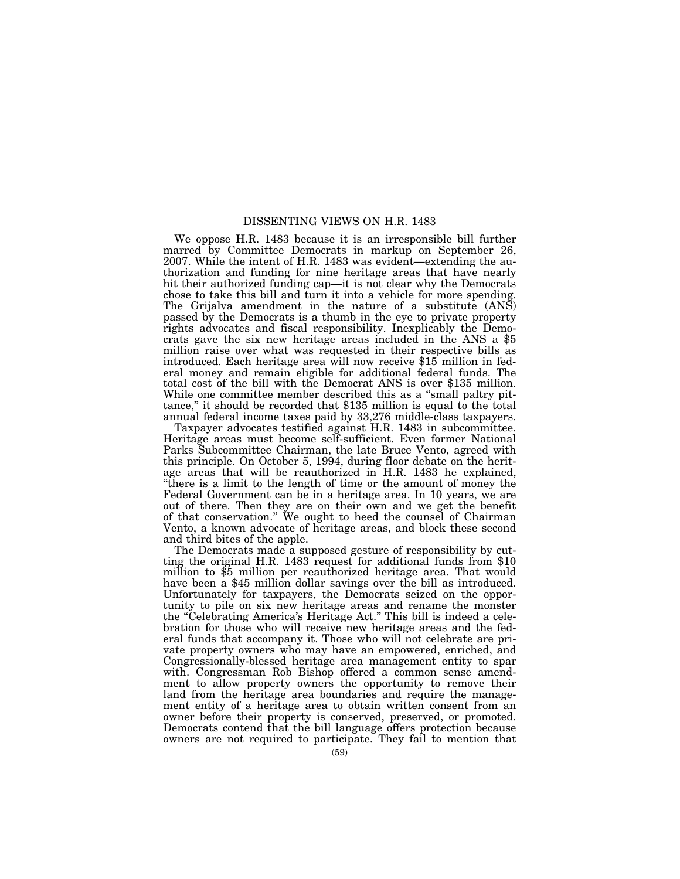## DISSENTING VIEWS ON H.R. 1483

We oppose H.R. 1483 because it is an irresponsible bill further marred by Committee Democrats in markup on September 26, 2007. While the intent of H.R. 1483 was evident—extending the authorization and funding for nine heritage areas that have nearly hit their authorized funding cap—it is not clear why the Democrats chose to take this bill and turn it into a vehicle for more spending. The Grijalva amendment in the nature of a substitute (ANS) passed by the Democrats is a thumb in the eye to private property rights advocates and fiscal responsibility. Inexplicably the Democrats gave the six new heritage areas included in the ANS a $5 million raise over what was requested in their respective bills as introduced. Each heritage area will now receive $15 million in federal money and remain eligible for additional federal funds. The total cost of the bill with the Democrat ANS is over $135 million. While one committee member described this as a "small paltry pittance," it should be recorded that $135 million is equal to the total annual federal income taxes paid by 33,276 middle-class taxpayers.

Taxpayer advocates testified against H.R. 1483 in subcommittee. Heritage areas must become self-sufficient. Even former National Parks Subcommittee Chairman, the late Bruce Vento, agreed with this principle. On October 5, 1994, during floor debate on the heritage areas that will be reauthorized in H.R. 1483 he explained, "there is a limit to the length of time or the amount of money the Federal Government can be in a heritage area. In 10 years, we are out of there. Then they are on their own and we get the benefit of that conservation." We ought to heed the counsel of Chairman Vento, a known advocate of heritage areas, and block these second and third bites of the apple.

The Democrats made a supposed gesture of responsibility by cutting the original H.R. 1483 request for additional funds from $10 million to $5 million per reauthorized heritage area. That would have been a $45 million dollar savings over the bill as introduced. Unfortunately for taxpayers, the Democrats seized on the opportunity to pile on six new heritage areas and rename the monster the "Celebrating America's Heritage Act." This bill is indeed a celebration for those who will receive new heritage areas and the federal funds that accompany it. Those who will not celebrate are private property owners who may have an empowered, enriched, and Congressionally-blessed heritage area management entity to spar with. Congressman Rob Bishop offered a common sense amendment to allow property owners the opportunity to remove their land from the heritage area boundaries and require the management entity of a heritage area to obtain written consent from an owner before their property is conserved, preserved, or promoted. Democrats contend that the bill language offers protection because owners are not required to participate. They fail to mention that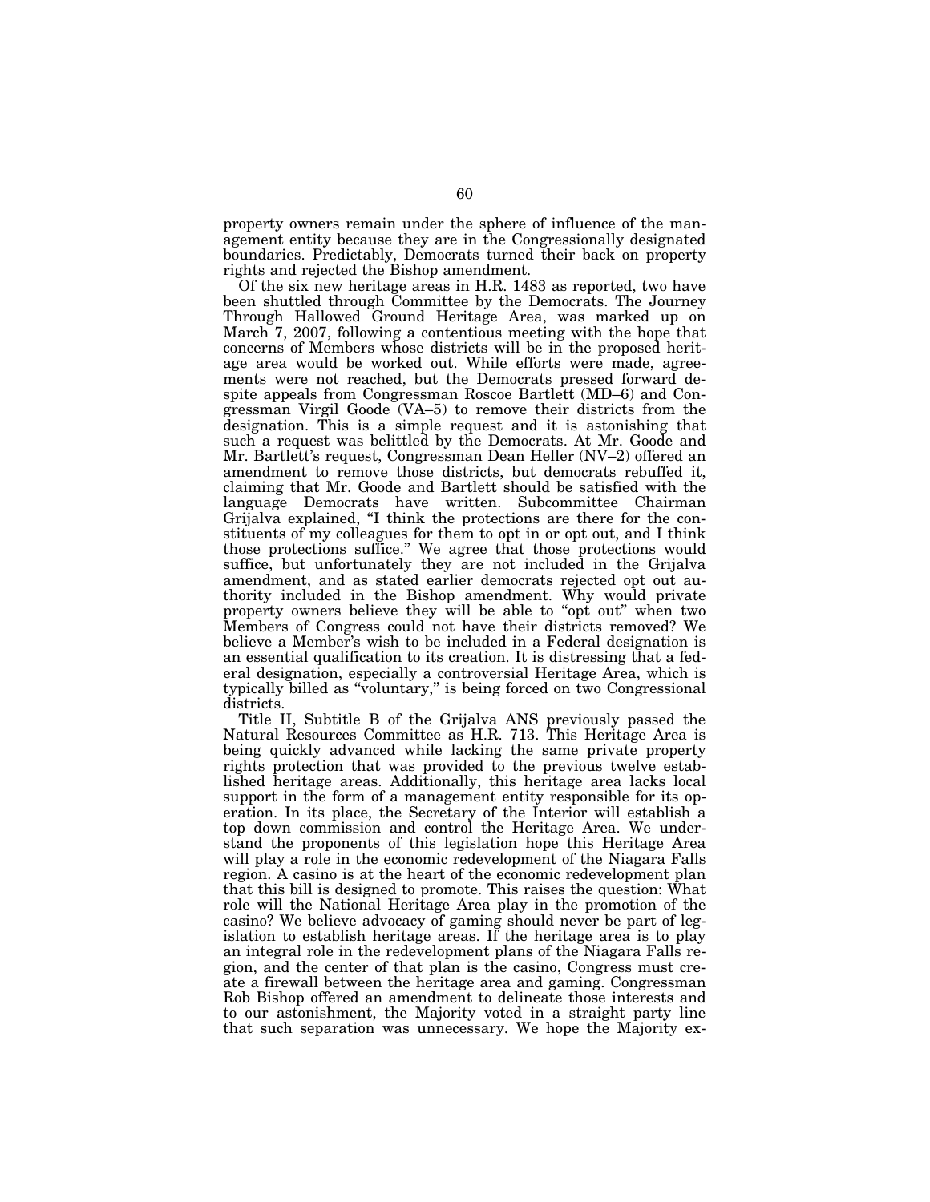property owners remain under the sphere of influence of the management entity because they are in the Congressionally designated boundaries. Predictably, Democrats turned their back on property rights and rejected the Bishop amendment.

Of the six new heritage areas in H.R. 1483 as reported, two have been shuttled through Committee by the Democrats. The Journey Through Hallowed Ground Heritage Area, was marked up on March 7, 2007, following a contentious meeting with the hope that concerns of Members whose districts will be in the proposed heritage area would be worked out. While efforts were made, agreements were not reached, but the Democrats pressed forward despite appeals from Congressman Roscoe Bartlett (MD–6) and Congressman Virgil Goode (VA–5) to remove their districts from the designation. This is a simple request and it is astonishing that such a request was belittled by the Democrats. At Mr. Goode and Mr. Bartlett's request, Congressman Dean Heller (NV–2) offered an amendment to remove those districts, but democrats rebuffed it, claiming that Mr. Goode and Bartlett should be satisfied with the language Democrats have written. Subcommittee Chairman Grijalva explained, "I think the protections are there for the constituents of my colleagues for them to opt in or opt out, and I think those protections suffice." We agree that those protections would suffice, but unfortunately they are not included in the Grijalva amendment, and as stated earlier democrats rejected opt out authority included in the Bishop amendment. Why would private property owners believe they will be able to "opt out" when two Members of Congress could not have their districts removed? We believe a Member's wish to be included in a Federal designation is an essential qualification to its creation. It is distressing that a federal designation, especially a controversial Heritage Area, which is typically billed as "voluntary," is being forced on two Congressional districts.

Title II, Subtitle B of the Grijalva ANS previously passed the Natural Resources Committee as H.R. 713. This Heritage Area is being quickly advanced while lacking the same private property rights protection that was provided to the previous twelve established heritage areas. Additionally, this heritage area lacks local support in the form of a management entity responsible for its operation. In its place, the Secretary of the Interior will establish a top down commission and control the Heritage Area. We understand the proponents of this legislation hope this Heritage Area will play a role in the economic redevelopment of the Niagara Falls region. A casino is at the heart of the economic redevelopment plan that this bill is designed to promote. This raises the question: What role will the National Heritage Area play in the promotion of the casino? We believe advocacy of gaming should never be part of legislation to establish heritage areas. If the heritage area is to play an integral role in the redevelopment plans of the Niagara Falls region, and the center of that plan is the casino, Congress must create a firewall between the heritage area and gaming. Congressman Rob Bishop offered an amendment to delineate those interests and to our astonishment, the Majority voted in a straight party line that such separation was unnecessary. We hope the Majority ex-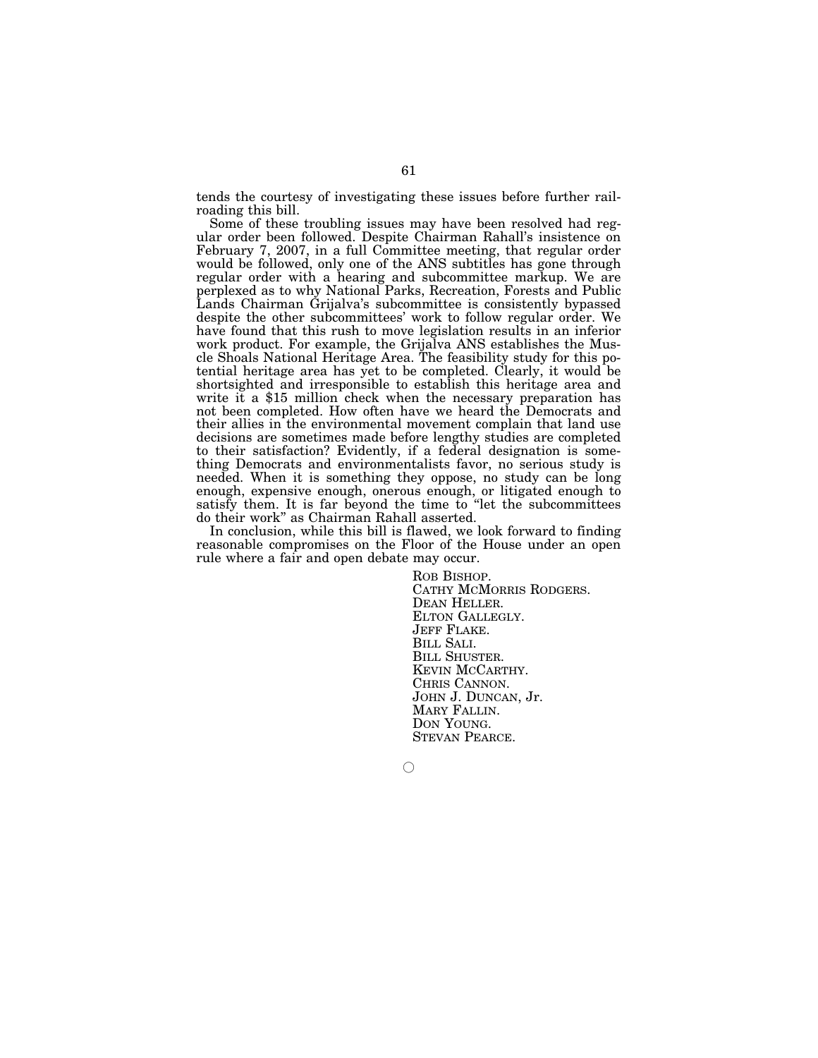tends the courtesy of investigating these issues before further railroading this bill.

Some of these troubling issues may have been resolved had regular order been followed. Despite Chairman Rahall's insistence on February 7, 2007, in a full Committee meeting, that regular order would be followed, only one of the ANS subtitles has gone through regular order with a hearing and subcommittee markup. We are perplexed as to why National Parks, Recreation, Forests and Public Lands Chairman Grijalva's subcommittee is consistently bypassed despite the other subcommittees' work to follow regular order. We have found that this rush to move legislation results in an inferior work product. For example, the Grijalva ANS establishes the Muscle Shoals National Heritage Area. The feasibility study for this potential heritage area has yet to be completed. Clearly, it would be shortsighted and irresponsible to establish this heritage area and write it a $15 million check when the necessary preparation has not been completed. How often have we heard the Democrats and their allies in the environmental movement complain that land use decisions are sometimes made before lengthy studies are completed to their satisfaction? Evidently, if a federal designation is something Democrats and environmentalists favor, no serious study is needed. When it is something they oppose, no study can be long enough, expensive enough, onerous enough, or litigated enough to satisfy them. It is far beyond the time to "let the subcommittees do their work" as Chairman Rahall asserted.

In conclusion, while this bill is flawed, we look forward to finding reasonable compromises on the Floor of the House under an open rule where a fair and open debate may occur.

ROB BISHOP.
CATHY MCMORRIS RODGERS.
DEAN HELLER.
ELTON GALLEGLY.
JEFF FLAKE.
BILL SALI.
BILL SHUSTER.
KEVIN MCCARTHY.
CHRIS CANNON.
JOHN J. DUNCAN, Jr.
MARY FALLIN.
DON YOUNG.
STEVAN PEARCE.

○